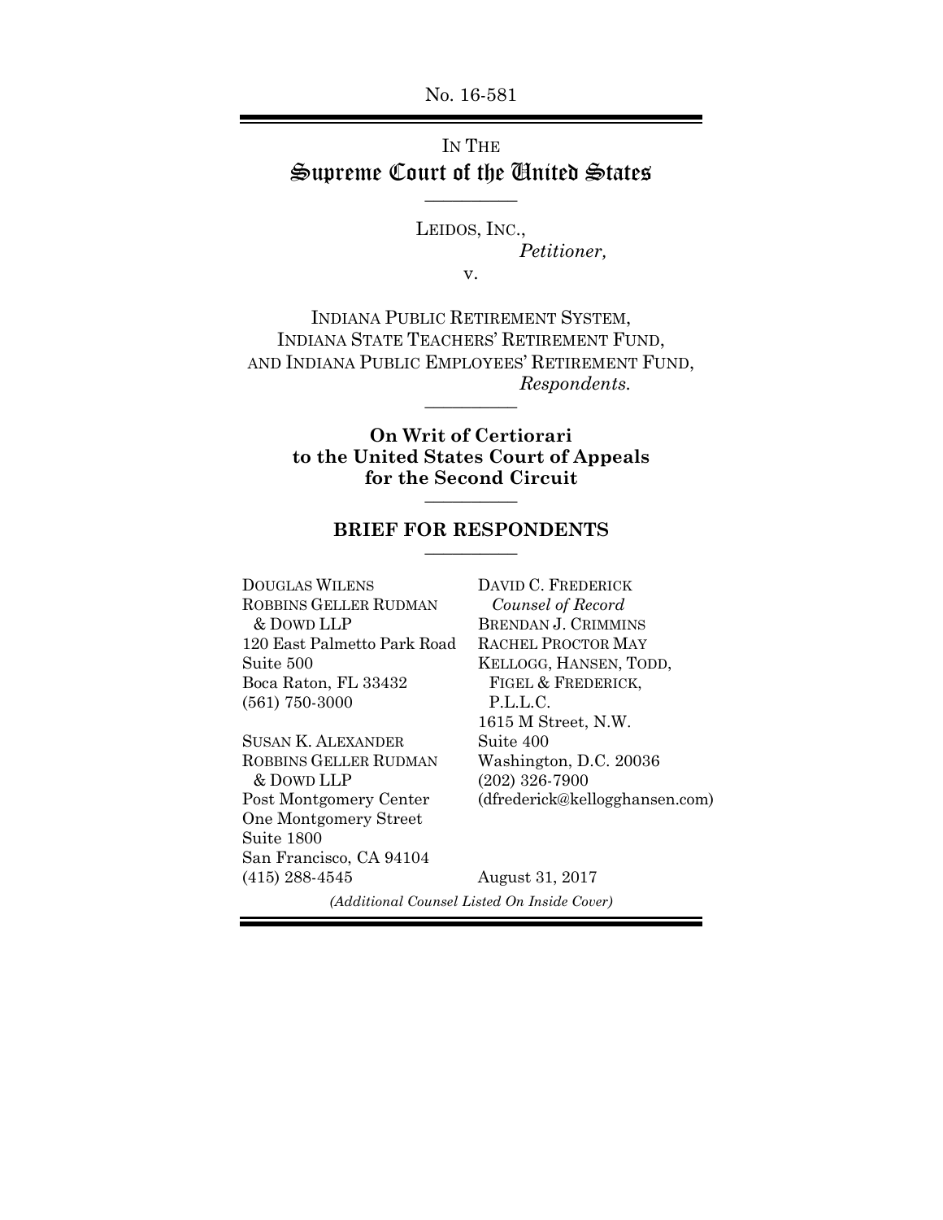No. 16-581

# IN THE
# Supreme Court of the United States

---

LEIDOS, INC.,
*Petitioner,*

v.

INDIANA PUBLIC RETIREMENT SYSTEM,
INDIANA STATE TEACHERS' RETIREMENT FUND,
AND INDIANA PUBLIC EMPLOYEES' RETIREMENT FUND,
*Respondents.*

---

**On Writ of Certiorari to the United States Court of Appeals for the Second Circuit**

---

## BRIEF FOR RESPONDENTS

---

DOUGLAS WILENS
ROBBINS GELLER RUDMAN & DOWD LLP
120 East Palmetto Park Road
Suite 500
Boca Raton, FL 33432
(561) 750-3000

SUSAN K. ALEXANDER
ROBBINS GELLER RUDMAN & DOWD LLP
Post Montgomery Center
One Montgomery Street
Suite 1800
San Francisco, CA 94104
(415) 288-4545

DAVID C. FREDERICK
*Counsel of Record*
BRENDAN J. CRIMMINS
RACHEL PROCTOR MAY
KELLOGG, HANSEN, TODD, FIGEL & FREDERICK, P.L.L.C.
1615 M Street, N.W.
Suite 400
Washington, D.C. 20036
(202) 326-7900
(dfrederick@kellogghansen.com)

August 31, 2017

*(Additional Counsel Listed On Inside Cover)*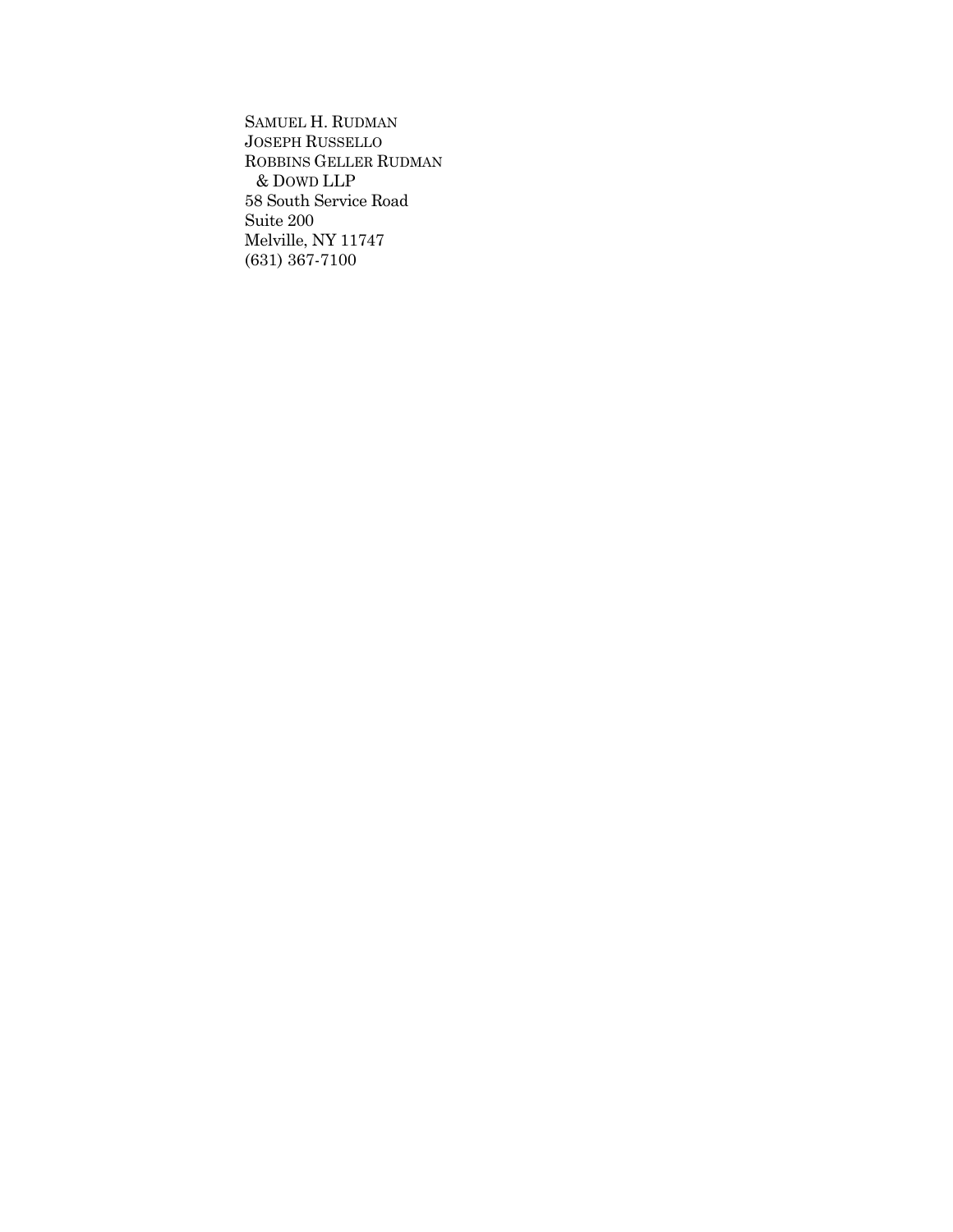SAMUEL H. RUDMAN
JOSEPH RUSSELLO
ROBBINS GELLER RUDMAN
& DOWD LLP
58 South Service Road
Suite 200
Melville, NY 11747
(631) 367-7100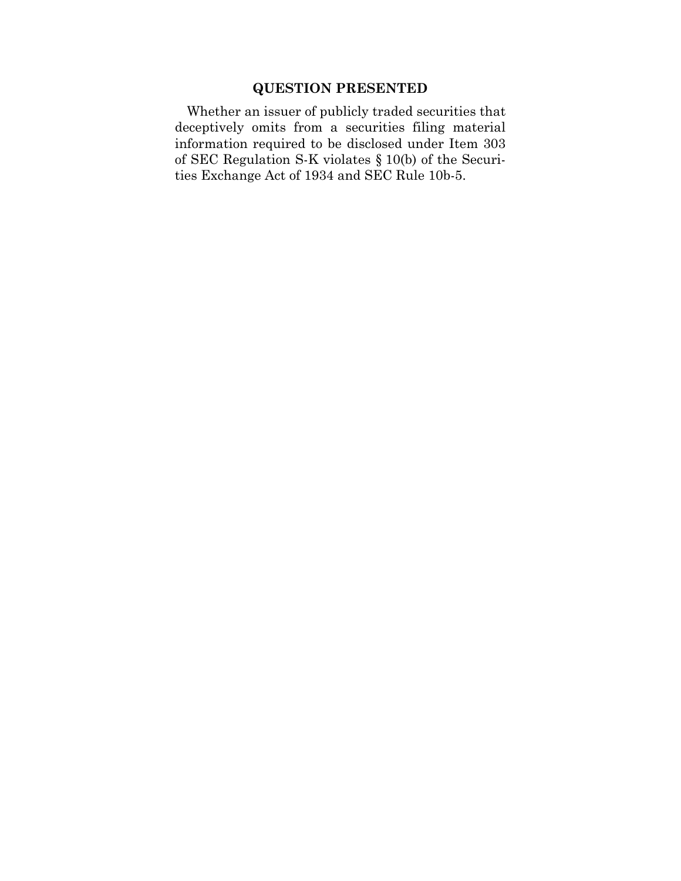## QUESTION PRESENTED

Whether an issuer of publicly traded securities that deceptively omits from a securities filing material information required to be disclosed under Item 303 of SEC Regulation S-K violates § 10(b) of the Securities Exchange Act of 1934 and SEC Rule 10b-5.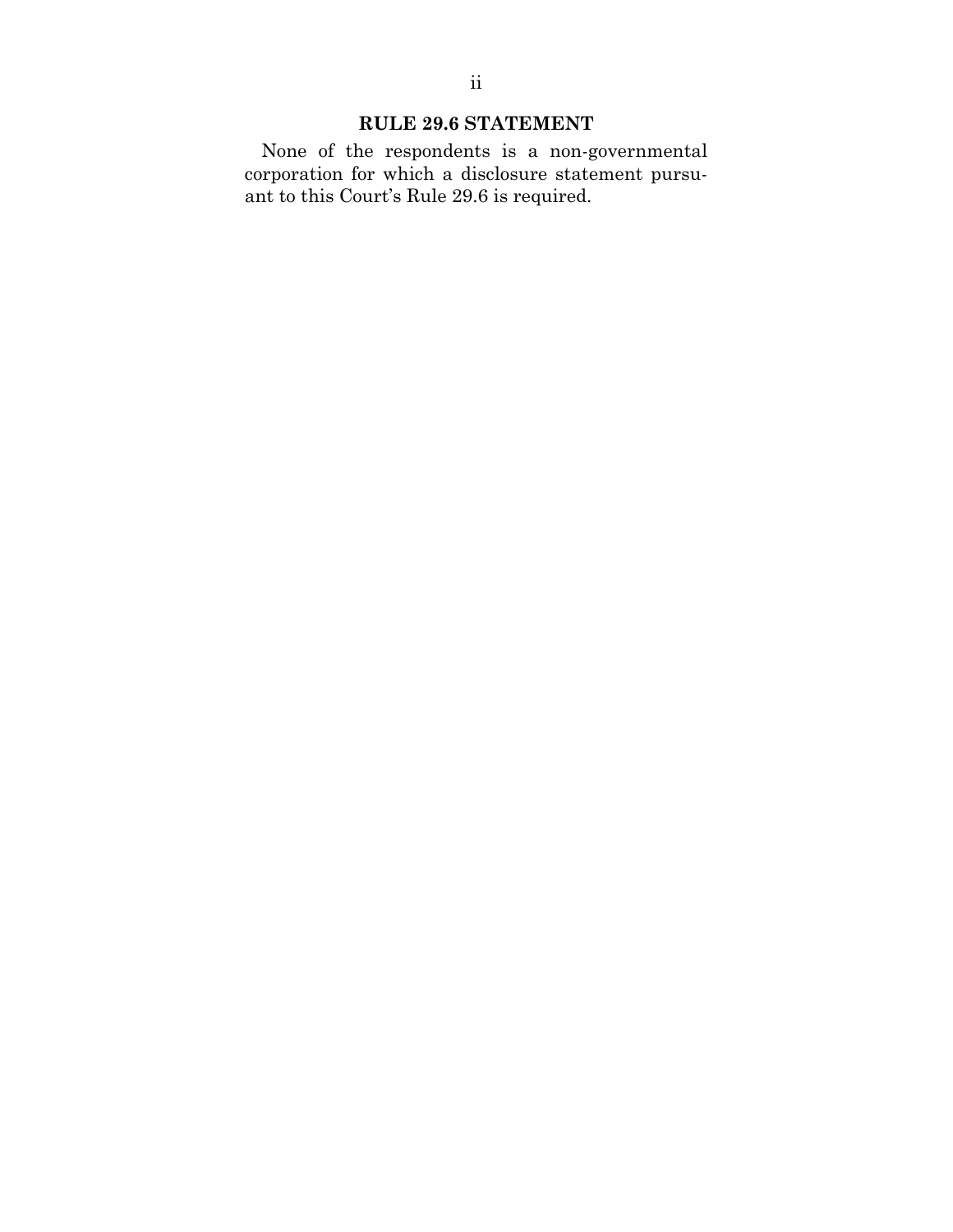## RULE 29.6 STATEMENT

None of the respondents is a non-governmental corporation for which a disclosure statement pursuant to this Court's Rule 29.6 is required.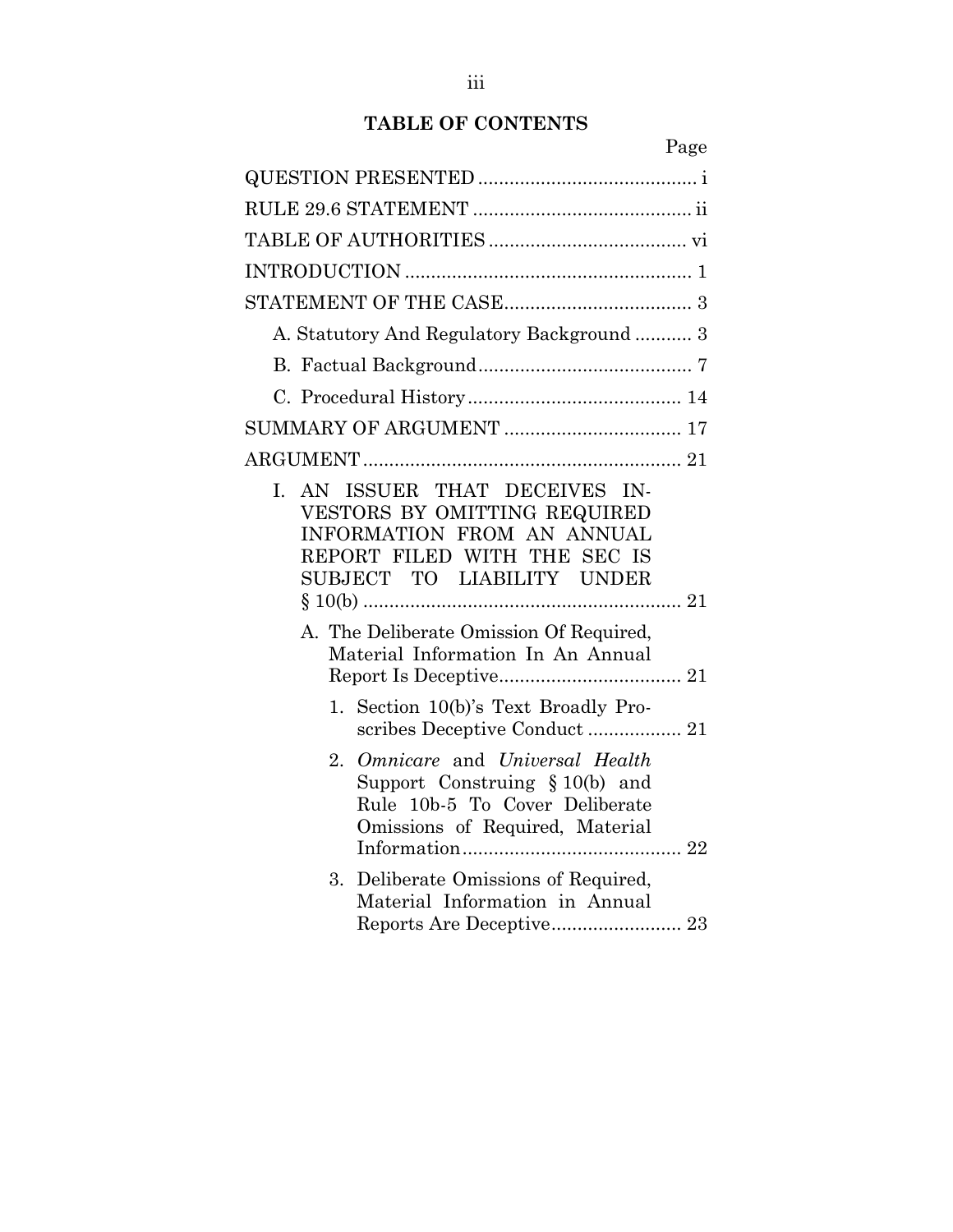## TABLE OF CONTENTS

Page

QUESTION PRESENTED .......................................... i

RULE 29.6 STATEMENT .......................................... ii

TABLE OF AUTHORITIES ...................................... vi

INTRODUCTION ....................................................... 1

STATEMENT OF THE CASE.................................... 3

- A. Statutory And Regulatory Background ........... 3
- B. Factual Background.......................................... 7
- C. Procedural History.......................................... 14

SUMMARY OF ARGUMENT .................................. 17

ARGUMENT ............................................................ 21

- I. AN ISSUER THAT DECEIVES INVESTORS BY OMITTING REQUIRED INFORMATION FROM AN ANNUAL REPORT FILED WITH THE SEC IS SUBJECT TO LIABILITY UNDER § 10(b) ............................................................ 21
  - A. The Deliberate Omission Of Required, Material Information In An Annual Report Is Deceptive.................................. 21
    1. Section 10(b)'s Text Broadly Proscribes Deceptive Conduct .................. 21
    2. *Omnicare* and *Universal Health* Support Construing § 10(b) and Rule 10b-5 To Cover Deliberate Omissions of Required, Material Information.......................................... 22
    3. Deliberate Omissions of Required, Material Information in Annual Reports Are Deceptive......................... 23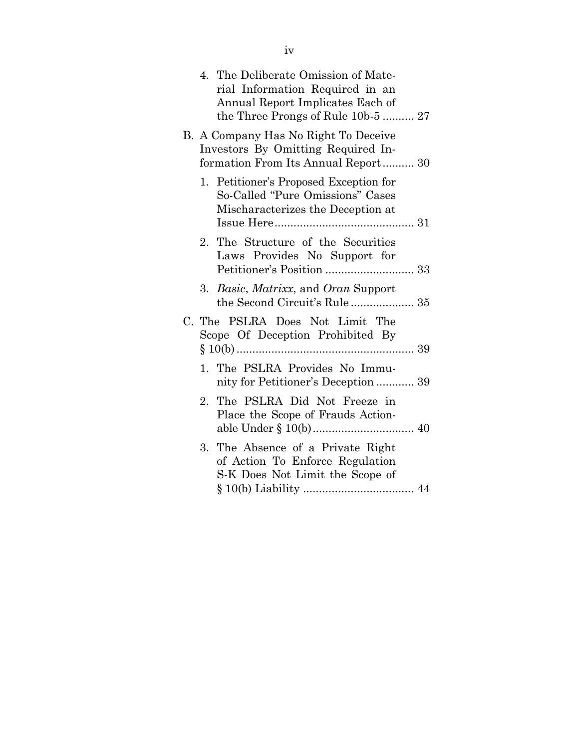4. The Deliberate Omission of Material Information Required in an Annual Report Implicates Each of the Three Prongs of Rule 10b-5 .......... 27

B. A Company Has No Right To Deceive Investors By Omitting Required Information From Its Annual Report .......... 30

1. Petitioner's Proposed Exception for So-Called "Pure Omissions" Cases Mischaracterizes the Deception at Issue Here .......... 31

2. The Structure of the Securities Laws Provides No Support for Petitioner's Position .......... 33

3. *Basic*, *Matrixx*, and *Oran* Support the Second Circuit's Rule .......... 35

C. The PSLRA Does Not Limit The Scope Of Deception Prohibited By § 10(b) .......... 39

1. The PSLRA Provides No Immunity for Petitioner's Deception .......... 39

2. The PSLRA Did Not Freeze in Place the Scope of Frauds Actionable Under § 10(b) .......... 40

3. The Absence of a Private Right of Action To Enforce Regulation S-K Does Not Limit the Scope of § 10(b) Liability .......... 44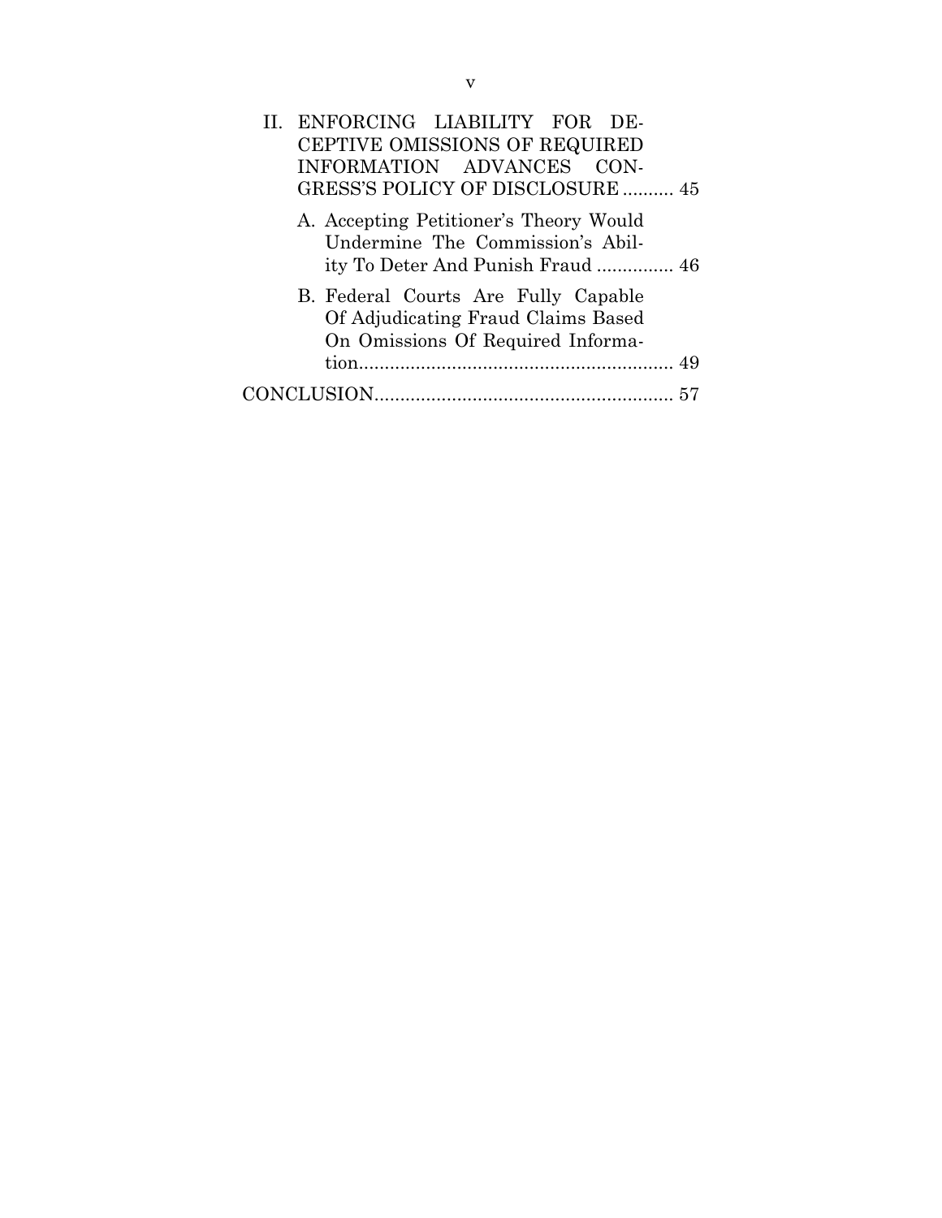II. ENFORCING LIABILITY FOR DECEPTIVE OMISSIONS OF REQUIRED INFORMATION ADVANCES CONGRESS'S POLICY OF DISCLOSURE .......... 45

A. Accepting Petitioner's Theory Would Undermine The Commission's Ability To Deter And Punish Fraud ............... 46

B. Federal Courts Are Fully Capable Of Adjudicating Fraud Claims Based On Omissions Of Required Information............................................................ 49

CONCLUSION.......................................................... 57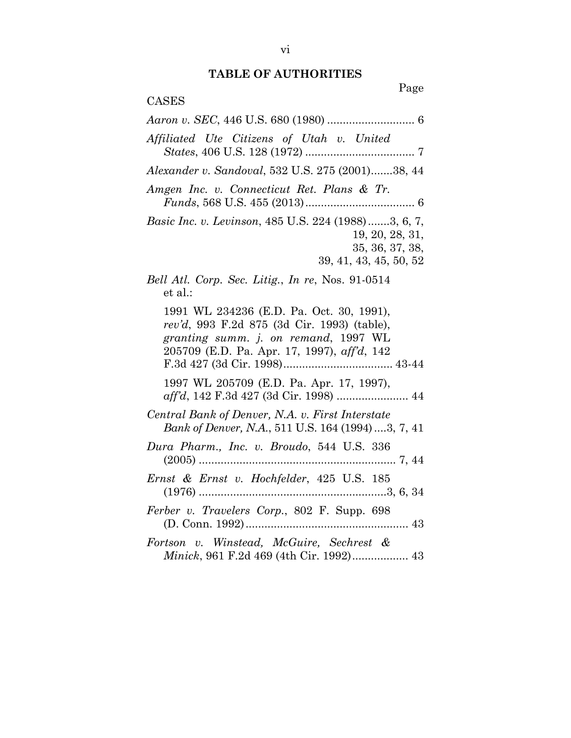## TABLE OF AUTHORITIES

Page

CASES

*Aaron v. SEC*, 446 U.S. 680 (1980) ............................ 6

*Affiliated Ute Citizens of Utah v. United States*, 406 U.S. 128 (1972) ................................... 7

*Alexander v. Sandoval*, 532 U.S. 275 (2001).......38, 44

*Amgen Inc. v. Connecticut Ret. Plans & Tr. Funds*, 568 U.S. 455 (2013)................................... 6

*Basic Inc. v. Levinson*, 485 U.S. 224 (1988).......3, 6, 7, 19, 20, 28, 31, 35, 36, 37, 38, 39, 41, 43, 45, 50, 52

*Bell Atl. Corp. Sec. Litig., In re*, Nos. 91-0514 et al.:

1991 WL 234236 (E.D. Pa. Oct. 30, 1991), *rev'd*, 993 F.2d 875 (3d Cir. 1993) (table), *granting summ. j. on remand*, 1997 WL 205709 (E.D. Pa. Apr. 17, 1997), *aff'd*, 142 F.3d 427 (3d Cir. 1998)................................... 43-44

1997 WL 205709 (E.D. Pa. Apr. 17, 1997), *aff'd*, 142 F.3d 427 (3d Cir. 1998) ....................... 44

*Central Bank of Denver, N.A. v. First Interstate Bank of Denver, N.A.*, 511 U.S. 164 (1994)....3, 7, 41

*Dura Pharm., Inc. v. Broudo*, 544 U.S. 336 (2005) ............................................................... 7, 44

*Ernst & Ernst v. Hochfelder*, 425 U.S. 185 (1976) ............................................................3, 6, 34

*Ferber v. Travelers Corp.*, 802 F. Supp. 698 (D. Conn. 1992).................................................... 43

*Fortson v. Winstead, McGuire, Sechrest & Minick*, 961 F.2d 469 (4th Cir. 1992).................. 43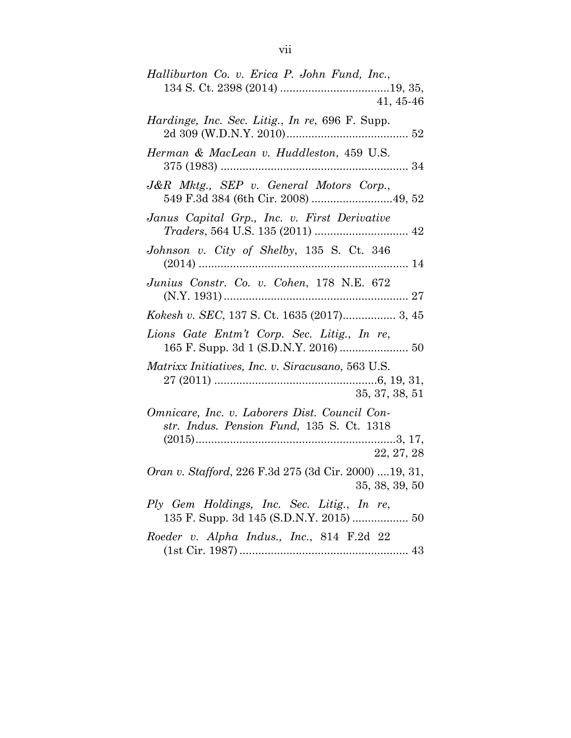*Halliburton Co. v. Erica P. John Fund, Inc.*, 134 S. Ct. 2398 (2014) ....................................19, 35, 41, 45-46

*Hardinge, Inc. Sec. Litig., In re*, 696 F. Supp. 2d 309 (W.D.N.Y. 2010)....................................... 52

*Herman & MacLean v. Huddleston*, 459 U.S. 375 (1983) ............................................................ 34

*J&R Mktg., SEP v. General Motors Corp.*, 549 F.3d 384 (6th Cir. 2008) ..........................49, 52

*Janus Capital Grp., Inc. v. First Derivative Traders*, 564 U.S. 135 (2011) .............................. 42

*Johnson v. City of Shelby*, 135 S. Ct. 346 (2014) ................................................................... 14

*Junius Constr. Co. v. Cohen*, 178 N.E. 672 (N.Y. 1931)........................................................... 27

*Kokesh v. SEC*, 137 S. Ct. 1635 (2017)................. 3, 45

*Lions Gate Entm't Corp. Sec. Litig., In re*, 165 F. Supp. 3d 1 (S.D.N.Y. 2016) ...................... 50

*Matrixx Initiatives, Inc. v. Siracusano*, 563 U.S. 27 (2011) ....................................................6, 19, 31, 35, 37, 38, 51

*Omnicare, Inc. v. Laborers Dist. Council Constr. Indus. Pension Fund*, 135 S. Ct. 1318 (2015)................................................................3, 17, 22, 27, 28

*Oran v. Stafford*, 226 F.3d 275 (3d Cir. 2000) ....19, 31, 35, 38, 39, 50

*Ply Gem Holdings, Inc. Sec. Litig., In re*, 135 F. Supp. 3d 145 (S.D.N.Y. 2015) .................. 50

*Roeder v. Alpha Indus., Inc.*, 814 F.2d 22 (1st Cir. 1987) ...................................................... 43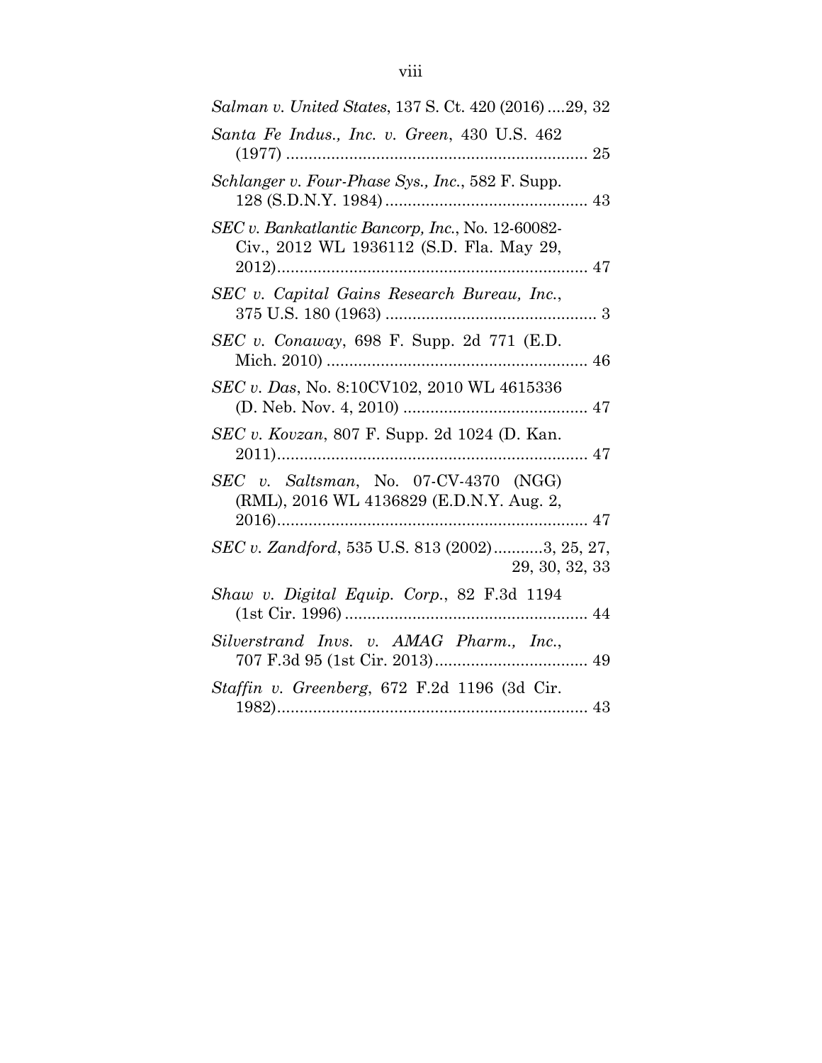*Salman v. United States*, 137 S. Ct. 420 (2016) ....29, 32

*Santa Fe Indus., Inc. v. Green*, 430 U.S. 462 (1977) .................................................................... 25

*Schlanger v. Four-Phase Sys., Inc.*, 582 F. Supp. 128 (S.D.N.Y. 1984) ............................................. 43

*SEC v. Bankatlantic Bancorp, Inc.*, No. 12-60082-Civ., 2012 WL 1936112 (S.D. Fla. May 29, 2012)..................................................................... 47

*SEC v. Capital Gains Research Bureau, Inc.*, 375 U.S. 180 (1963) ............................................... 3

*SEC v. Conaway*, 698 F. Supp. 2d 771 (E.D. Mich. 2010) .......................................................... 46

*SEC v. Das*, No. 8:10CV102, 2010 WL 4615336 (D. Neb. Nov. 4, 2010) ......................................... 47

*SEC v. Kovzan*, 807 F. Supp. 2d 1024 (D. Kan. 2011)...................................................................... 47

*SEC v. Saltsman*, No. 07-CV-4370 (NGG) (RML), 2016 WL 4136829 (E.D.N.Y. Aug. 2, 2016)...................................................................... 47

*SEC v. Zandford*, 535 U.S. 813 (2002)...........3, 25, 27, 29, 30, 32, 33

*Shaw v. Digital Equip. Corp.*, 82 F.3d 1194 (1st Cir. 1996) ...................................................... 44

*Silverstrand Invs. v. AMAG Pharm., Inc.*, 707 F.3d 95 (1st Cir. 2013).................................. 49

*Staffin v. Greenberg*, 672 F.2d 1196 (3d Cir. 1982)...................................................................... 43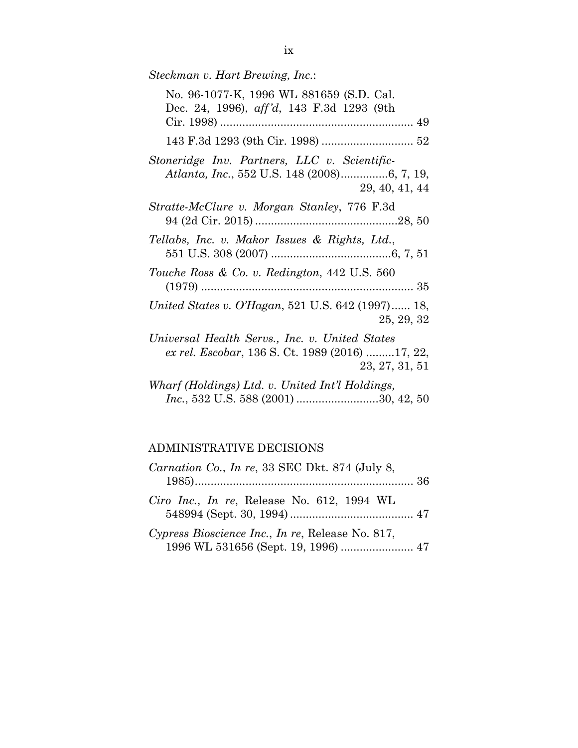*Steckman v. Hart Brewing, Inc.*:

No. 96-1077-K, 1996 WL 881659 (S.D. Cal. Dec. 24, 1996), *aff'd*, 143 F.3d 1293 (9th Cir. 1998) ............................................................ 49

143 F.3d 1293 (9th Cir. 1998) ............................ 52

*Stoneridge Inv. Partners, LLC v. Scientific-Atlanta, Inc.*, 552 U.S. 148 (2008)...............6, 7, 19, 29, 40, 41, 44

*Stratte-McClure v. Morgan Stanley*, 776 F.3d 94 (2d Cir. 2015) ............................................28, 50

*Tellabs, Inc. v. Makor Issues & Rights, Ltd.*, 551 U.S. 308 (2007) .....................................6, 7, 51

*Touche Ross & Co. v. Redington*, 442 U.S. 560 (1979) .................................................................. 35

*United States v. O'Hagan*, 521 U.S. 642 (1997)...... 18, 25, 29, 32

*Universal Health Servs., Inc. v. United States ex rel. Escobar*, 136 S. Ct. 1989 (2016) .........17, 22, 23, 27, 31, 51

*Wharf (Holdings) Ltd. v. United Int'l Holdings, Inc.*, 532 U.S. 588 (2001) ..........................30, 42, 50

## ADMINISTRATIVE DECISIONS

*Carnation Co., In re*, 33 SEC Dkt. 874 (July 8, 1985).................................................................... 36

*Ciro Inc., In re*, Release No. 612, 1994 WL 548994 (Sept. 30, 1994) ...................................... 47

*Cypress Bioscience Inc., In re*, Release No. 817, 1996 WL 531656 (Sept. 19, 1996) ...................... 47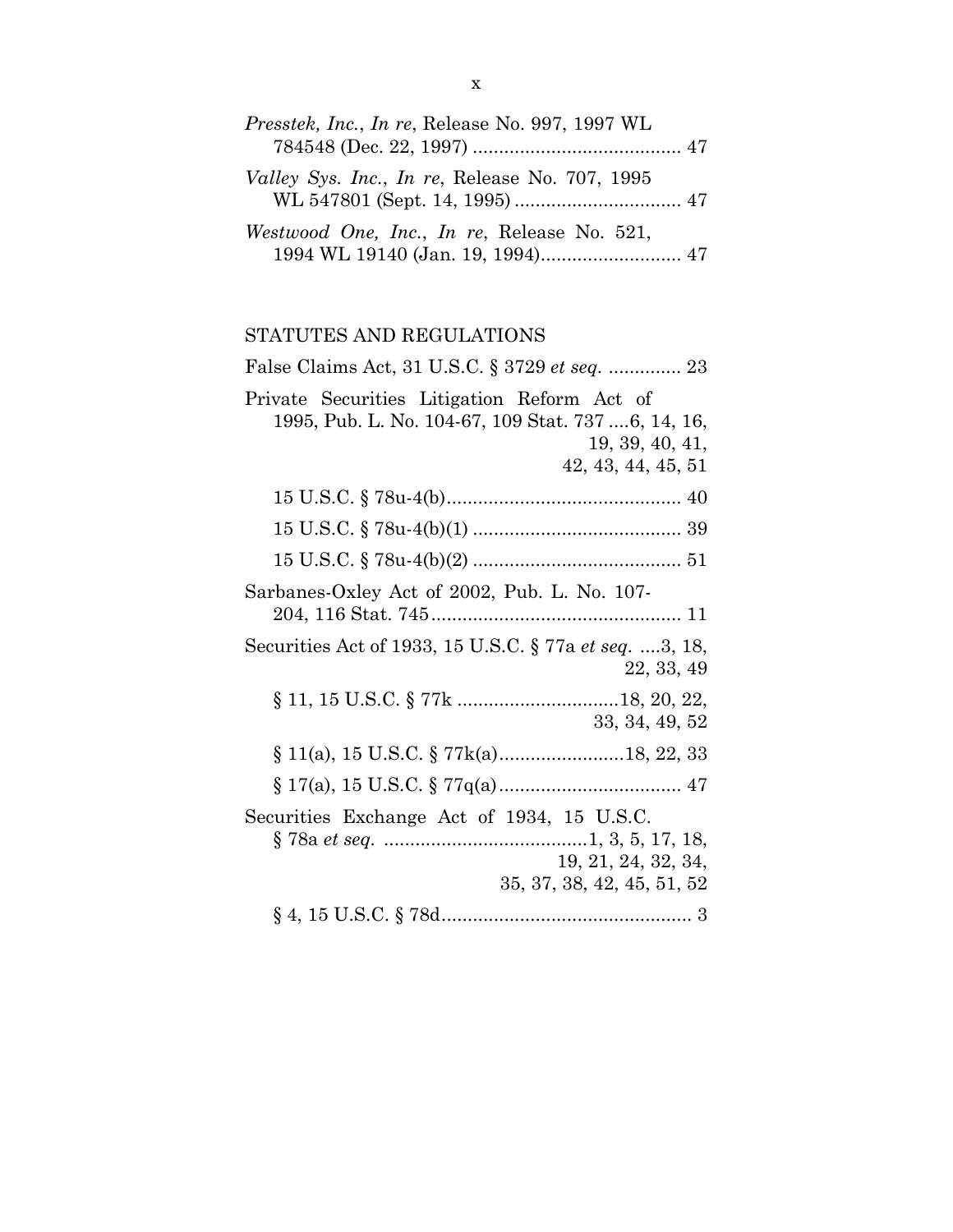*Presstek, Inc.*, *In re*, Release No. 997, 1997 WL 784548 (Dec. 22, 1997) ........................................ 47

*Valley Sys. Inc.*, *In re*, Release No. 707, 1995 WL 547801 (Sept. 14, 1995) ................................ 47

*Westwood One, Inc.*, *In re*, Release No. 521, 1994 WL 19140 (Jan. 19, 1994)........................... 47

## STATUTES AND REGULATIONS

False Claims Act, 31 U.S.C. § 3729 *et seq.* .............. 23

Private Securities Litigation Reform Act of 1995, Pub. L. No. 104-67, 109 Stat. 737 ....6, 14, 16, 19, 39, 40, 41, 42, 43, 44, 45, 51

- 15 U.S.C. § 78u-4(b)............................................. 40
- 15 U.S.C. § 78u-4(b)(1) ........................................ 39
- 15 U.S.C. § 78u-4(b)(2) ........................................ 51

Sarbanes-Oxley Act of 2002, Pub. L. No. 107-204, 116 Stat. 745................................................ 11

Securities Act of 1933, 15 U.S.C. § 77a *et seq.* ....3, 18, 22, 33, 49

- § 11, 15 U.S.C. § 77k ...............................18, 20, 22, 33, 34, 49, 52
- § 11(a), 15 U.S.C. § 77k(a)........................18, 22, 33
- § 17(a), 15 U.S.C. § 77q(a)................................... 47

Securities Exchange Act of 1934, 15 U.S.C. § 78a *et seq.* .......................................1, 3, 5, 17, 18, 19, 21, 24, 32, 34, 35, 37, 38, 42, 45, 51, 52

- § 4, 15 U.S.C. § 78d................................................ 3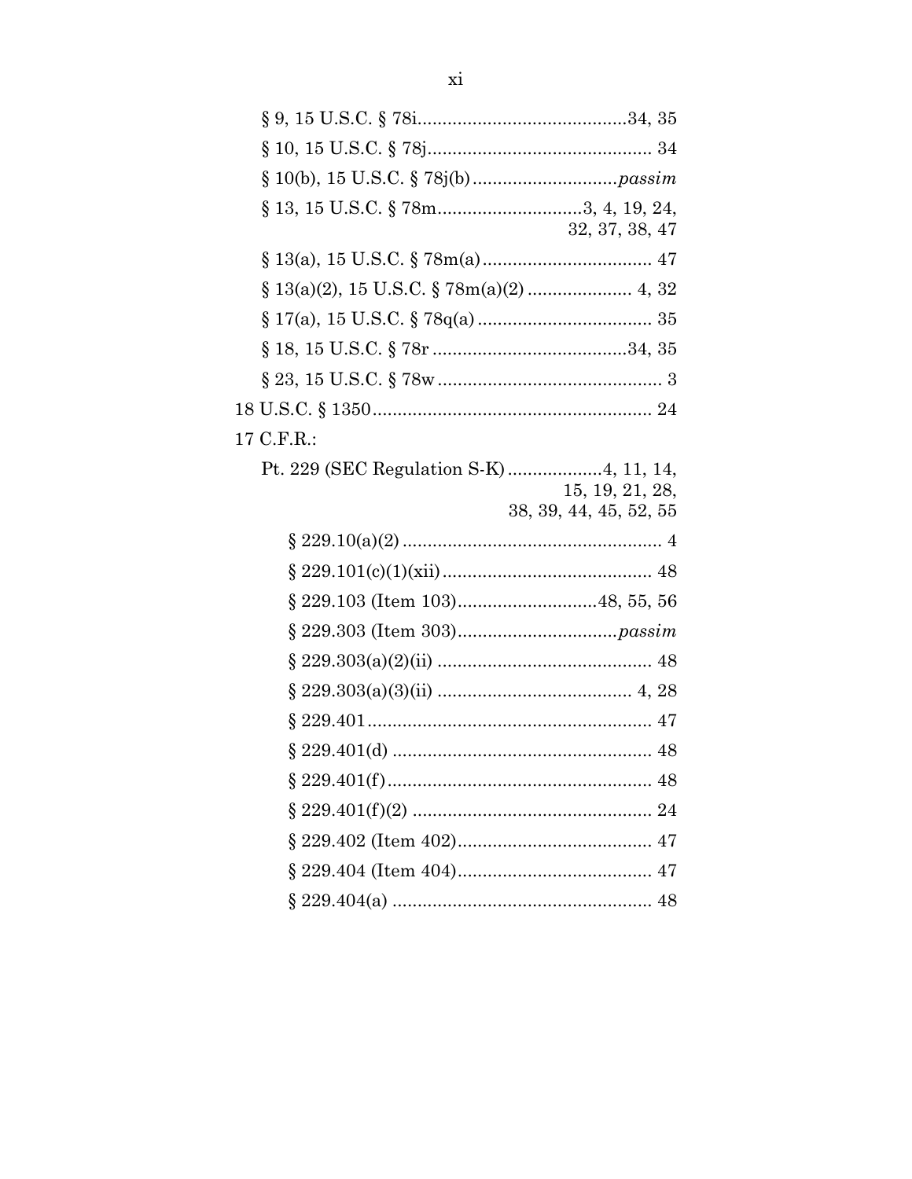§ 9, 15 U.S.C. § 78i .......................................... 34, 35

§ 10, 15 U.S.C. § 78j ............................................. 34

§ 10(b), 15 U.S.C. § 78j(b) ............................. *passim*

§ 13, 15 U.S.C. § 78m ............................ 3, 4, 19, 24, 32, 37, 38, 47

§ 13(a), 15 U.S.C. § 78m(a) .................................. 47

§ 13(a)(2), 15 U.S.C. § 78m(a)(2) ..................... 4, 32

§ 17(a), 15 U.S.C. § 78q(a) .................................. 35

§ 18, 15 U.S.C. § 78r ...................................... 34, 35

§ 23, 15 U.S.C. § 78w ............................................. 3

18 U.S.C. § 1350 ....................................................... 24

17 C.F.R.:

Pt. 229 (SEC Regulation S-K) ................... 4, 11, 14, 15, 19, 21, 28, 38, 39, 44, 45, 52, 55

§ 229.10(a)(2) .................................................... 4

§ 229.101(c)(1)(xii) .......................................... 48

§ 229.103 (Item 103) ............................ 48, 55, 56

§ 229.303 (Item 303) ................................ *passim*

§ 229.303(a)(2)(ii) ........................................... 48

§ 229.303(a)(3)(ii) ...................................... 4, 28

§ 229.401 ......................................................... 47

§ 229.401(d) .................................................... 48

§ 229.401(f) ..................................................... 48

§ 229.401(f)(2) ................................................ 24

§ 229.402 (Item 402) ....................................... 47

§ 229.404 (Item 404) ....................................... 47

§ 229.404(a) .................................................... 48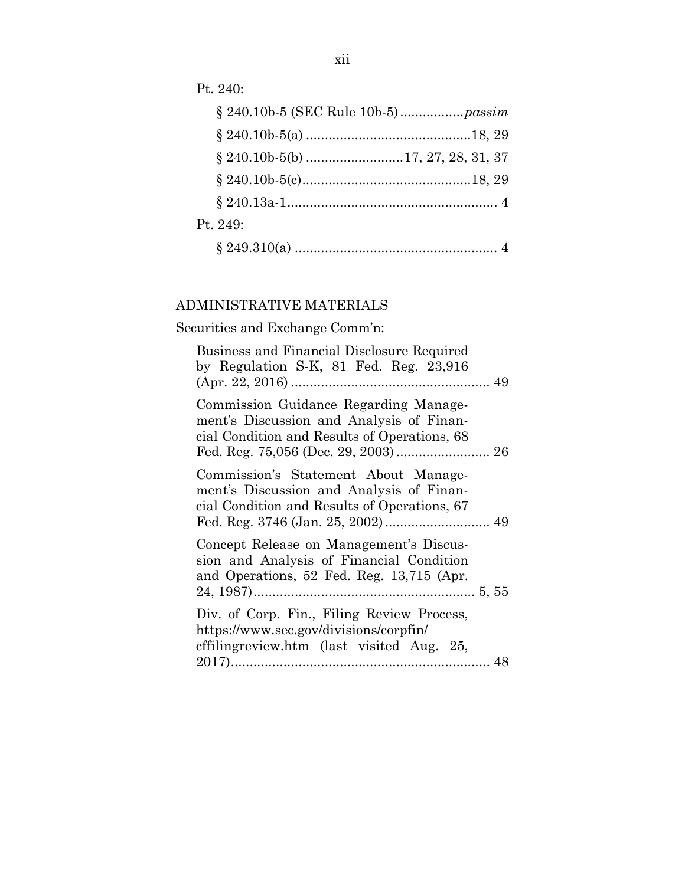Pt. 240:

§ 240.10b-5 (SEC Rule 10b-5) ................. *passim*

§ 240.10b-5(a) ........................................... 18, 29

§ 240.10b-5(b) .......................... 17, 27, 28, 31, 37

§ 240.10b-5(c) ............................................ 18, 29

§ 240.13a-1 ....................................................... 4

Pt. 249:

§ 249.310(a) ...................................................... 4

ADMINISTRATIVE MATERIALS

Securities and Exchange Comm'n:

Business and Financial Disclosure Required by Regulation S-K, 81 Fed. Reg. 23,916 (Apr. 22, 2016) ..................................................... 49

Commission Guidance Regarding Management's Discussion and Analysis of Financial Condition and Results of Operations, 68 Fed. Reg. 75,056 (Dec. 29, 2003) ......................... 26

Commission's Statement About Management's Discussion and Analysis of Financial Condition and Results of Operations, 67 Fed. Reg. 3746 (Jan. 25, 2002) ............................ 49

Concept Release on Management's Discussion and Analysis of Financial Condition and Operations, 52 Fed. Reg. 13,715 (Apr. 24, 1987) ........................................................... 5, 55

Div. of Corp. Fin., Filing Review Process, https://www.sec.gov/divisions/corpfin/cffilingreview.htm (last visited Aug. 25, 2017) ..................................................................... 48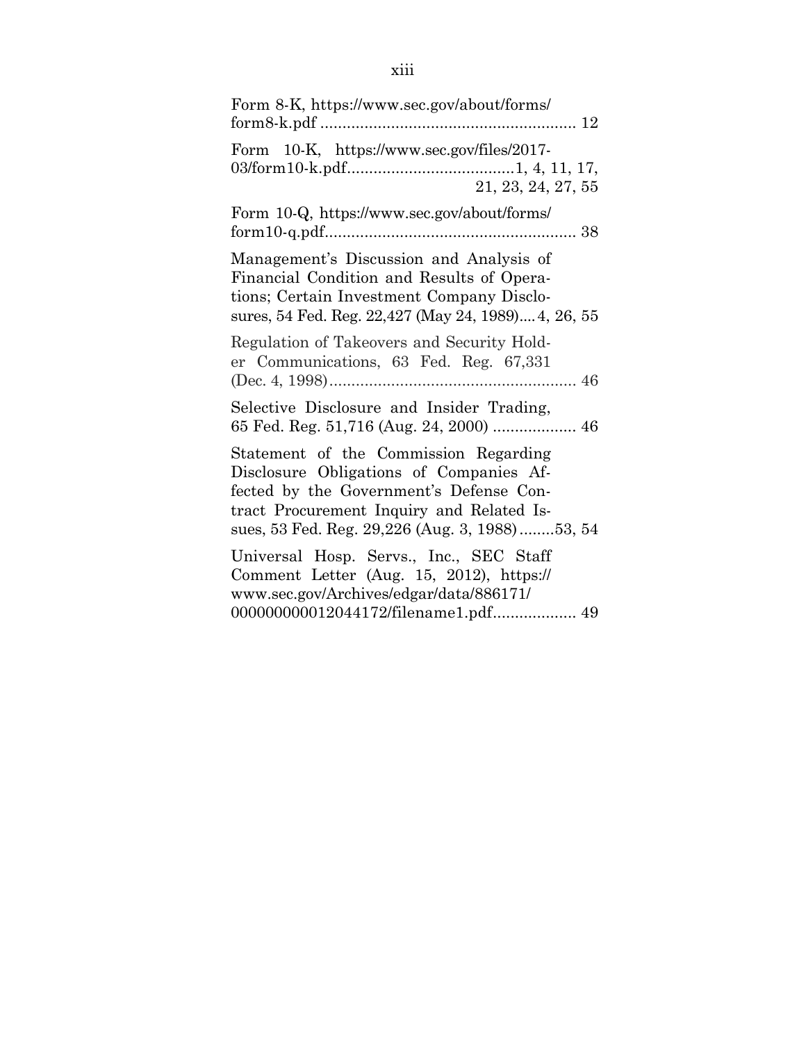Form 8-K, https://www.sec.gov/about/forms/form8-k.pdf ........................................................ 12

Form 10-K, https://www.sec.gov/files/2017-03/form10-k.pdf......................................1, 4, 11, 17, 21, 23, 24, 27, 55

Form 10-Q, https://www.sec.gov/about/forms/form10-q.pdf........................................................ 38

Management's Discussion and Analysis of Financial Condition and Results of Operations; Certain Investment Company Disclosures, 54 Fed. Reg. 22,427 (May 24, 1989).... 4, 26, 55

Regulation of Takeovers and Security Holder Communications, 63 Fed. Reg. 67,331 (Dec. 4, 1998)........................................................ 46

Selective Disclosure and Insider Trading, 65 Fed. Reg. 51,716 (Aug. 24, 2000) ................... 46

Statement of the Commission Regarding Disclosure Obligations of Companies Affected by the Government's Defense Contract Procurement Inquiry and Related Issues, 53 Fed. Reg. 29,226 (Aug. 3, 1988)........53, 54

Universal Hosp. Servs., Inc., SEC Staff Comment Letter (Aug. 15, 2012), https://www.sec.gov/Archives/edgar/data/886171/000000000012044172/filename1.pdf.................. 49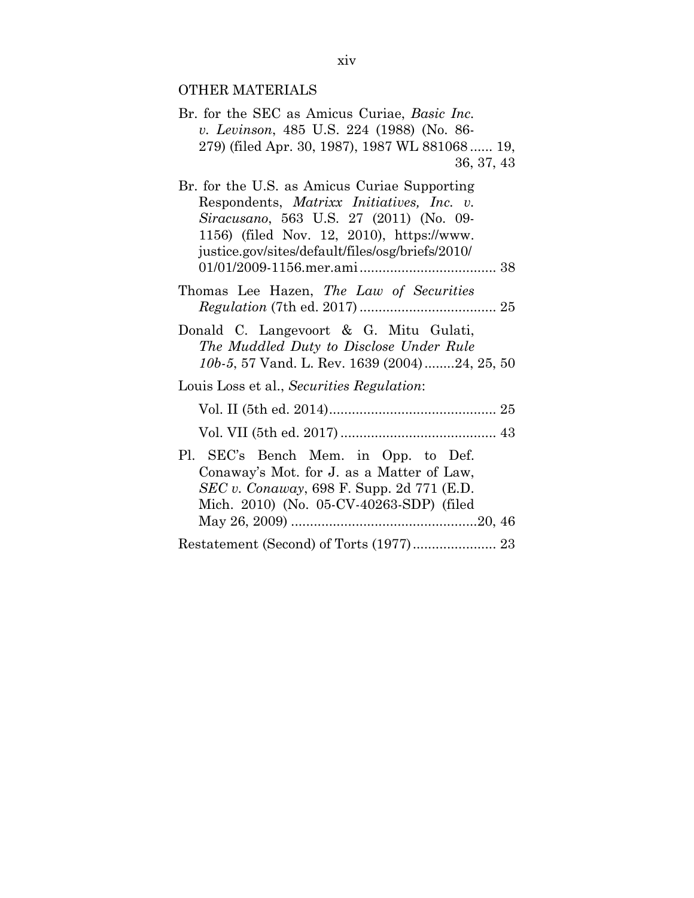## OTHER MATERIALS

Br. for the SEC as Amicus Curiae, *Basic Inc. v. Levinson*, 485 U.S. 224 (1988) (No. 86-279) (filed Apr. 30, 1987), 1987 WL 881068 ...... 19, 36, 37, 43

Br. for the U.S. as Amicus Curiae Supporting Respondents, *Matrixx Initiatives, Inc. v. Siracusano*, 563 U.S. 27 (2011) (No. 09-1156) (filed Nov. 12, 2010), https://www.justice.gov/sites/default/files/osg/briefs/2010/01/01/2009-1156.mer.ami .................................... 38

Thomas Lee Hazen, *The Law of Securities Regulation* (7th ed. 2017) .................................... 25

Donald C. Langevoort & G. Mitu Gulati, *The Muddled Duty to Disclose Under Rule 10b-5*, 57 Vand. L. Rev. 1639 (2004) ........24, 25, 50

Louis Loss et al., *Securities Regulation*:

Vol. II (5th ed. 2014)............................................ 25

Vol. VII (5th ed. 2017) ......................................... 43

Pl. SEC's Bench Mem. in Opp. to Def. Conaway's Mot. for J. as a Matter of Law, *SEC v. Conaway*, 698 F. Supp. 2d 771 (E.D. Mich. 2010) (No. 05-CV-40263-SDP) (filed May 26, 2009) .................................................20, 46

Restatement (Second) of Torts (1977)...................... 23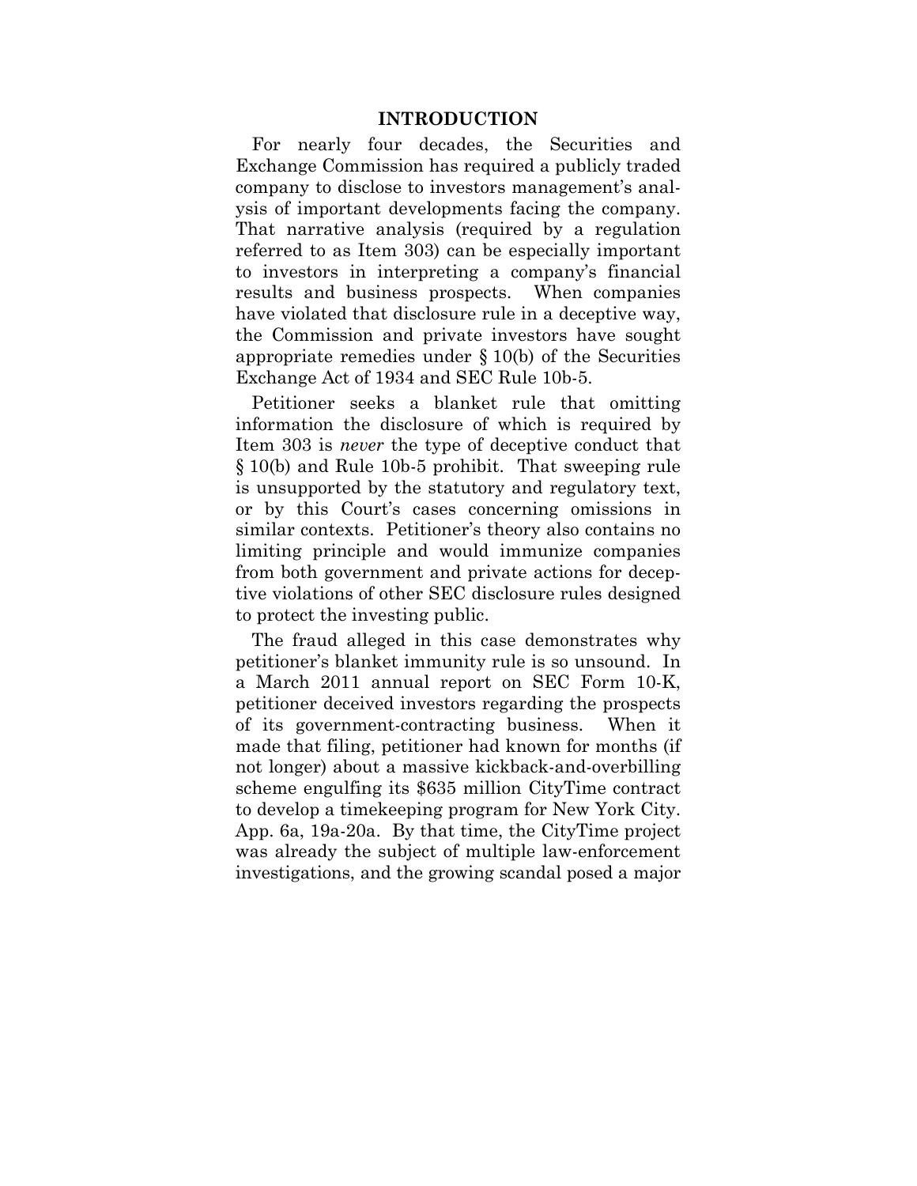## INTRODUCTION

For nearly four decades, the Securities and Exchange Commission has required a publicly traded company to disclose to investors management's analysis of important developments facing the company. That narrative analysis (required by a regulation referred to as Item 303) can be especially important to investors in interpreting a company's financial results and business prospects. When companies have violated that disclosure rule in a deceptive way, the Commission and private investors have sought appropriate remedies under § 10(b) of the Securities Exchange Act of 1934 and SEC Rule 10b-5.

Petitioner seeks a blanket rule that omitting information the disclosure of which is required by Item 303 is *never* the type of deceptive conduct that § 10(b) and Rule 10b-5 prohibit. That sweeping rule is unsupported by the statutory and regulatory text, or by this Court's cases concerning omissions in similar contexts. Petitioner's theory also contains no limiting principle and would immunize companies from both government and private actions for deceptive violations of other SEC disclosure rules designed to protect the investing public.

The fraud alleged in this case demonstrates why petitioner's blanket immunity rule is so unsound. In a March 2011 annual report on SEC Form 10-K, petitioner deceived investors regarding the prospects of its government-contracting business. When it made that filing, petitioner had known for months (if not longer) about a massive kickback-and-overbilling scheme engulfing its $635 million CityTime contract to develop a timekeeping program for New York City. App. 6a, 19a-20a. By that time, the CityTime project was already the subject of multiple law-enforcement investigations, and the growing scandal posed a major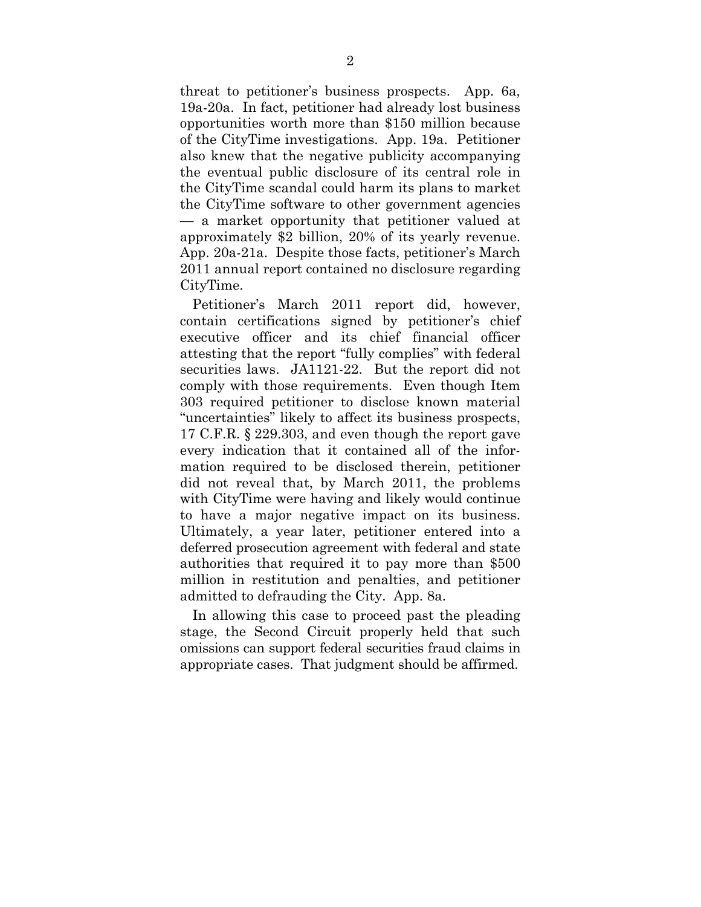threat to petitioner's business prospects. App. 6a, 19a-20a. In fact, petitioner had already lost business opportunities worth more than $150 million because of the CityTime investigations. App. 19a. Petitioner also knew that the negative publicity accompanying the eventual public disclosure of its central role in the CityTime scandal could harm its plans to market the CityTime software to other government agencies — a market opportunity that petitioner valued at approximately $2 billion, 20% of its yearly revenue. App. 20a-21a. Despite those facts, petitioner's March 2011 annual report contained no disclosure regarding CityTime.

Petitioner's March 2011 report did, however, contain certifications signed by petitioner's chief executive officer and its chief financial officer attesting that the report "fully complies" with federal securities laws. JA1121-22. But the report did not comply with those requirements. Even though Item 303 required petitioner to disclose known material "uncertainties" likely to affect its business prospects, 17 C.F.R. § 229.303, and even though the report gave every indication that it contained all of the information required to be disclosed therein, petitioner did not reveal that, by March 2011, the problems with CityTime were having and likely would continue to have a major negative impact on its business. Ultimately, a year later, petitioner entered into a deferred prosecution agreement with federal and state authorities that required it to pay more than $500 million in restitution and penalties, and petitioner admitted to defrauding the City. App. 8a.

In allowing this case to proceed past the pleading stage, the Second Circuit properly held that such omissions can support federal securities fraud claims in appropriate cases. That judgment should be affirmed.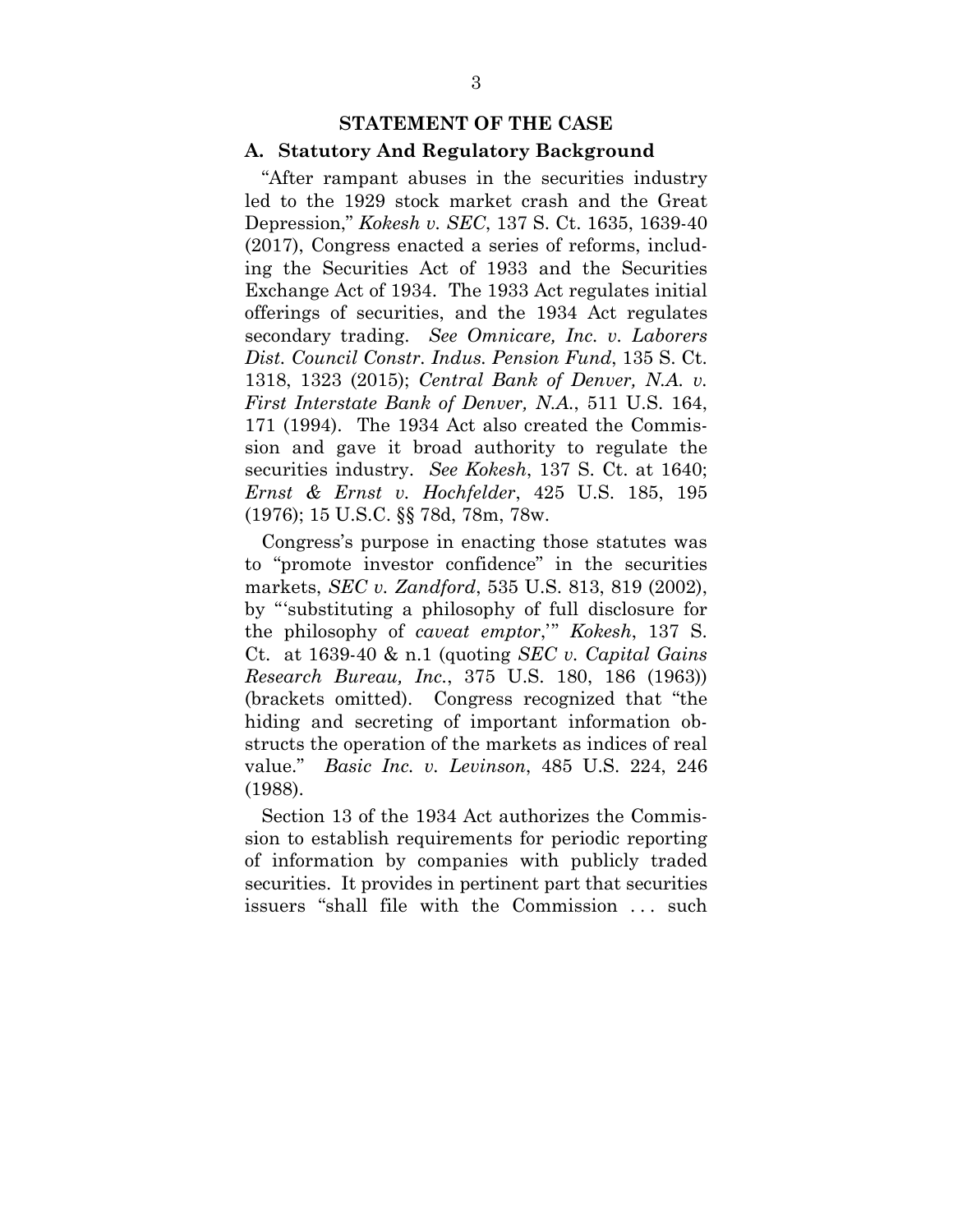## STATEMENT OF THE CASE

### A. Statutory And Regulatory Background

"After rampant abuses in the securities industry led to the 1929 stock market crash and the Great Depression," *Kokesh v. SEC*, 137 S. Ct. 1635, 1639-40 (2017), Congress enacted a series of reforms, including the Securities Act of 1933 and the Securities Exchange Act of 1934. The 1933 Act regulates initial offerings of securities, and the 1934 Act regulates secondary trading. *See Omnicare, Inc. v. Laborers Dist. Council Constr. Indus. Pension Fund*, 135 S. Ct. 1318, 1323 (2015); *Central Bank of Denver, N.A. v. First Interstate Bank of Denver, N.A.*, 511 U.S. 164, 171 (1994). The 1934 Act also created the Commission and gave it broad authority to regulate the securities industry. *See Kokesh*, 137 S. Ct. at 1640; *Ernst & Ernst v. Hochfelder*, 425 U.S. 185, 195 (1976); 15 U.S.C. §§ 78d, 78m, 78w.

Congress's purpose in enacting those statutes was to "promote investor confidence" in the securities markets, *SEC v. Zandford*, 535 U.S. 813, 819 (2002), by "'substituting a philosophy of full disclosure for the philosophy of *caveat emptor*,'" *Kokesh*, 137 S. Ct. at 1639-40 & n.1 (quoting *SEC v. Capital Gains Research Bureau, Inc.*, 375 U.S. 180, 186 (1963)) (brackets omitted). Congress recognized that "the hiding and secreting of important information obstructs the operation of the markets as indices of real value." *Basic Inc. v. Levinson*, 485 U.S. 224, 246 (1988).

Section 13 of the 1934 Act authorizes the Commission to establish requirements for periodic reporting of information by companies with publicly traded securities. It provides in pertinent part that securities issuers "shall file with the Commission . . . such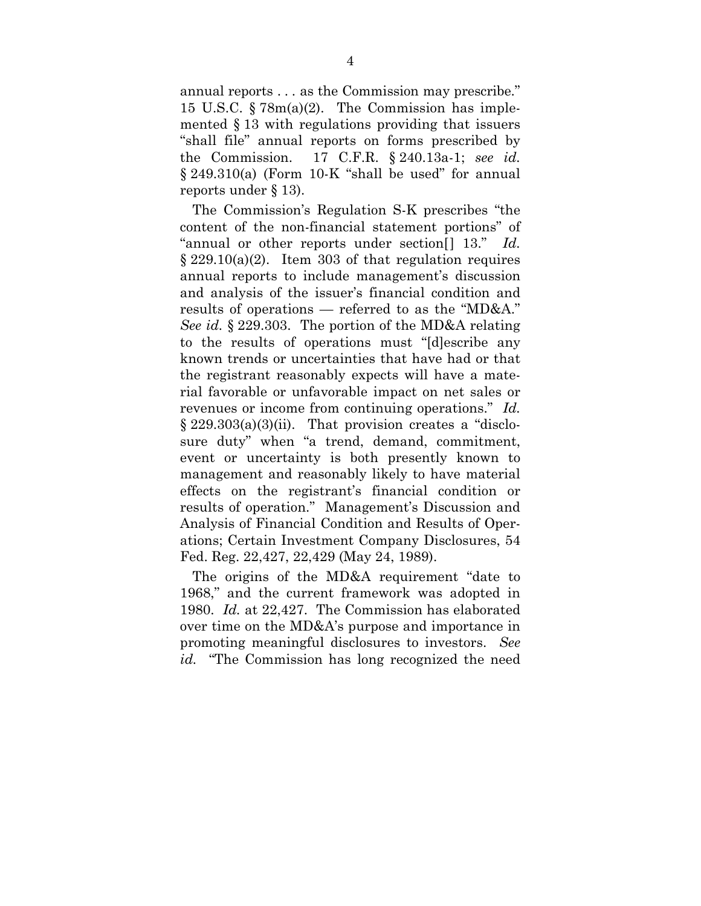annual reports . . . as the Commission may prescribe." 15 U.S.C. § 78m(a)(2). The Commission has implemented § 13 with regulations providing that issuers "shall file" annual reports on forms prescribed by the Commission. 17 C.F.R. § 240.13a-1; *see id.* § 249.310(a) (Form 10-K "shall be used" for annual reports under § 13).

The Commission's Regulation S-K prescribes "the content of the non-financial statement portions" of "annual or other reports under section[] 13." *Id.* § 229.10(a)(2). Item 303 of that regulation requires annual reports to include management's discussion and analysis of the issuer's financial condition and results of operations — referred to as the "MD&A." *See id.* § 229.303. The portion of the MD&A relating to the results of operations must "[d]escribe any known trends or uncertainties that have had or that the registrant reasonably expects will have a material favorable or unfavorable impact on net sales or revenues or income from continuing operations." *Id.* § 229.303(a)(3)(ii). That provision creates a "disclosure duty" when "a trend, demand, commitment, event or uncertainty is both presently known to management and reasonably likely to have material effects on the registrant's financial condition or results of operation." Management's Discussion and Analysis of Financial Condition and Results of Operations; Certain Investment Company Disclosures, 54 Fed. Reg. 22,427, 22,429 (May 24, 1989).

The origins of the MD&A requirement "date to 1968," and the current framework was adopted in 1980. *Id.* at 22,427. The Commission has elaborated over time on the MD&A's purpose and importance in promoting meaningful disclosures to investors. *See id.* "The Commission has long recognized the need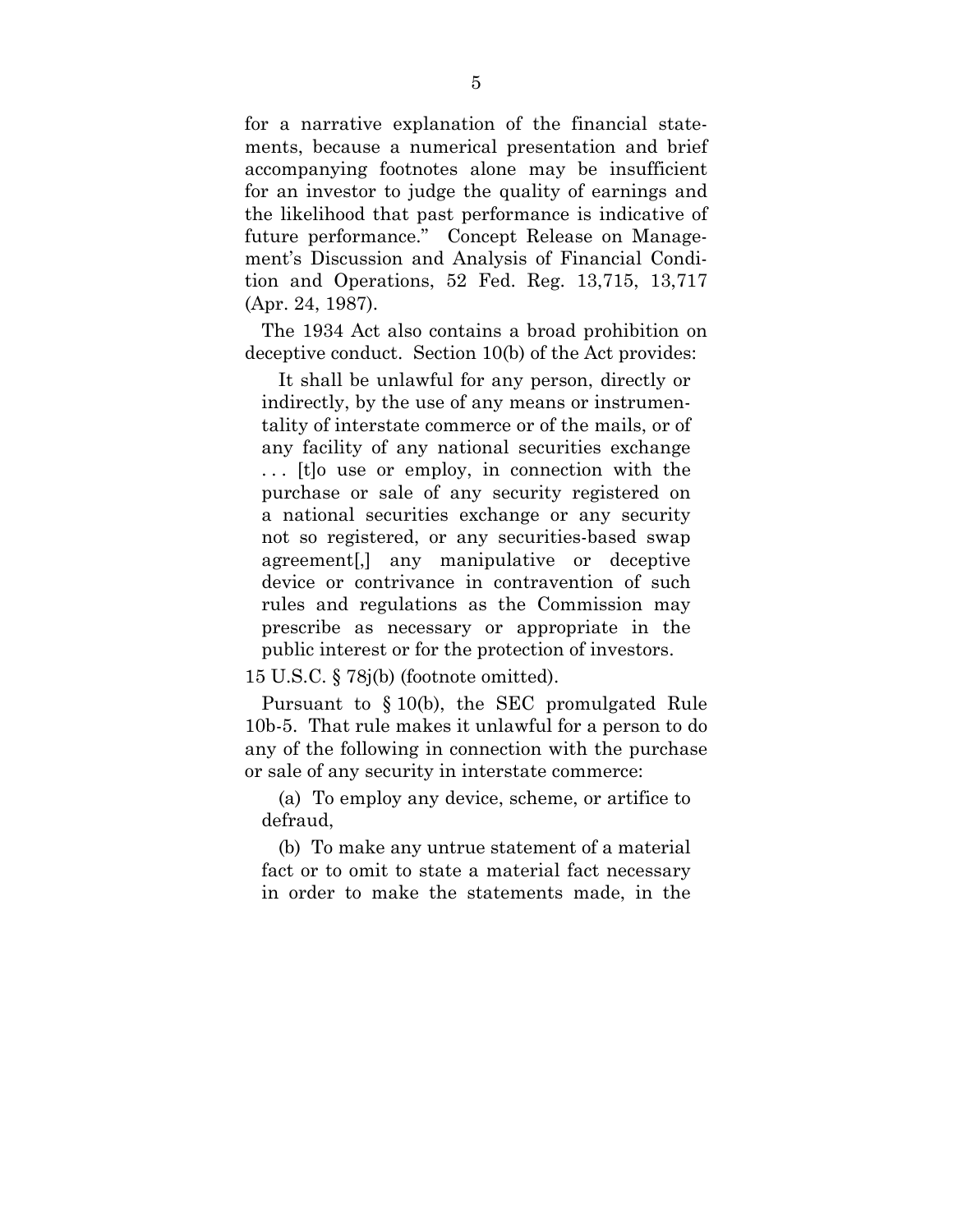for a narrative explanation of the financial statements, because a numerical presentation and brief accompanying footnotes alone may be insufficient for an investor to judge the quality of earnings and the likelihood that past performance is indicative of future performance." Concept Release on Management's Discussion and Analysis of Financial Condition and Operations, 52 Fed. Reg. 13,715, 13,717 (Apr. 24, 1987).

The 1934 Act also contains a broad prohibition on deceptive conduct. Section 10(b) of the Act provides:

> It shall be unlawful for any person, directly or indirectly, by the use of any means or instrumentality of interstate commerce or of the mails, or of any facility of any national securities exchange . . . [t]o use or employ, in connection with the purchase or sale of any security registered on a national securities exchange or any security not so registered, or any securities-based swap agreement[,] any manipulative or deceptive device or contrivance in contravention of such rules and regulations as the Commission may prescribe as necessary or appropriate in the public interest or for the protection of investors.

15 U.S.C. § 78j(b) (footnote omitted).

Pursuant to § 10(b), the SEC promulgated Rule 10b-5. That rule makes it unlawful for a person to do any of the following in connection with the purchase or sale of any security in interstate commerce:

> (a) To employ any device, scheme, or artifice to defraud,
>
> (b) To make any untrue statement of a material fact or to omit to state a material fact necessary in order to make the statements made, in the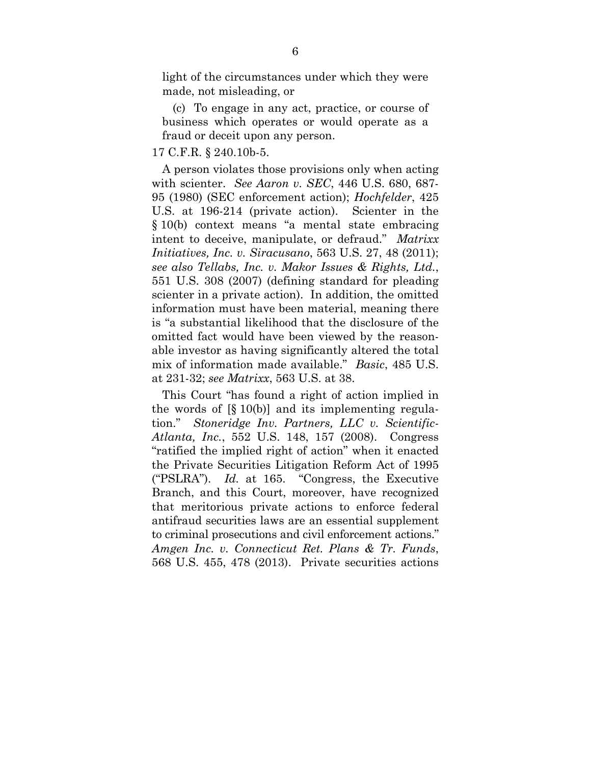light of the circumstances under which they were made, not misleading, or

(c) To engage in any act, practice, or course of business which operates or would operate as a fraud or deceit upon any person.

17 C.F.R. § 240.10b-5.

A person violates those provisions only when acting with scienter. *See Aaron v. SEC*, 446 U.S. 680, 687-95 (1980) (SEC enforcement action); *Hochfelder*, 425 U.S. at 196-214 (private action). Scienter in the § 10(b) context means "a mental state embracing intent to deceive, manipulate, or defraud." *Matrixx Initiatives, Inc. v. Siracusano*, 563 U.S. 27, 48 (2011); *see also Tellabs, Inc. v. Makor Issues & Rights, Ltd.*, 551 U.S. 308 (2007) (defining standard for pleading scienter in a private action). In addition, the omitted information must have been material, meaning there is "a substantial likelihood that the disclosure of the omitted fact would have been viewed by the reasonable investor as having significantly altered the total mix of information made available." *Basic*, 485 U.S. at 231-32; *see Matrixx*, 563 U.S. at 38.

This Court "has found a right of action implied in the words of [§ 10(b)] and its implementing regulation." *Stoneridge Inv. Partners, LLC v. Scientific-Atlanta, Inc.*, 552 U.S. 148, 157 (2008). Congress "ratified the implied right of action" when it enacted the Private Securities Litigation Reform Act of 1995 ("PSLRA"). *Id.* at 165. "Congress, the Executive Branch, and this Court, moreover, have recognized that meritorious private actions to enforce federal antifraud securities laws are an essential supplement to criminal prosecutions and civil enforcement actions." *Amgen Inc. v. Connecticut Ret. Plans & Tr. Funds*, 568 U.S. 455, 478 (2013). Private securities actions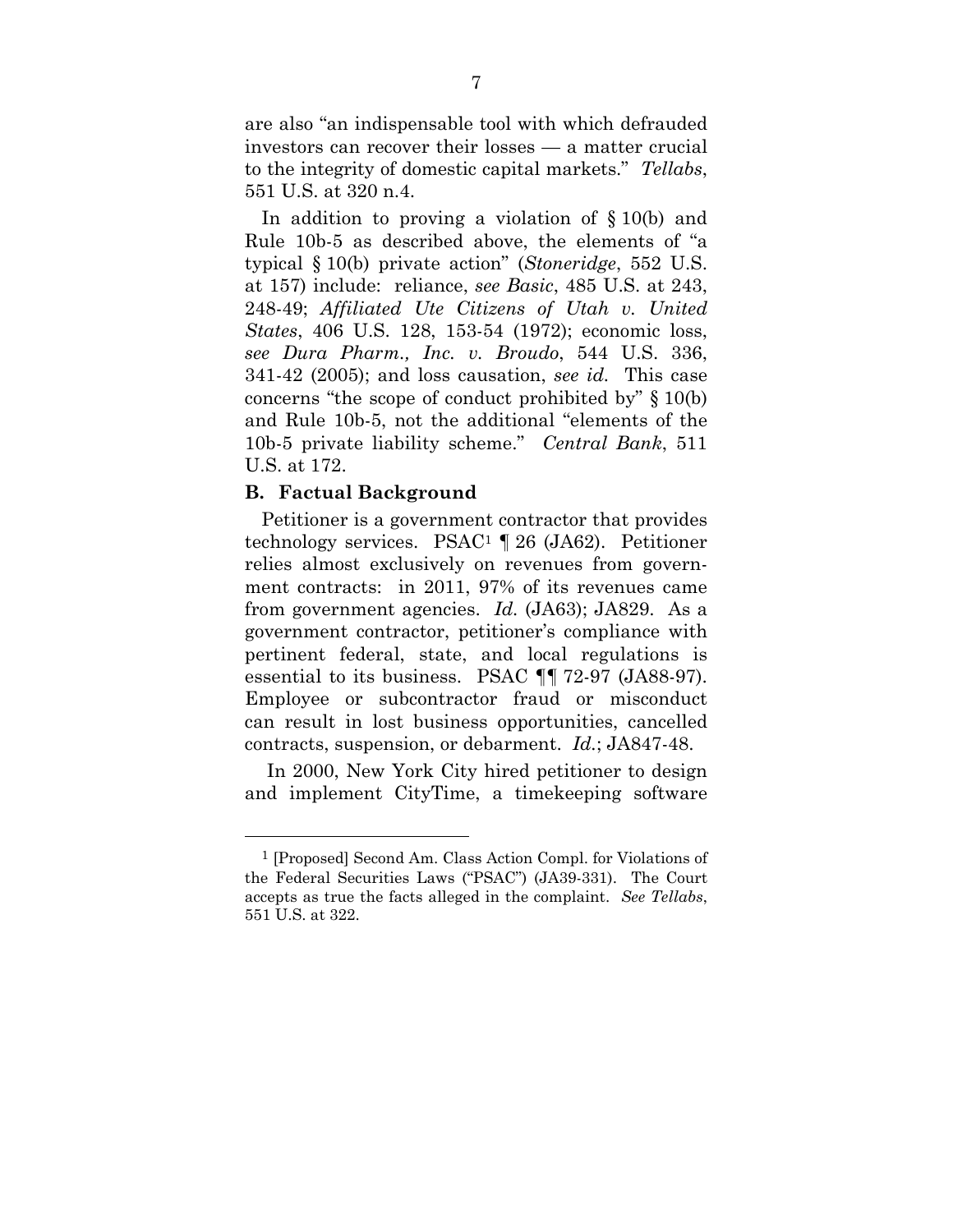are also "an indispensable tool with which defrauded investors can recover their losses — a matter crucial to the integrity of domestic capital markets." *Tellabs*, 551 U.S. at 320 n.4.

In addition to proving a violation of § 10(b) and Rule 10b-5 as described above, the elements of "a typical § 10(b) private action" (*Stoneridge*, 552 U.S. at 157) include: reliance, *see Basic*, 485 U.S. at 243, 248-49; *Affiliated Ute Citizens of Utah v. United States*, 406 U.S. 128, 153-54 (1972); economic loss, *see Dura Pharm., Inc. v. Broudo*, 544 U.S. 336, 341-42 (2005); and loss causation, *see id.* This case concerns "the scope of conduct prohibited by" § 10(b) and Rule 10b-5, not the additional "elements of the 10b-5 private liability scheme." *Central Bank*, 511 U.S. at 172.

### B. Factual Background

Petitioner is a government contractor that provides technology services. PSAC[1] ¶ 26 (JA62). Petitioner relies almost exclusively on revenues from government contracts: in 2011, 97% of its revenues came from government agencies. *Id.* (JA63); JA829. As a government contractor, petitioner's compliance with pertinent federal, state, and local regulations is essential to its business. PSAC ¶¶ 72-97 (JA88-97). Employee or subcontractor fraud or misconduct can result in lost business opportunities, cancelled contracts, suspension, or debarment. *Id.*; JA847-48.

In 2000, New York City hired petitioner to design and implement CityTime, a timekeeping software

---

[1] [Proposed] Second Am. Class Action Compl. for Violations of the Federal Securities Laws ("PSAC") (JA39-331). The Court accepts as true the facts alleged in the complaint. *See Tellabs*, 551 U.S. at 322.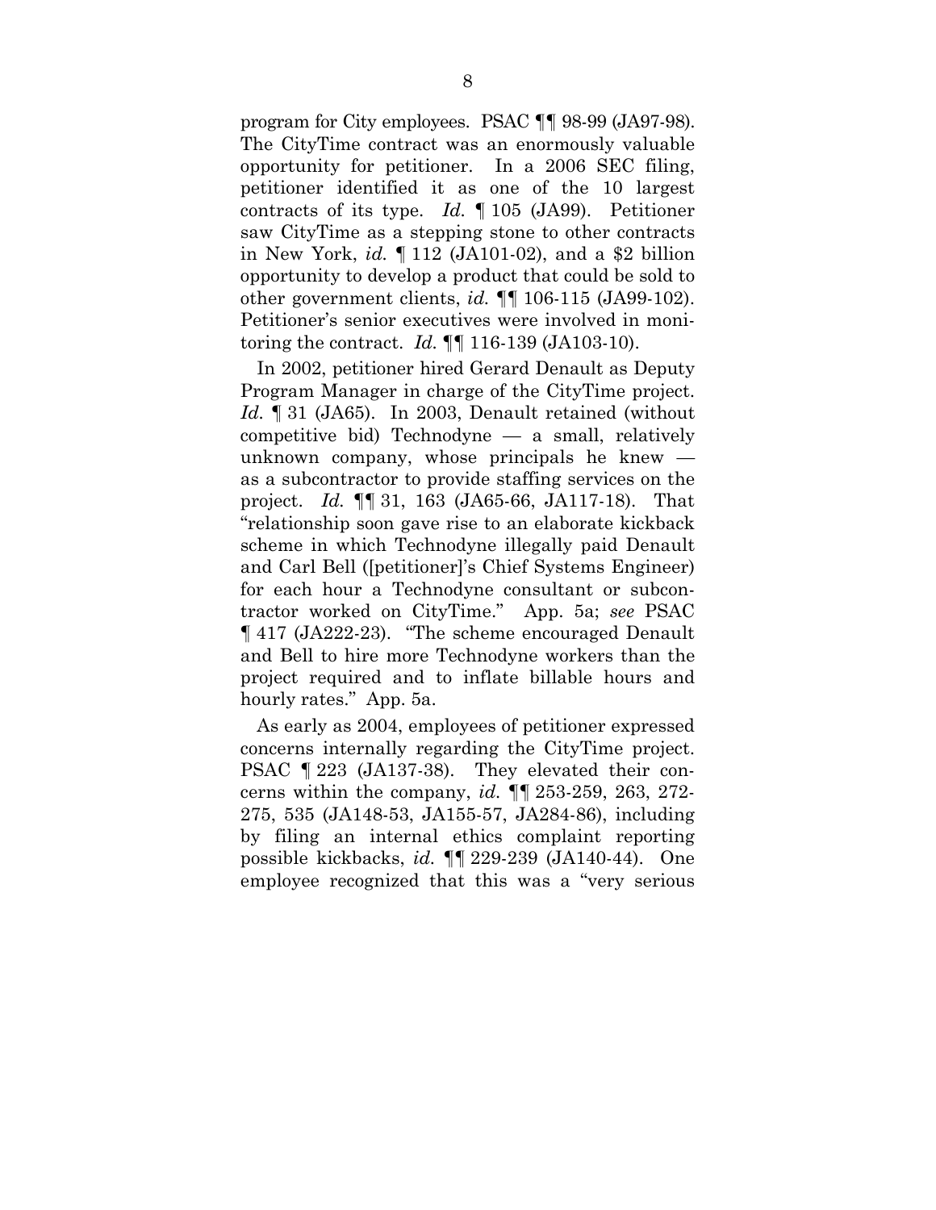program for City employees. PSAC ¶¶ 98-99 (JA97-98). The CityTime contract was an enormously valuable opportunity for petitioner. In a 2006 SEC filing, petitioner identified it as one of the 10 largest contracts of its type. *Id.* ¶ 105 (JA99). Petitioner saw CityTime as a stepping stone to other contracts in New York, *id.* ¶ 112 (JA101-02), and a $2 billion opportunity to develop a product that could be sold to other government clients, *id.* ¶¶ 106-115 (JA99-102). Petitioner's senior executives were involved in monitoring the contract. *Id.* ¶¶ 116-139 (JA103-10).

In 2002, petitioner hired Gerard Denault as Deputy Program Manager in charge of the CityTime project. *Id.* ¶ 31 (JA65). In 2003, Denault retained (without competitive bid) Technodyne — a small, relatively unknown company, whose principals he knew — as a subcontractor to provide staffing services on the project. *Id.* ¶¶ 31, 163 (JA65-66, JA117-18). That "relationship soon gave rise to an elaborate kickback scheme in which Technodyne illegally paid Denault and Carl Bell ([petitioner]'s Chief Systems Engineer) for each hour a Technodyne consultant or subcontractor worked on CityTime." App. 5a; *see* PSAC ¶ 417 (JA222-23). "The scheme encouraged Denault and Bell to hire more Technodyne workers than the project required and to inflate billable hours and hourly rates." App. 5a.

As early as 2004, employees of petitioner expressed concerns internally regarding the CityTime project. PSAC ¶ 223 (JA137-38). They elevated their concerns within the company, *id.* ¶¶ 253-259, 263, 272-275, 535 (JA148-53, JA155-57, JA284-86), including by filing an internal ethics complaint reporting possible kickbacks, *id.* ¶¶ 229-239 (JA140-44). One employee recognized that this was a "very serious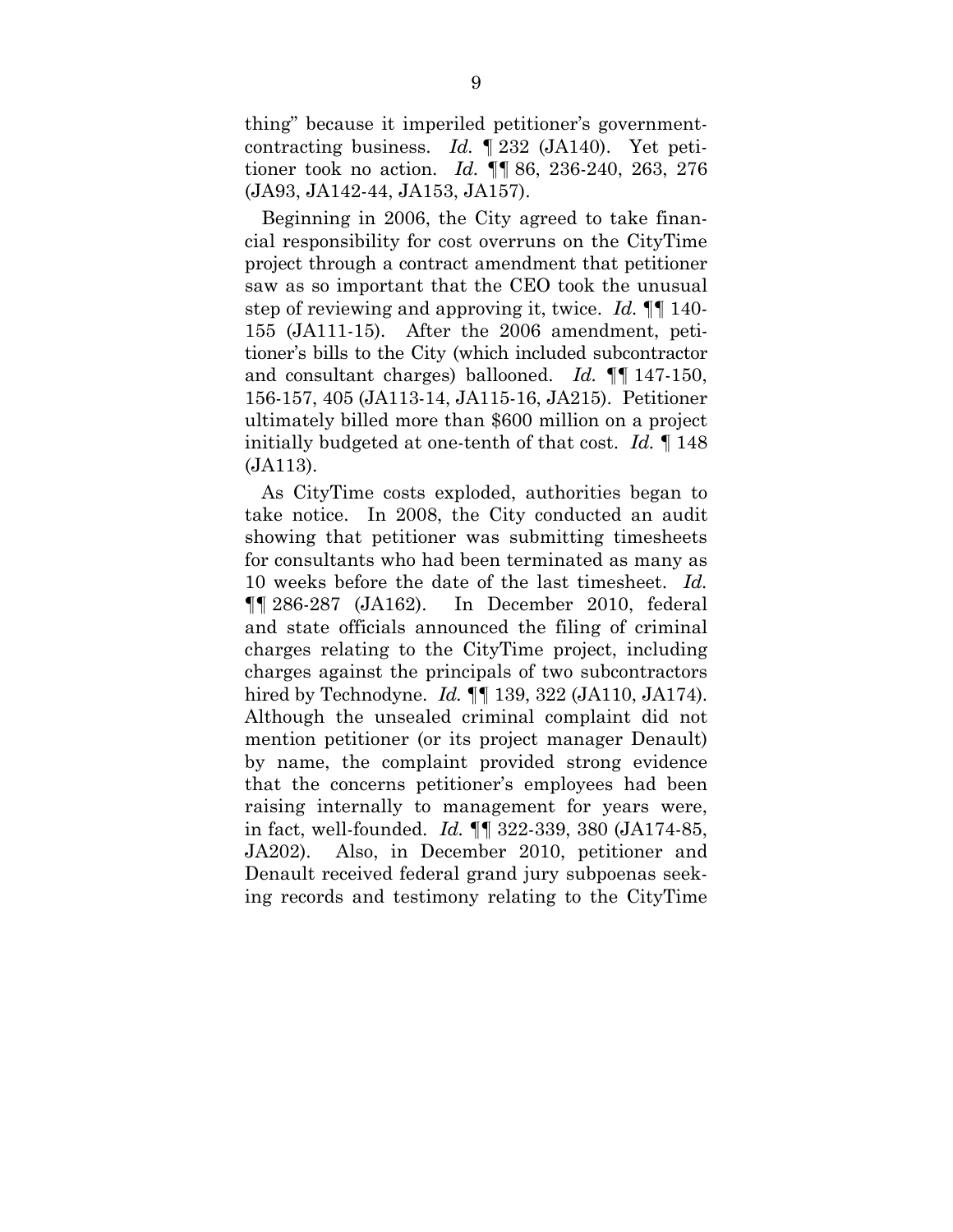thing" because it imperiled petitioner's government-contracting business. *Id.* ¶ 232 (JA140). Yet petitioner took no action. *Id.* ¶¶ 86, 236-240, 263, 276 (JA93, JA142-44, JA153, JA157).

Beginning in 2006, the City agreed to take financial responsibility for cost overruns on the CityTime project through a contract amendment that petitioner saw as so important that the CEO took the unusual step of reviewing and approving it, twice. *Id.* ¶¶ 140-155 (JA111-15). After the 2006 amendment, petitioner's bills to the City (which included subcontractor and consultant charges) ballooned. *Id.* ¶¶ 147-150, 156-157, 405 (JA113-14, JA115-16, JA215). Petitioner ultimately billed more than $600 million on a project initially budgeted at one-tenth of that cost. *Id.* ¶ 148 (JA113).

As CityTime costs exploded, authorities began to take notice. In 2008, the City conducted an audit showing that petitioner was submitting timesheets for consultants who had been terminated as many as 10 weeks before the date of the last timesheet. *Id.* ¶¶ 286-287 (JA162). In December 2010, federal and state officials announced the filing of criminal charges relating to the CityTime project, including charges against the principals of two subcontractors hired by Technodyne. *Id.* ¶¶ 139, 322 (JA110, JA174). Although the unsealed criminal complaint did not mention petitioner (or its project manager Denault) by name, the complaint provided strong evidence that the concerns petitioner's employees had been raising internally to management for years were, in fact, well-founded. *Id.* ¶¶ 322-339, 380 (JA174-85, JA202). Also, in December 2010, petitioner and Denault received federal grand jury subpoenas seeking records and testimony relating to the CityTime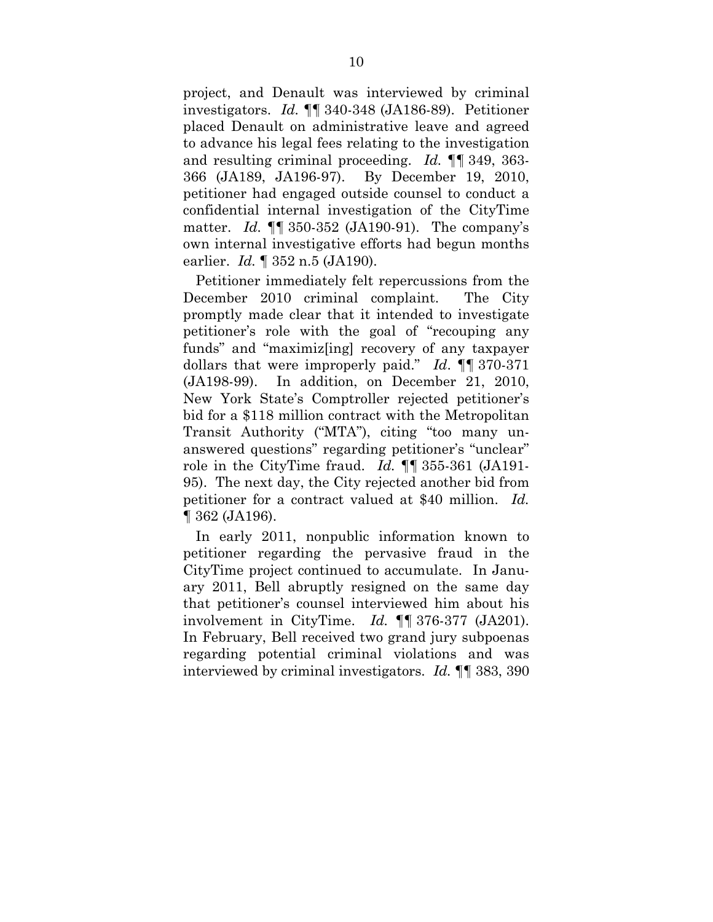project, and Denault was interviewed by criminal investigators. *Id.* ¶¶ 340-348 (JA186-89). Petitioner placed Denault on administrative leave and agreed to advance his legal fees relating to the investigation and resulting criminal proceeding. *Id.* ¶¶ 349, 363-366 (JA189, JA196-97). By December 19, 2010, petitioner had engaged outside counsel to conduct a confidential internal investigation of the CityTime matter. *Id.* ¶¶ 350-352 (JA190-91). The company's own internal investigative efforts had begun months earlier. *Id.* ¶ 352 n.5 (JA190).

Petitioner immediately felt repercussions from the December 2010 criminal complaint. The City promptly made clear that it intended to investigate petitioner's role with the goal of "recouping any funds" and "maximiz[ing] recovery of any taxpayer dollars that were improperly paid." *Id*. ¶¶ 370-371 (JA198-99). In addition, on December 21, 2010, New York State's Comptroller rejected petitioner's bid for a $118 million contract with the Metropolitan Transit Authority ("MTA"), citing "too many unanswered questions" regarding petitioner's "unclear" role in the CityTime fraud. *Id.* ¶¶ 355-361 (JA191-95). The next day, the City rejected another bid from petitioner for a contract valued at $40 million. *Id.* ¶ 362 (JA196).

In early 2011, nonpublic information known to petitioner regarding the pervasive fraud in the CityTime project continued to accumulate. In January 2011, Bell abruptly resigned on the same day that petitioner's counsel interviewed him about his involvement in CityTime. *Id.* ¶¶ 376-377 (JA201). In February, Bell received two grand jury subpoenas regarding potential criminal violations and was interviewed by criminal investigators. *Id.* ¶¶ 383, 390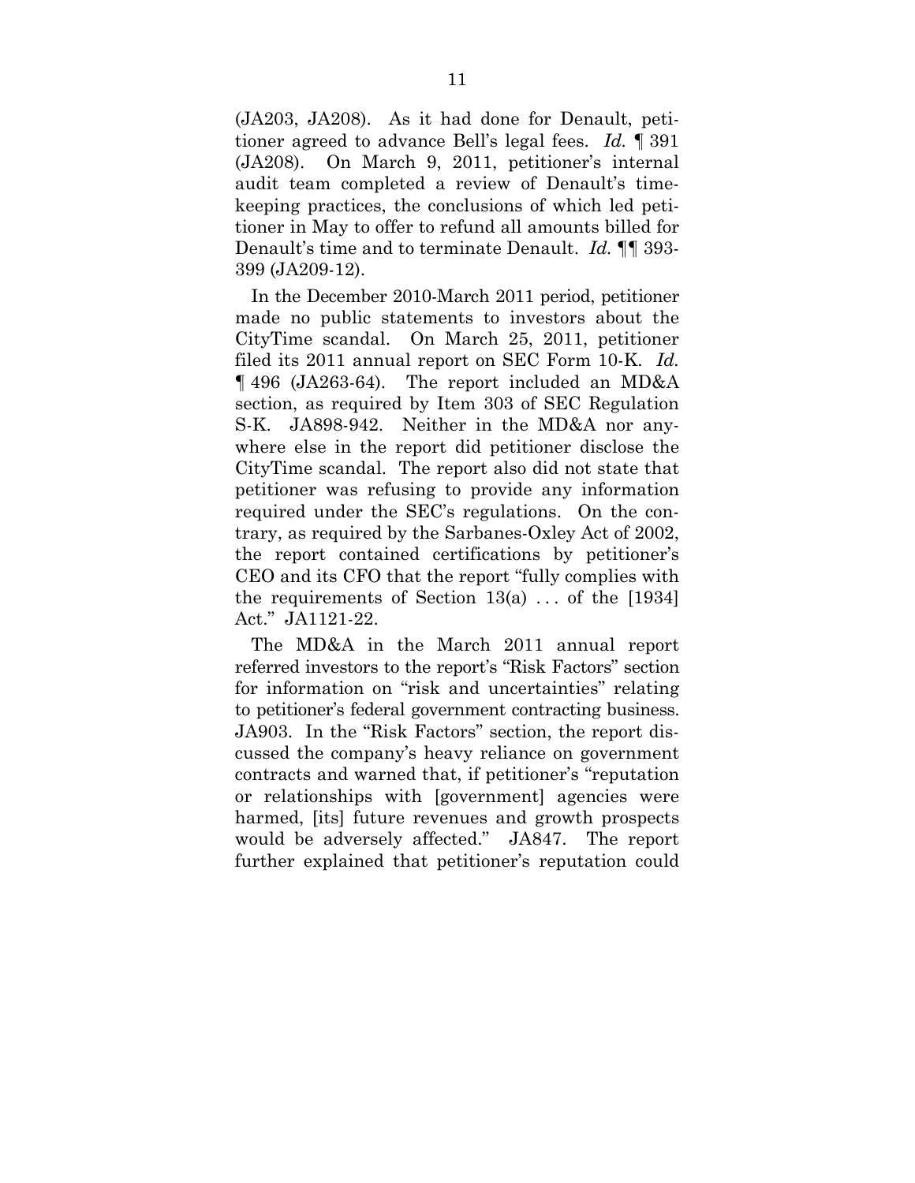(JA203, JA208). As it had done for Denault, petitioner agreed to advance Bell's legal fees. *Id.* ¶ 391 (JA208). On March 9, 2011, petitioner's internal audit team completed a review of Denault's time-keeping practices, the conclusions of which led petitioner in May to offer to refund all amounts billed for Denault's time and to terminate Denault. *Id.* ¶¶ 393-399 (JA209-12).

In the December 2010-March 2011 period, petitioner made no public statements to investors about the CityTime scandal. On March 25, 2011, petitioner filed its 2011 annual report on SEC Form 10-K. *Id.* ¶ 496 (JA263-64). The report included an MD&A section, as required by Item 303 of SEC Regulation S-K. JA898-942. Neither in the MD&A nor anywhere else in the report did petitioner disclose the CityTime scandal. The report also did not state that petitioner was refusing to provide any information required under the SEC's regulations. On the contrary, as required by the Sarbanes-Oxley Act of 2002, the report contained certifications by petitioner's CEO and its CFO that the report "fully complies with the requirements of Section 13(a) . . . of the [1934] Act." JA1121-22.

The MD&A in the March 2011 annual report referred investors to the report's "Risk Factors" section for information on "risk and uncertainties" relating to petitioner's federal government contracting business. JA903. In the "Risk Factors" section, the report discussed the company's heavy reliance on government contracts and warned that, if petitioner's "reputation or relationships with [government] agencies were harmed, [its] future revenues and growth prospects would be adversely affected." JA847. The report further explained that petitioner's reputation could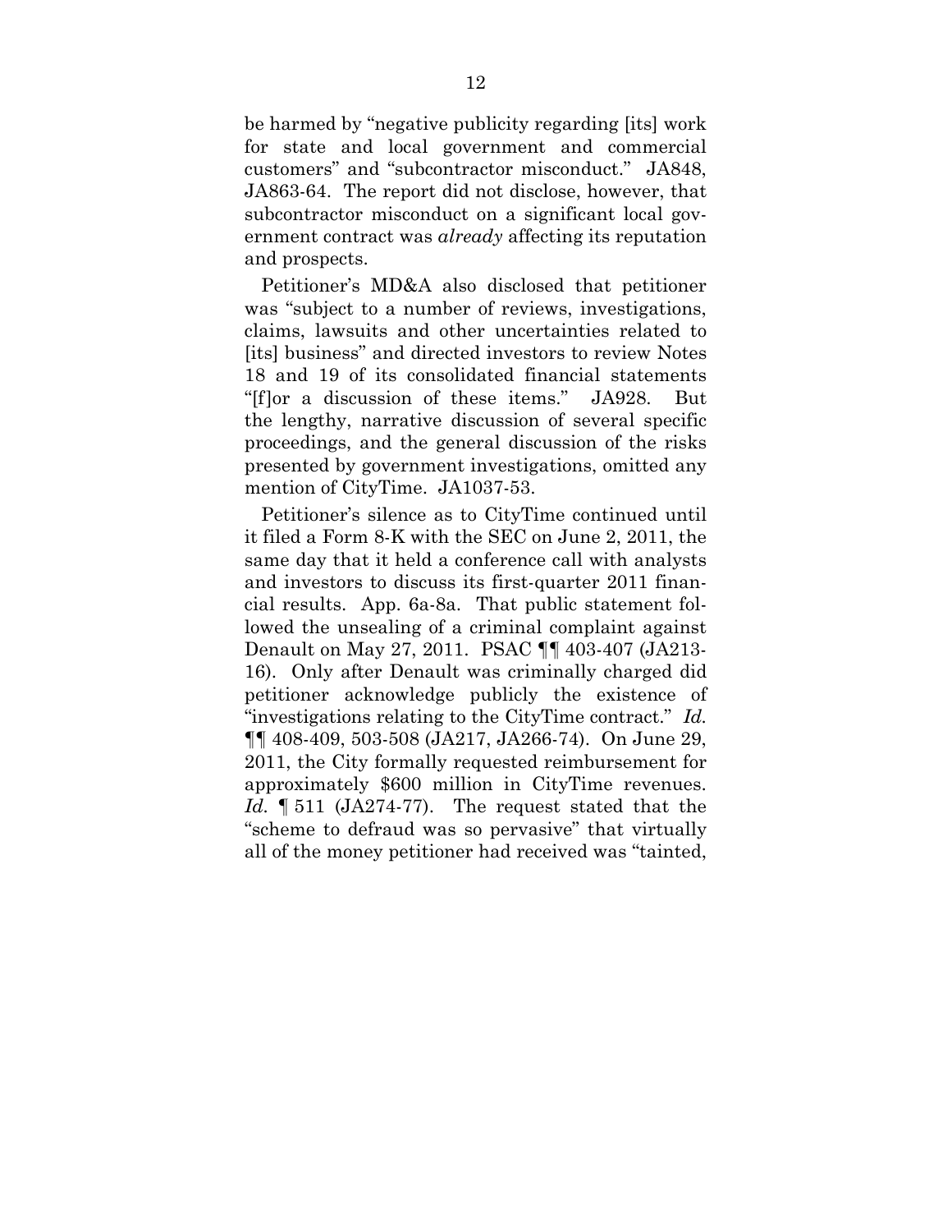be harmed by "negative publicity regarding [its] work for state and local government and commercial customers" and "subcontractor misconduct." JA848, JA863-64. The report did not disclose, however, that subcontractor misconduct on a significant local government contract was *already* affecting its reputation and prospects.

Petitioner's MD&A also disclosed that petitioner was "subject to a number of reviews, investigations, claims, lawsuits and other uncertainties related to [its] business" and directed investors to review Notes 18 and 19 of its consolidated financial statements "[f]or a discussion of these items." JA928. But the lengthy, narrative discussion of several specific proceedings, and the general discussion of the risks presented by government investigations, omitted any mention of CityTime. JA1037-53.

Petitioner's silence as to CityTime continued until it filed a Form 8-K with the SEC on June 2, 2011, the same day that it held a conference call with analysts and investors to discuss its first-quarter 2011 financial results. App. 6a-8a. That public statement followed the unsealing of a criminal complaint against Denault on May 27, 2011. PSAC ¶¶ 403-407 (JA213-16). Only after Denault was criminally charged did petitioner acknowledge publicly the existence of "investigations relating to the CityTime contract." *Id.* ¶¶ 408-409, 503-508 (JA217, JA266-74). On June 29, 2011, the City formally requested reimbursement for approximately $600 million in CityTime revenues. *Id.* ¶ 511 (JA274-77). The request stated that the "scheme to defraud was so pervasive" that virtually all of the money petitioner had received was "tainted,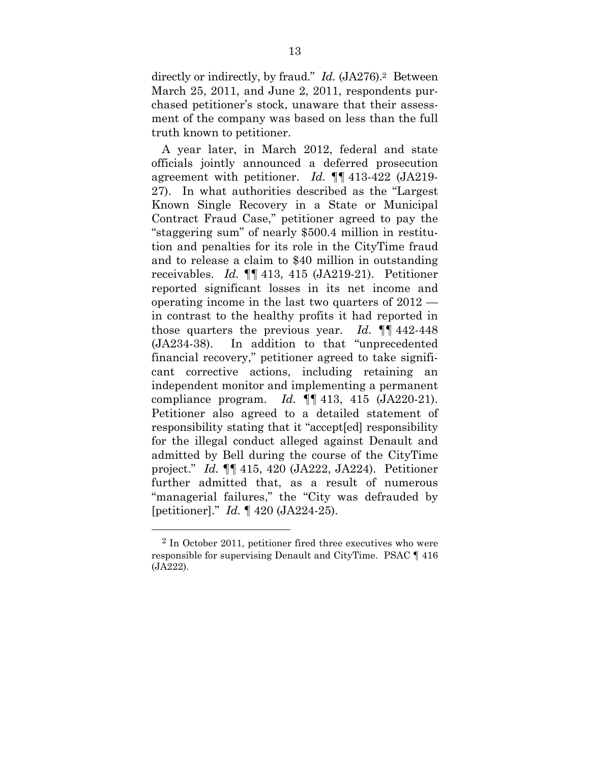directly or indirectly, by fraud." *Id.* (JA276).[2] Between March 25, 2011, and June 2, 2011, respondents purchased petitioner's stock, unaware that their assessment of the company was based on less than the full truth known to petitioner.

A year later, in March 2012, federal and state officials jointly announced a deferred prosecution agreement with petitioner. *Id.* ¶¶ 413-422 (JA219-27). In what authorities described as the "Largest Known Single Recovery in a State or Municipal Contract Fraud Case," petitioner agreed to pay the "staggering sum" of nearly $500.4 million in restitution and penalties for its role in the CityTime fraud and to release a claim to $40 million in outstanding receivables. *Id.* ¶¶ 413, 415 (JA219-21). Petitioner reported significant losses in its net income and operating income in the last two quarters of 2012 — in contrast to the healthy profits it had reported in those quarters the previous year. *Id.* ¶¶ 442-448 (JA234-38). In addition to that "unprecedented financial recovery," petitioner agreed to take significant corrective actions, including retaining an independent monitor and implementing a permanent compliance program. *Id.* ¶¶ 413, 415 (JA220-21). Petitioner also agreed to a detailed statement of responsibility stating that it "accept[ed] responsibility for the illegal conduct alleged against Denault and admitted by Bell during the course of the CityTime project." *Id.* ¶¶ 415, 420 (JA222, JA224). Petitioner further admitted that, as a result of numerous "managerial failures," the "City was defrauded by [petitioner]." *Id.* ¶ 420 (JA224-25).

---

[2] In October 2011, petitioner fired three executives who were responsible for supervising Denault and CityTime. PSAC ¶ 416 (JA222).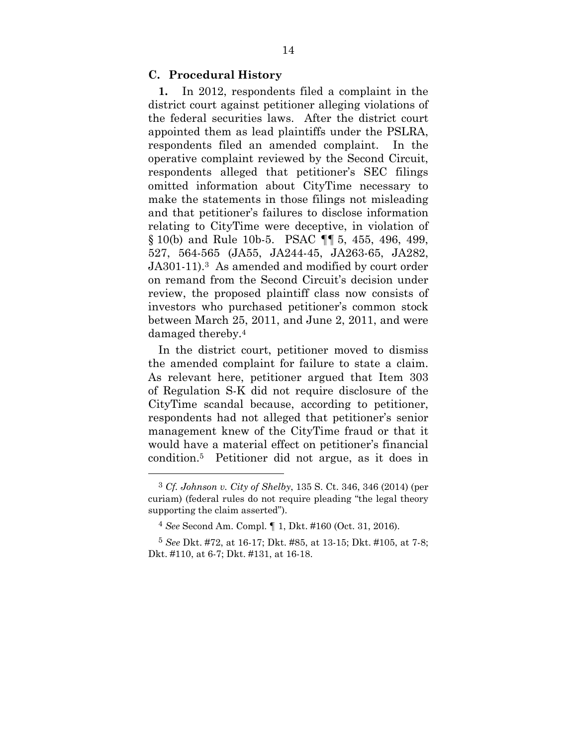### C. Procedural History

**1.** In 2012, respondents filed a complaint in the district court against petitioner alleging violations of the federal securities laws. After the district court appointed them as lead plaintiffs under the PSLRA, respondents filed an amended complaint. In the operative complaint reviewed by the Second Circuit, respondents alleged that petitioner's SEC filings omitted information about CityTime necessary to make the statements in those filings not misleading and that petitioner's failures to disclose information relating to CityTime were deceptive, in violation of § 10(b) and Rule 10b-5. PSAC ¶¶ 5, 455, 496, 499, 527, 564-565 (JA55, JA244-45, JA263-65, JA282, JA301-11).[3] As amended and modified by court order on remand from the Second Circuit's decision under review, the proposed plaintiff class now consists of investors who purchased petitioner's common stock between March 25, 2011, and June 2, 2011, and were damaged thereby.[4]

In the district court, petitioner moved to dismiss the amended complaint for failure to state a claim. As relevant here, petitioner argued that Item 303 of Regulation S-K did not require disclosure of the CityTime scandal because, according to petitioner, respondents had not alleged that petitioner's senior management knew of the CityTime fraud or that it would have a material effect on petitioner's financial condition.[5] Petitioner did not argue, as it does in

---

[3] *Cf. Johnson v. City of Shelby*, 135 S. Ct. 346, 346 (2014) (per curiam) (federal rules do not require pleading "the legal theory supporting the claim asserted").

[4] *See* Second Am. Compl. ¶ 1, Dkt. #160 (Oct. 31, 2016).

[5] *See* Dkt. #72, at 16-17; Dkt. #85, at 13-15; Dkt. #105, at 7-8; Dkt. #110, at 6-7; Dkt. #131, at 16-18.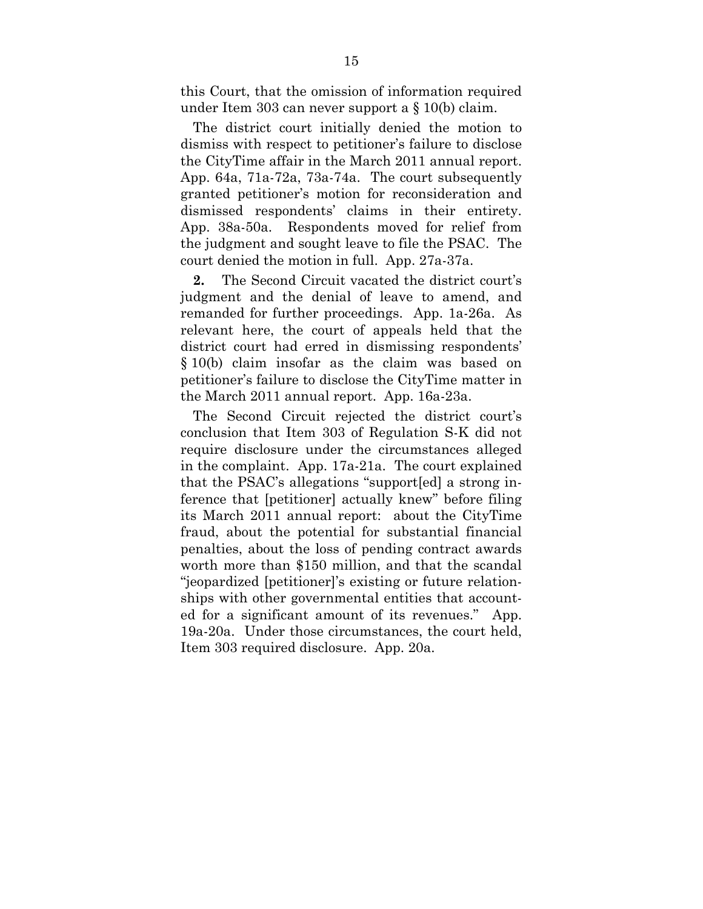this Court, that the omission of information required under Item 303 can never support a § 10(b) claim.

The district court initially denied the motion to dismiss with respect to petitioner's failure to disclose the CityTime affair in the March 2011 annual report. App. 64a, 71a-72a, 73a-74a. The court subsequently granted petitioner's motion for reconsideration and dismissed respondents' claims in their entirety. App. 38a-50a. Respondents moved for relief from the judgment and sought leave to file the PSAC. The court denied the motion in full. App. 27a-37a.

**2.** The Second Circuit vacated the district court's judgment and the denial of leave to amend, and remanded for further proceedings. App. 1a-26a. As relevant here, the court of appeals held that the district court had erred in dismissing respondents' § 10(b) claim insofar as the claim was based on petitioner's failure to disclose the CityTime matter in the March 2011 annual report. App. 16a-23a.

The Second Circuit rejected the district court's conclusion that Item 303 of Regulation S-K did not require disclosure under the circumstances alleged in the complaint. App. 17a-21a. The court explained that the PSAC's allegations "support[ed] a strong inference that [petitioner] actually knew" before filing its March 2011 annual report: about the CityTime fraud, about the potential for substantial financial penalties, about the loss of pending contract awards worth more than $150 million, and that the scandal "jeopardized [petitioner]'s existing or future relationships with other governmental entities that accounted for a significant amount of its revenues." App. 19a-20a. Under those circumstances, the court held, Item 303 required disclosure. App. 20a.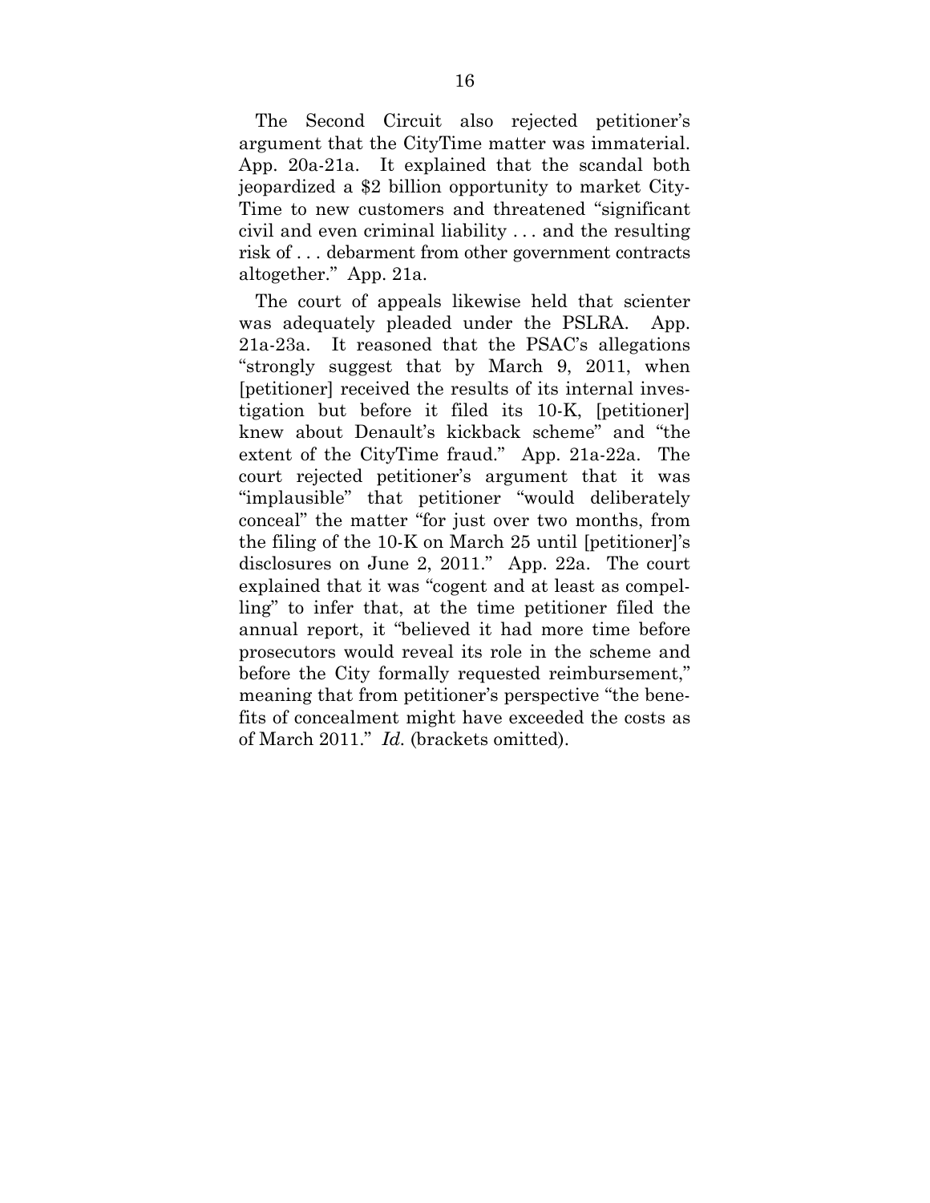The Second Circuit also rejected petitioner's argument that the CityTime matter was immaterial. App. 20a-21a. It explained that the scandal both jeopardized a $2 billion opportunity to market CityTime to new customers and threatened "significant civil and even criminal liability . . . and the resulting risk of . . . debarment from other government contracts altogether." App. 21a.

The court of appeals likewise held that scienter was adequately pleaded under the PSLRA. App. 21a-23a. It reasoned that the PSAC's allegations "strongly suggest that by March 9, 2011, when [petitioner] received the results of its internal investigation but before it filed its 10-K, [petitioner] knew about Denault's kickback scheme" and "the extent of the CityTime fraud." App. 21a-22a. The court rejected petitioner's argument that it was "implausible" that petitioner "would deliberately conceal" the matter "for just over two months, from the filing of the 10-K on March 25 until [petitioner]'s disclosures on June 2, 2011." App. 22a. The court explained that it was "cogent and at least as compelling" to infer that, at the time petitioner filed the annual report, it "believed it had more time before prosecutors would reveal its role in the scheme and before the City formally requested reimbursement," meaning that from petitioner's perspective "the benefits of concealment might have exceeded the costs as of March 2011." *Id.* (brackets omitted).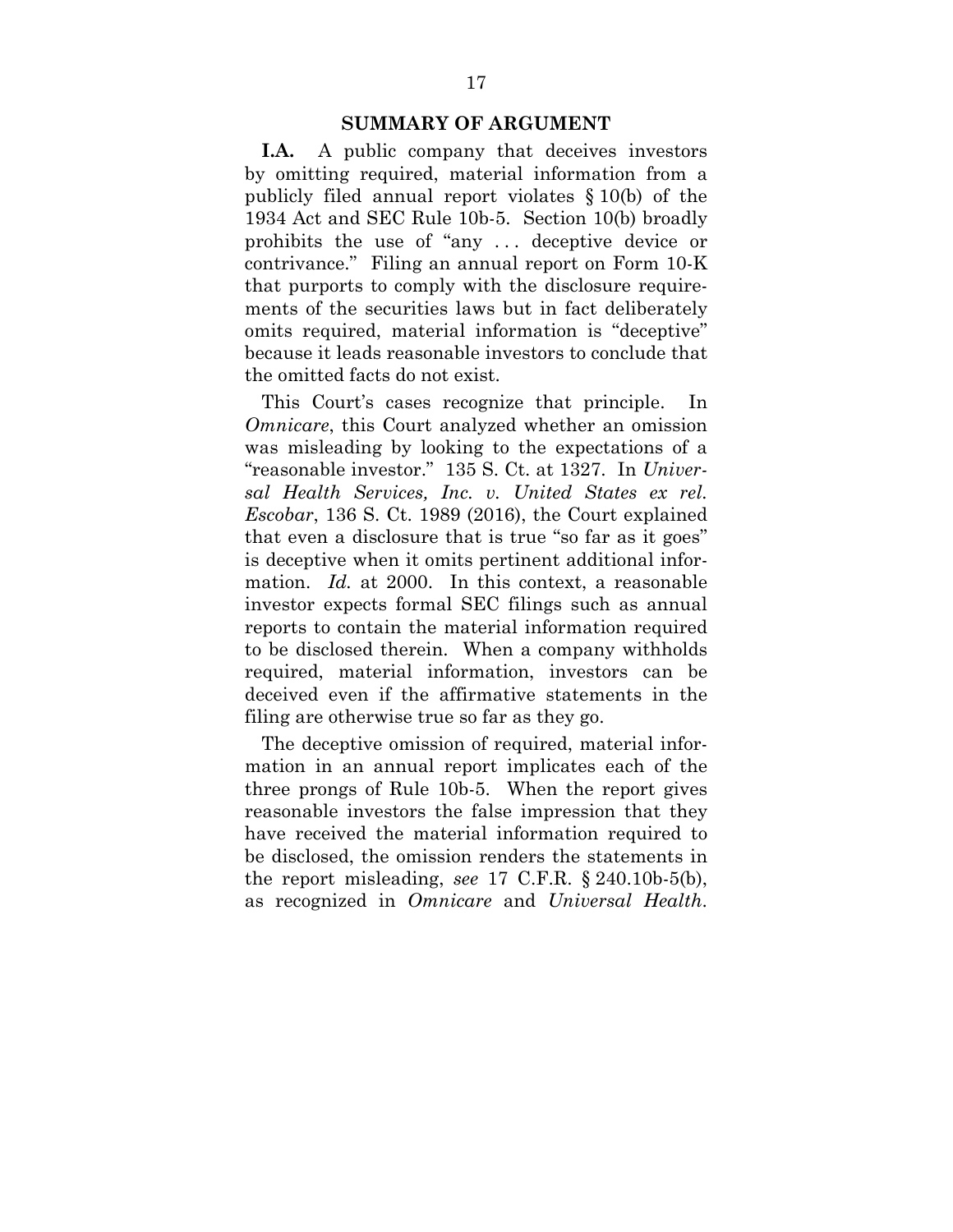## SUMMARY OF ARGUMENT

**I.A.** A public company that deceives investors by omitting required, material information from a publicly filed annual report violates § 10(b) of the 1934 Act and SEC Rule 10b-5. Section 10(b) broadly prohibits the use of "any . . . deceptive device or contrivance." Filing an annual report on Form 10-K that purports to comply with the disclosure requirements of the securities laws but in fact deliberately omits required, material information is "deceptive" because it leads reasonable investors to conclude that the omitted facts do not exist.

This Court's cases recognize that principle. In *Omnicare*, this Court analyzed whether an omission was misleading by looking to the expectations of a "reasonable investor." 135 S. Ct. at 1327. In *Universal Health Services, Inc. v. United States ex rel. Escobar*, 136 S. Ct. 1989 (2016), the Court explained that even a disclosure that is true "so far as it goes" is deceptive when it omits pertinent additional information. *Id.* at 2000. In this context, a reasonable investor expects formal SEC filings such as annual reports to contain the material information required to be disclosed therein. When a company withholds required, material information, investors can be deceived even if the affirmative statements in the filing are otherwise true so far as they go.

The deceptive omission of required, material information in an annual report implicates each of the three prongs of Rule 10b-5. When the report gives reasonable investors the false impression that they have received the material information required to be disclosed, the omission renders the statements in the report misleading, *see* 17 C.F.R. § 240.10b-5(b), as recognized in *Omnicare* and *Universal Health*.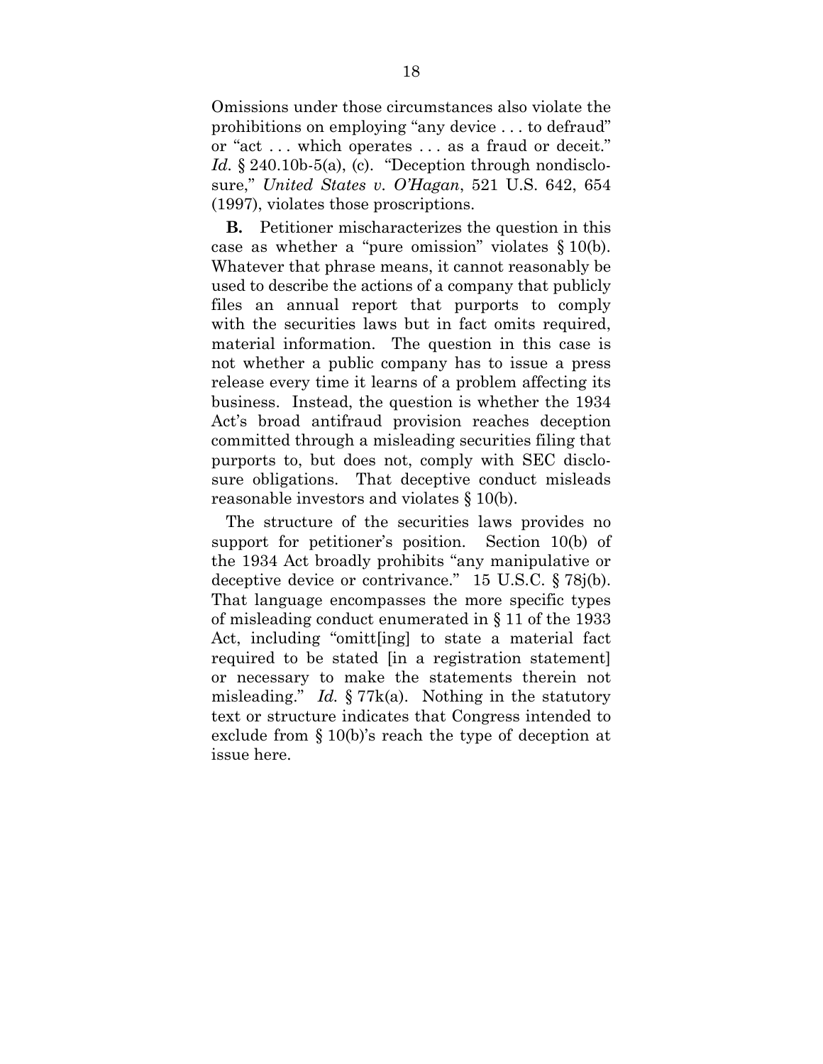Omissions under those circumstances also violate the prohibitions on employing "any device . . . to defraud" or "act . . . which operates . . . as a fraud or deceit." *Id.* § 240.10b-5(a), (c). "Deception through nondisclosure," *United States v. O'Hagan*, 521 U.S. 642, 654 (1997), violates those proscriptions.

**B.** Petitioner mischaracterizes the question in this case as whether a "pure omission" violates § 10(b). Whatever that phrase means, it cannot reasonably be used to describe the actions of a company that publicly files an annual report that purports to comply with the securities laws but in fact omits required, material information. The question in this case is not whether a public company has to issue a press release every time it learns of a problem affecting its business. Instead, the question is whether the 1934 Act's broad antifraud provision reaches deception committed through a misleading securities filing that purports to, but does not, comply with SEC disclosure obligations. That deceptive conduct misleads reasonable investors and violates § 10(b).

The structure of the securities laws provides no support for petitioner's position. Section 10(b) of the 1934 Act broadly prohibits "any manipulative or deceptive device or contrivance." 15 U.S.C. § 78j(b). That language encompasses the more specific types of misleading conduct enumerated in § 11 of the 1933 Act, including "omitt[ing] to state a material fact required to be stated [in a registration statement] or necessary to make the statements therein not misleading." *Id.* § 77k(a). Nothing in the statutory text or structure indicates that Congress intended to exclude from § 10(b)'s reach the type of deception at issue here.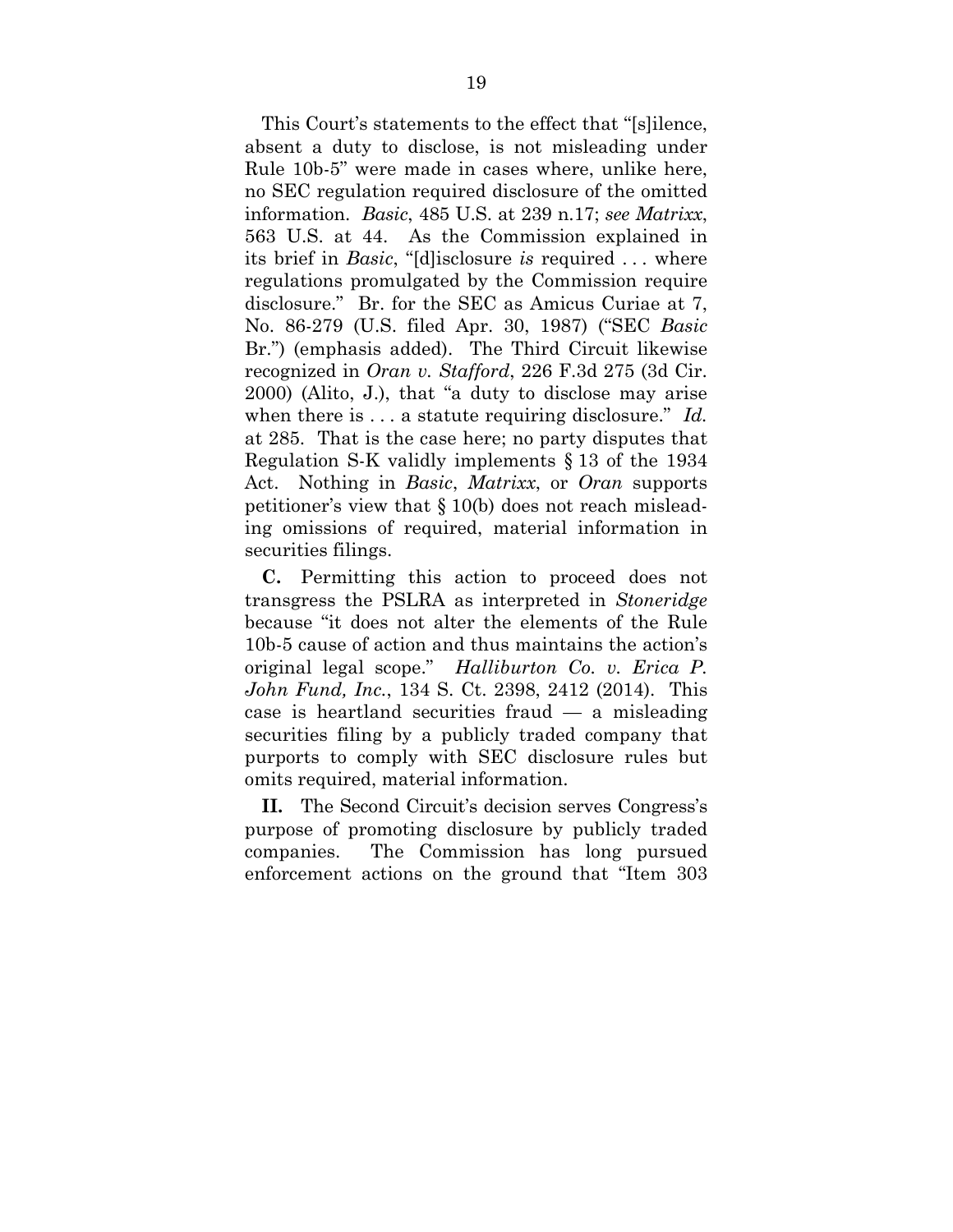This Court's statements to the effect that "[s]ilence, absent a duty to disclose, is not misleading under Rule 10b-5" were made in cases where, unlike here, no SEC regulation required disclosure of the omitted information. *Basic*, 485 U.S. at 239 n.17; *see Matrixx*, 563 U.S. at 44. As the Commission explained in its brief in *Basic*, "[d]isclosure *is* required . . . where regulations promulgated by the Commission require disclosure." Br. for the SEC as Amicus Curiae at 7, No. 86-279 (U.S. filed Apr. 30, 1987) ("SEC *Basic* Br.") (emphasis added). The Third Circuit likewise recognized in *Oran v. Stafford*, 226 F.3d 275 (3d Cir. 2000) (Alito, J.), that "a duty to disclose may arise when there is . . . a statute requiring disclosure." *Id.* at 285. That is the case here; no party disputes that Regulation S-K validly implements § 13 of the 1934 Act. Nothing in *Basic*, *Matrixx*, or *Oran* supports petitioner's view that § 10(b) does not reach misleading omissions of required, material information in securities filings.

**C.** Permitting this action to proceed does not transgress the PSLRA as interpreted in *Stoneridge* because "it does not alter the elements of the Rule 10b-5 cause of action and thus maintains the action's original legal scope." *Halliburton Co. v. Erica P. John Fund, Inc.*, 134 S. Ct. 2398, 2412 (2014). This case is heartland securities fraud — a misleading securities filing by a publicly traded company that purports to comply with SEC disclosure rules but omits required, material information.

**II.** The Second Circuit's decision serves Congress's purpose of promoting disclosure by publicly traded companies. The Commission has long pursued enforcement actions on the ground that "Item 303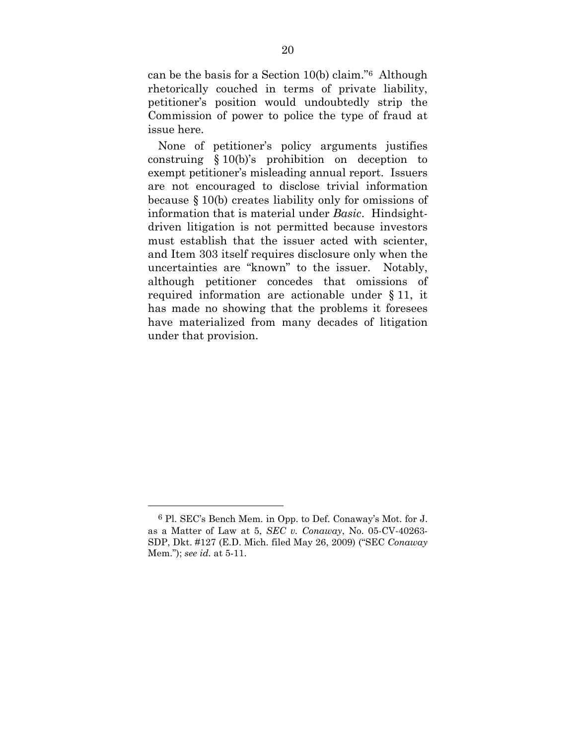can be the basis for a Section 10(b) claim."[6] Although rhetorically couched in terms of private liability, petitioner's position would undoubtedly strip the Commission of power to police the type of fraud at issue here.

None of petitioner's policy arguments justifies construing § 10(b)'s prohibition on deception to exempt petitioner's misleading annual report. Issuers are not encouraged to disclose trivial information because § 10(b) creates liability only for omissions of information that is material under *Basic*. Hindsight-driven litigation is not permitted because investors must establish that the issuer acted with scienter, and Item 303 itself requires disclosure only when the uncertainties are "known" to the issuer. Notably, although petitioner concedes that omissions of required information are actionable under § 11, it has made no showing that the problems it foresees have materialized from many decades of litigation under that provision.

---

[6] Pl. SEC's Bench Mem. in Opp. to Def. Conaway's Mot. for J. as a Matter of Law at 5, *SEC v. Conaway*, No. 05-CV-40263-SDP, Dkt. #127 (E.D. Mich. filed May 26, 2009) ("SEC *Conaway* Mem."); *see id.* at 5-11.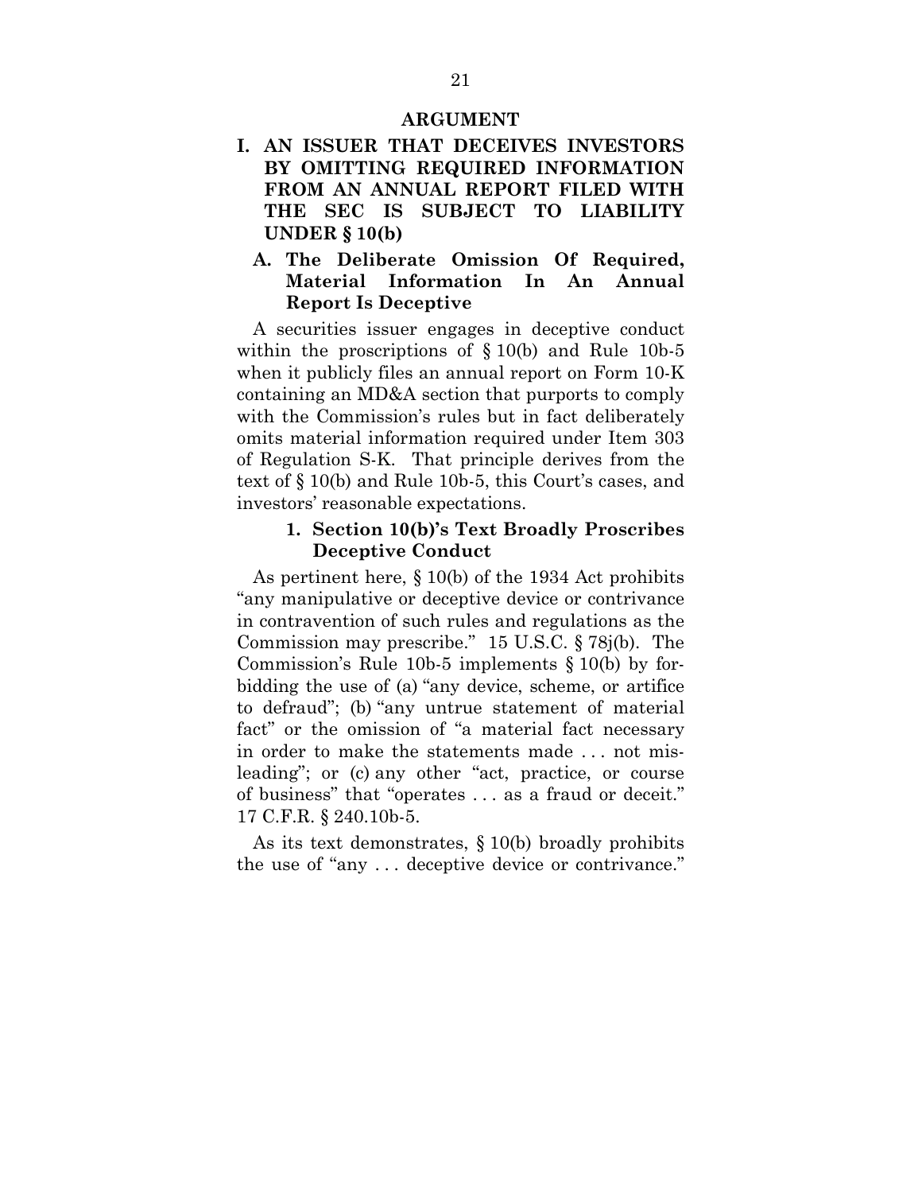# ARGUMENT

## I. AN ISSUER THAT DECEIVES INVESTORS BY OMITTING REQUIRED INFORMATION FROM AN ANNUAL REPORT FILED WITH THE SEC IS SUBJECT TO LIABILITY UNDER § 10(b)

### A. The Deliberate Omission Of Required, Material Information In An Annual Report Is Deceptive

A securities issuer engages in deceptive conduct within the proscriptions of § 10(b) and Rule 10b-5 when it publicly files an annual report on Form 10-K containing an MD&A section that purports to comply with the Commission's rules but in fact deliberately omits material information required under Item 303 of Regulation S-K. That principle derives from the text of § 10(b) and Rule 10b-5, this Court's cases, and investors' reasonable expectations.

#### 1. Section 10(b)'s Text Broadly Proscribes Deceptive Conduct

As pertinent here, § 10(b) of the 1934 Act prohibits "any manipulative or deceptive device or contrivance in contravention of such rules and regulations as the Commission may prescribe." 15 U.S.C. § 78j(b). The Commission's Rule 10b-5 implements § 10(b) by forbidding the use of (a) "any device, scheme, or artifice to defraud"; (b) "any untrue statement of material fact" or the omission of "a material fact necessary in order to make the statements made . . . not misleading"; or (c) any other "act, practice, or course of business" that "operates . . . as a fraud or deceit." 17 C.F.R. § 240.10b-5.

As its text demonstrates, § 10(b) broadly prohibits the use of "any . . . deceptive device or contrivance."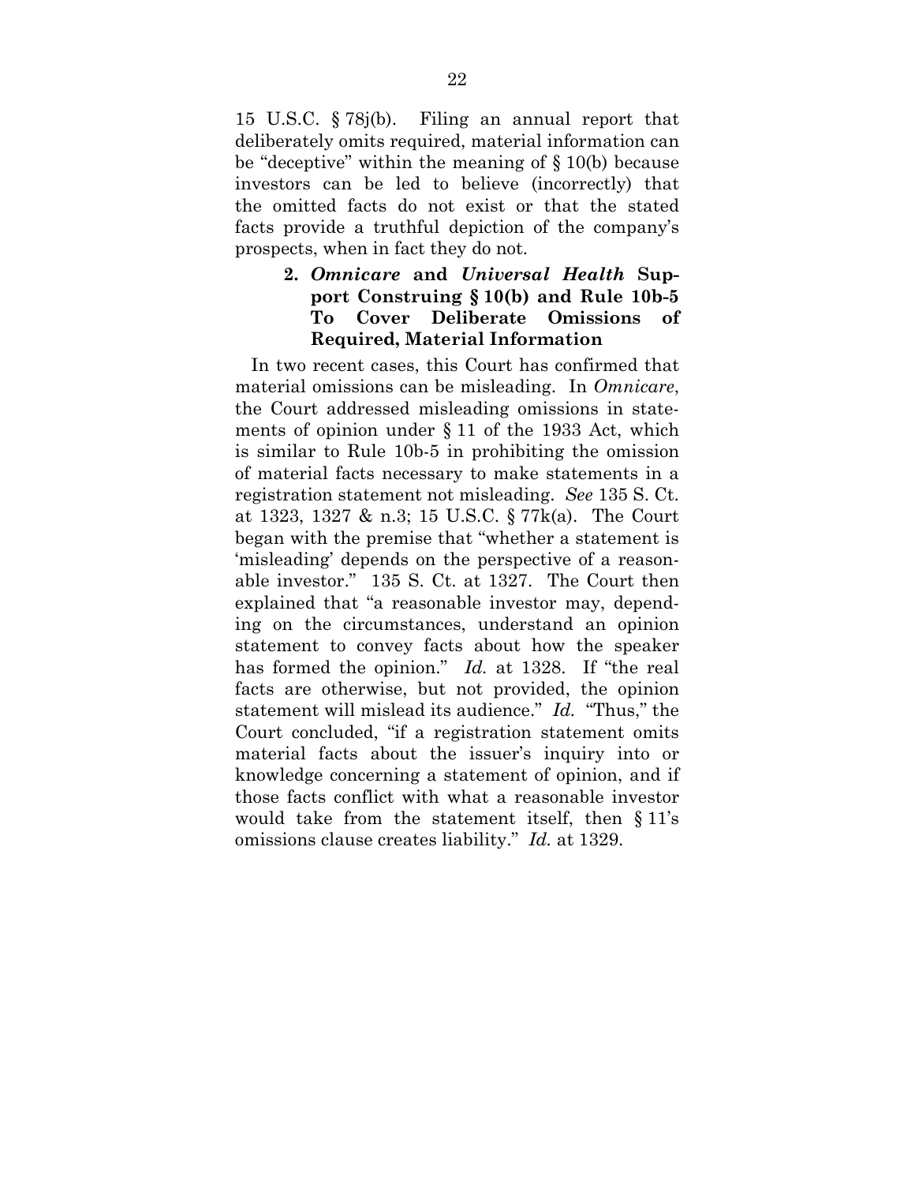15 U.S.C. § 78j(b). Filing an annual report that deliberately omits required, material information can be "deceptive" within the meaning of § 10(b) because investors can be led to believe (incorrectly) that the omitted facts do not exist or that the stated facts provide a truthful depiction of the company's prospects, when in fact they do not.

#### 2. *Omnicare* and *Universal Health* Support Construing § 10(b) and Rule 10b-5 To Cover Deliberate Omissions of Required, Material Information

In two recent cases, this Court has confirmed that material omissions can be misleading. In *Omnicare*, the Court addressed misleading omissions in statements of opinion under § 11 of the 1933 Act, which is similar to Rule 10b-5 in prohibiting the omission of material facts necessary to make statements in a registration statement not misleading. *See* 135 S. Ct. at 1323, 1327 & n.3; 15 U.S.C. § 77k(a). The Court began with the premise that "whether a statement is 'misleading' depends on the perspective of a reasonable investor." 135 S. Ct. at 1327. The Court then explained that "a reasonable investor may, depending on the circumstances, understand an opinion statement to convey facts about how the speaker has formed the opinion." *Id.* at 1328. If "the real facts are otherwise, but not provided, the opinion statement will mislead its audience." *Id.* "Thus," the Court concluded, "if a registration statement omits material facts about the issuer's inquiry into or knowledge concerning a statement of opinion, and if those facts conflict with what a reasonable investor would take from the statement itself, then § 11's omissions clause creates liability." *Id.* at 1329.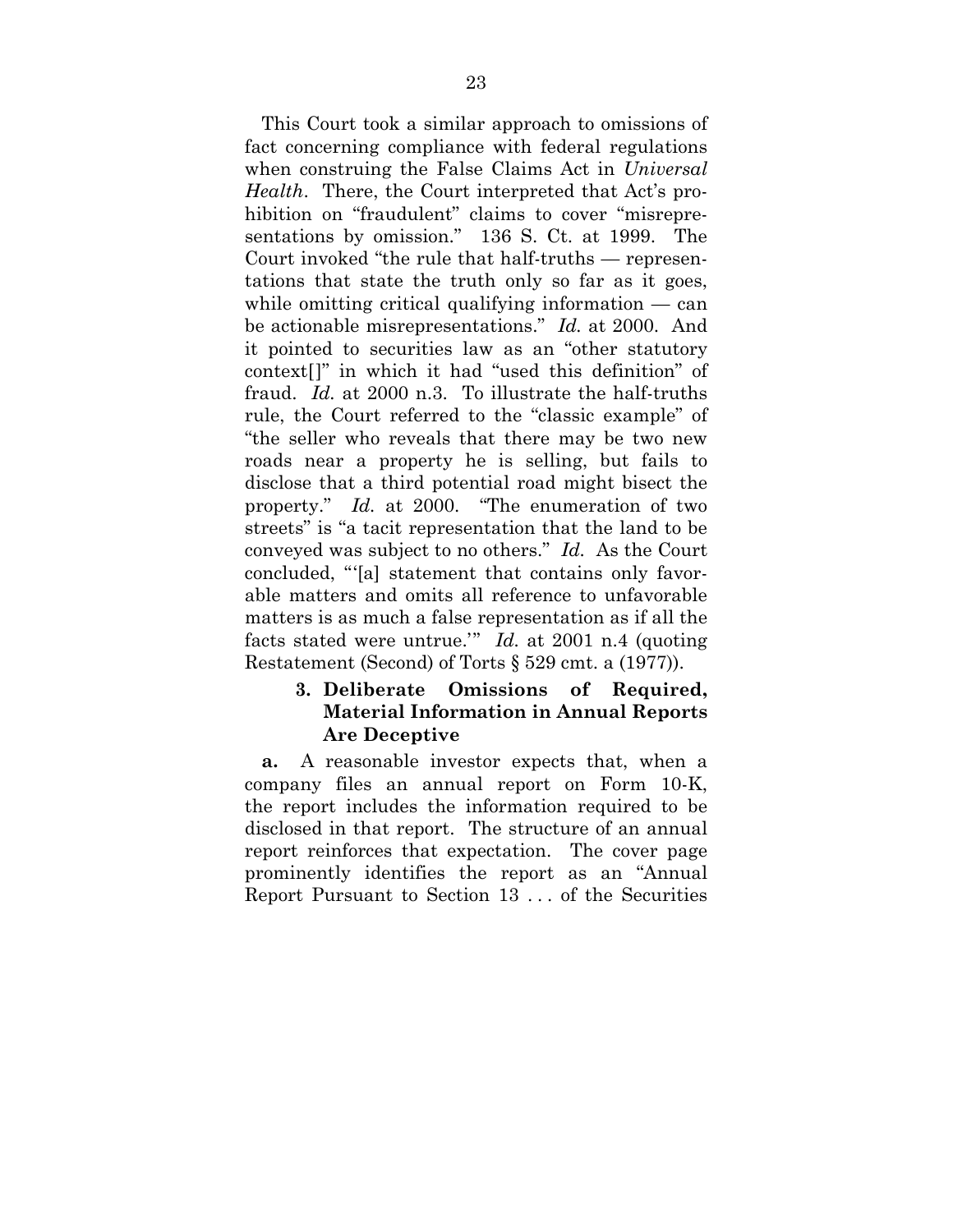This Court took a similar approach to omissions of fact concerning compliance with federal regulations when construing the False Claims Act in *Universal Health*. There, the Court interpreted that Act's prohibition on "fraudulent" claims to cover "misrepresentations by omission." 136 S. Ct. at 1999. The Court invoked "the rule that half-truths — representations that state the truth only so far as it goes, while omitting critical qualifying information — can be actionable misrepresentations." *Id.* at 2000. And it pointed to securities law as an "other statutory context[]" in which it had "used this definition" of fraud. *Id.* at 2000 n.3. To illustrate the half-truths rule, the Court referred to the "classic example" of "the seller who reveals that there may be two new roads near a property he is selling, but fails to disclose that a third potential road might bisect the property." *Id.* at 2000. "The enumeration of two streets" is "a tacit representation that the land to be conveyed was subject to no others." *Id.* As the Court concluded, "'[a] statement that contains only favorable matters and omits all reference to unfavorable matters is as much a false representation as if all the facts stated were untrue.'" *Id.* at 2001 n.4 (quoting Restatement (Second) of Torts § 529 cmt. a (1977)).

### 3. Deliberate Omissions of Required, Material Information in Annual Reports Are Deceptive

**a.** A reasonable investor expects that, when a company files an annual report on Form 10-K, the report includes the information required to be disclosed in that report. The structure of an annual report reinforces that expectation. The cover page prominently identifies the report as an "Annual Report Pursuant to Section 13 . . . of the Securities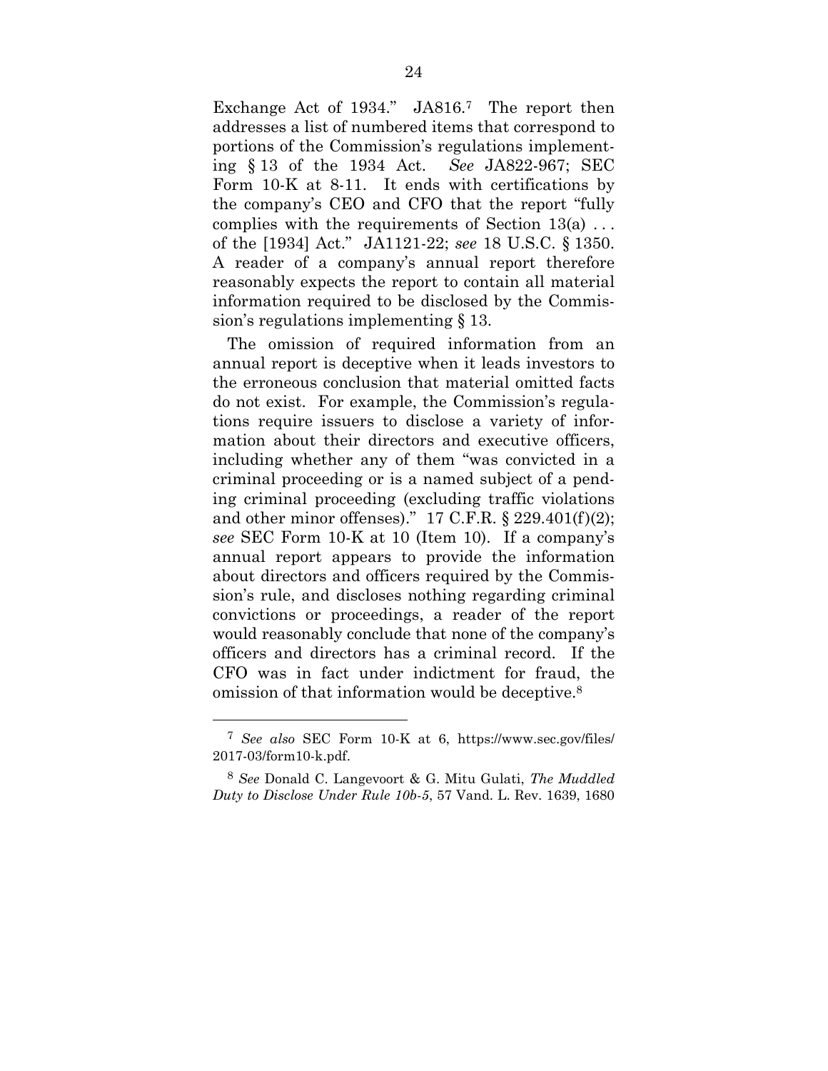Exchange Act of 1934." JA816.[7] The report then addresses a list of numbered items that correspond to portions of the Commission's regulations implementing § 13 of the 1934 Act. *See* JA822-967; SEC Form 10-K at 8-11. It ends with certifications by the company's CEO and CFO that the report "fully complies with the requirements of Section 13(a) . . . of the [1934] Act." JA1121-22; *see* 18 U.S.C. § 1350. A reader of a company's annual report therefore reasonably expects the report to contain all material information required to be disclosed by the Commission's regulations implementing § 13.

The omission of required information from an annual report is deceptive when it leads investors to the erroneous conclusion that material omitted facts do not exist. For example, the Commission's regulations require issuers to disclose a variety of information about their directors and executive officers, including whether any of them "was convicted in a criminal proceeding or is a named subject of a pending criminal proceeding (excluding traffic violations and other minor offenses)." 17 C.F.R. § 229.401(f)(2); *see* SEC Form 10-K at 10 (Item 10). If a company's annual report appears to provide the information about directors and officers required by the Commission's rule, and discloses nothing regarding criminal convictions or proceedings, a reader of the report would reasonably conclude that none of the company's officers and directors has a criminal record. If the CFO was in fact under indictment for fraud, the omission of that information would be deceptive.[8]

---

[7] *See also* SEC Form 10-K at 6, https://www.sec.gov/files/2017-03/form10-k.pdf.

[8] *See* Donald C. Langevoort & G. Mitu Gulati, *The Muddled Duty to Disclose Under Rule 10b-5*, 57 Vand. L. Rev. 1639, 1680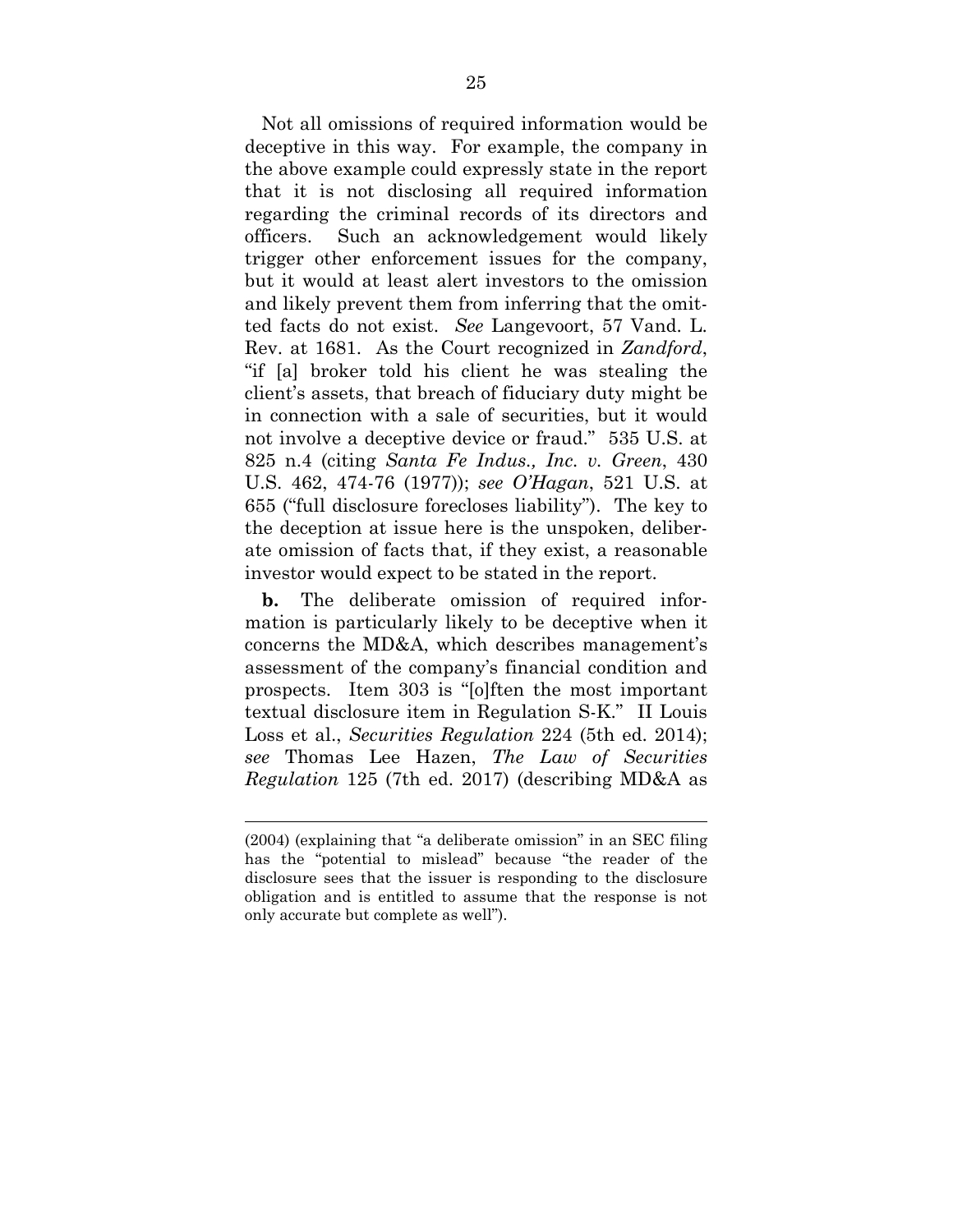Not all omissions of required information would be deceptive in this way. For example, the company in the above example could expressly state in the report that it is not disclosing all required information regarding the criminal records of its directors and officers. Such an acknowledgement would likely trigger other enforcement issues for the company, but it would at least alert investors to the omission and likely prevent them from inferring that the omitted facts do not exist. *See* Langevoort, 57 Vand. L. Rev. at 1681. As the Court recognized in *Zandford*, "if [a] broker told his client he was stealing the client's assets, that breach of fiduciary duty might be in connection with a sale of securities, but it would not involve a deceptive device or fraud." 535 U.S. at 825 n.4 (citing *Santa Fe Indus., Inc. v. Green*, 430 U.S. 462, 474-76 (1977)); *see O'Hagan*, 521 U.S. at 655 ("full disclosure forecloses liability"). The key to the deception at issue here is the unspoken, deliberate omission of facts that, if they exist, a reasonable investor would expect to be stated in the report.

**b.** The deliberate omission of required information is particularly likely to be deceptive when it concerns the MD&A, which describes management's assessment of the company's financial condition and prospects. Item 303 is "[o]ften the most important textual disclosure item in Regulation S-K." II Louis Loss et al., *Securities Regulation* 224 (5th ed. 2014); *see* Thomas Lee Hazen, *The Law of Securities Regulation* 125 (7th ed. 2017) (describing MD&A as

---

(2004) (explaining that "a deliberate omission" in an SEC filing has the "potential to mislead" because "the reader of the disclosure sees that the issuer is responding to the disclosure obligation and is entitled to assume that the response is not only accurate but complete as well").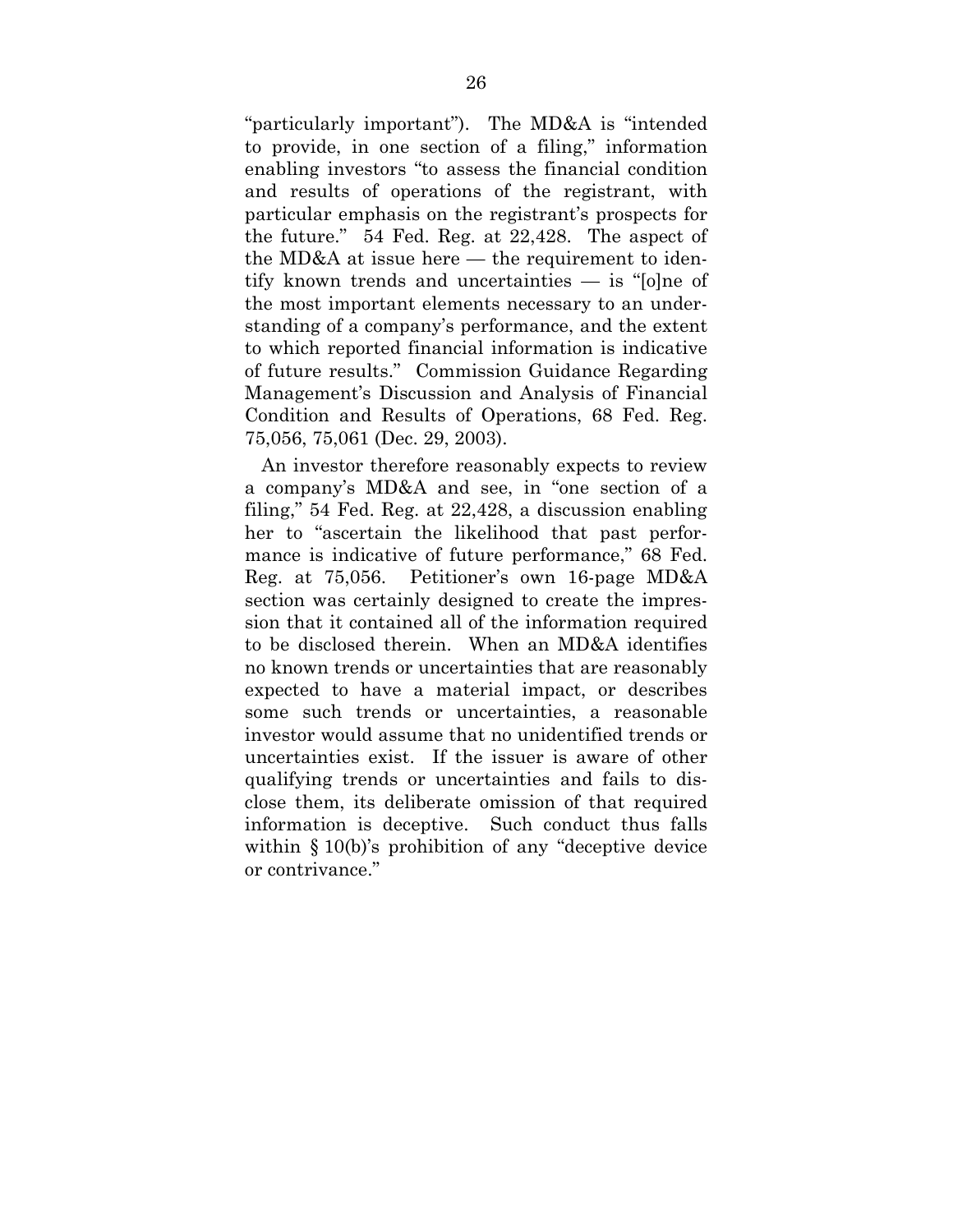"particularly important"). The MD&A is "intended to provide, in one section of a filing," information enabling investors "to assess the financial condition and results of operations of the registrant, with particular emphasis on the registrant's prospects for the future." 54 Fed. Reg. at 22,428. The aspect of the MD&A at issue here — the requirement to identify known trends and uncertainties — is "[o]ne of the most important elements necessary to an understanding of a company's performance, and the extent to which reported financial information is indicative of future results." Commission Guidance Regarding Management's Discussion and Analysis of Financial Condition and Results of Operations, 68 Fed. Reg. 75,056, 75,061 (Dec. 29, 2003).

An investor therefore reasonably expects to review a company's MD&A and see, in "one section of a filing," 54 Fed. Reg. at 22,428, a discussion enabling her to "ascertain the likelihood that past performance is indicative of future performance," 68 Fed. Reg. at 75,056. Petitioner's own 16-page MD&A section was certainly designed to create the impression that it contained all of the information required to be disclosed therein. When an MD&A identifies no known trends or uncertainties that are reasonably expected to have a material impact, or describes some such trends or uncertainties, a reasonable investor would assume that no unidentified trends or uncertainties exist. If the issuer is aware of other qualifying trends or uncertainties and fails to disclose them, its deliberate omission of that required information is deceptive. Such conduct thus falls within § 10(b)'s prohibition of any "deceptive device or contrivance."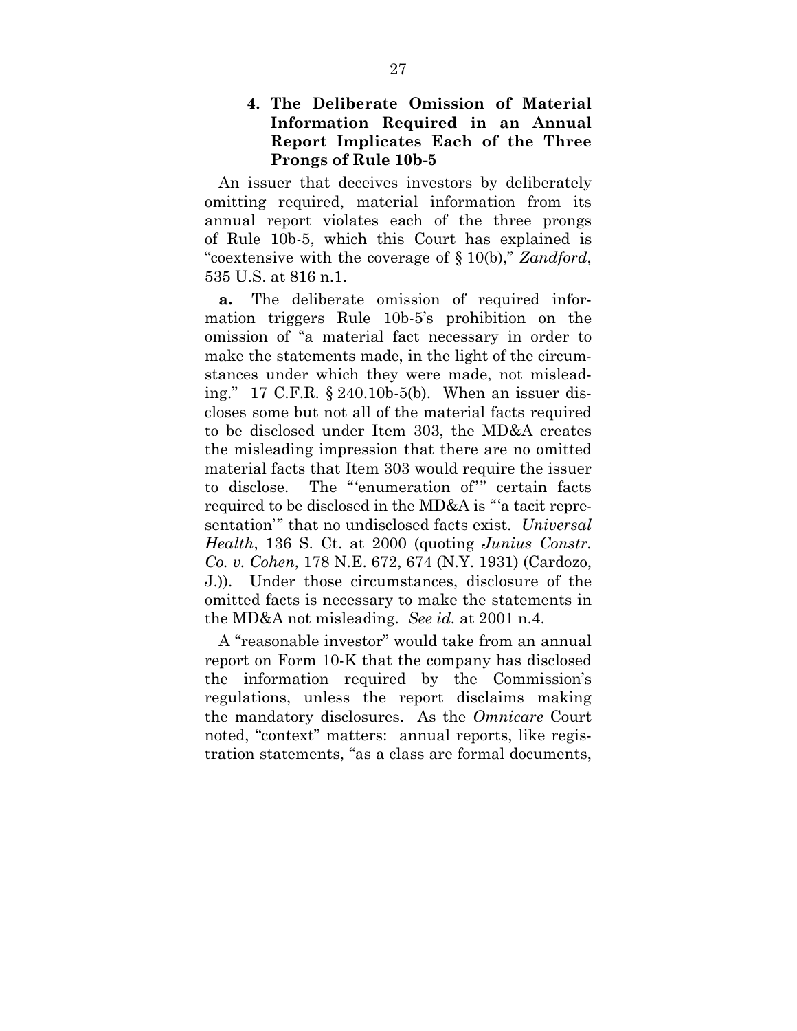#### 4. The Deliberate Omission of Material Information Required in an Annual Report Implicates Each of the Three Prongs of Rule 10b-5

An issuer that deceives investors by deliberately omitting required, material information from its annual report violates each of the three prongs of Rule 10b-5, which this Court has explained is "coextensive with the coverage of § 10(b)," *Zandford*, 535 U.S. at 816 n.1.

**a.** The deliberate omission of required information triggers Rule 10b-5's prohibition on the omission of "a material fact necessary in order to make the statements made, in the light of the circumstances under which they were made, not misleading." 17 C.F.R. § 240.10b-5(b). When an issuer discloses some but not all of the material facts required to be disclosed under Item 303, the MD&A creates the misleading impression that there are no omitted material facts that Item 303 would require the issuer to disclose. The "'enumeration of'" certain facts required to be disclosed in the MD&A is "'a tacit representation'" that no undisclosed facts exist. *Universal Health*, 136 S. Ct. at 2000 (quoting *Junius Constr. Co. v. Cohen*, 178 N.E. 672, 674 (N.Y. 1931) (Cardozo, J.)). Under those circumstances, disclosure of the omitted facts is necessary to make the statements in the MD&A not misleading. *See id.* at 2001 n.4.

A "reasonable investor" would take from an annual report on Form 10-K that the company has disclosed the information required by the Commission's regulations, unless the report disclaims making the mandatory disclosures. As the *Omnicare* Court noted, "context" matters: annual reports, like registration statements, "as a class are formal documents,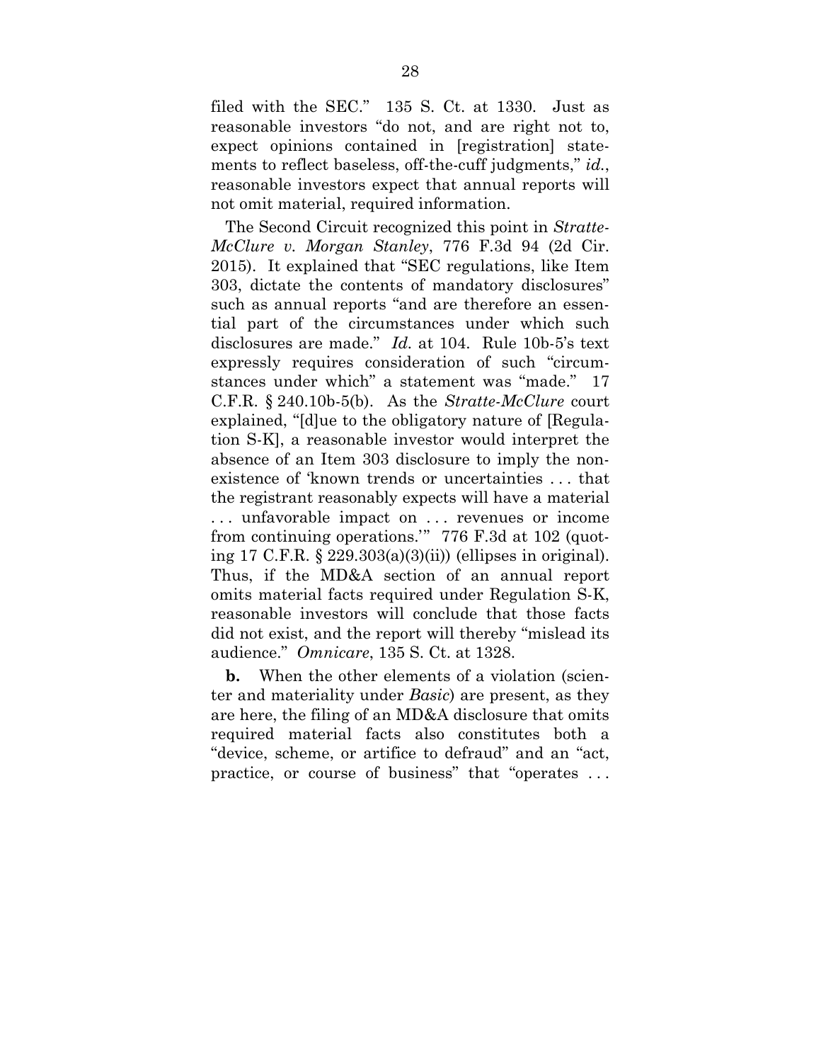filed with the SEC." 135 S. Ct. at 1330. Just as reasonable investors "do not, and are right not to, expect opinions contained in [registration] statements to reflect baseless, off-the-cuff judgments," *id.*, reasonable investors expect that annual reports will not omit material, required information.

The Second Circuit recognized this point in *Stratte-McClure v. Morgan Stanley*, 776 F.3d 94 (2d Cir. 2015). It explained that "SEC regulations, like Item 303, dictate the contents of mandatory disclosures" such as annual reports "and are therefore an essential part of the circumstances under which such disclosures are made." *Id.* at 104. Rule 10b-5's text expressly requires consideration of such "circumstances under which" a statement was "made." 17 C.F.R. § 240.10b-5(b). As the *Stratte-McClure* court explained, "[d]ue to the obligatory nature of [Regulation S-K], a reasonable investor would interpret the absence of an Item 303 disclosure to imply the nonexistence of 'known trends or uncertainties . . . that the registrant reasonably expects will have a material . . . unfavorable impact on . . . revenues or income from continuing operations.'" 776 F.3d at 102 (quoting 17 C.F.R. § 229.303(a)(3)(ii)) (ellipses in original). Thus, if the MD&A section of an annual report omits material facts required under Regulation S-K, reasonable investors will conclude that those facts did not exist, and the report will thereby "mislead its audience." *Omnicare*, 135 S. Ct. at 1328.

**b.** When the other elements of a violation (scienter and materiality under *Basic*) are present, as they are here, the filing of an MD&A disclosure that omits required material facts also constitutes both a "device, scheme, or artifice to defraud" and an "act, practice, or course of business" that "operates . . .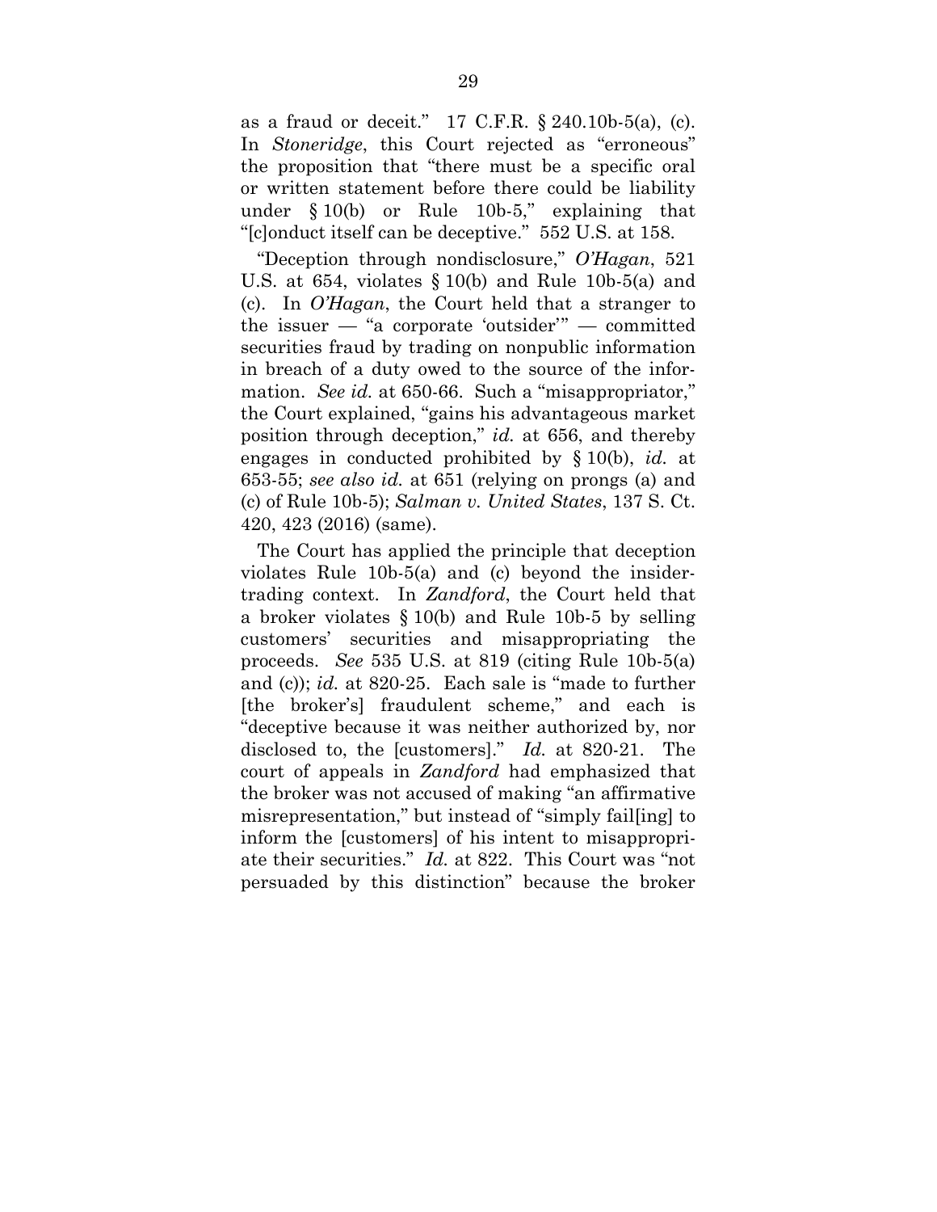as a fraud or deceit." 17 C.F.R. § 240.10b-5(a), (c). In *Stoneridge*, this Court rejected as "erroneous" the proposition that "there must be a specific oral or written statement before there could be liability under § 10(b) or Rule 10b-5," explaining that "[c]onduct itself can be deceptive." 552 U.S. at 158.

"Deception through nondisclosure," *O'Hagan*, 521 U.S. at 654, violates § 10(b) and Rule 10b-5(a) and (c). In *O'Hagan*, the Court held that a stranger to the issuer — "a corporate 'outsider'" — committed securities fraud by trading on nonpublic information in breach of a duty owed to the source of the information. *See id.* at 650-66. Such a "misappropriator," the Court explained, "gains his advantageous market position through deception," *id.* at 656, and thereby engages in conducted prohibited by § 10(b), *id.* at 653-55; *see also id.* at 651 (relying on prongs (a) and (c) of Rule 10b-5); *Salman v. United States*, 137 S. Ct. 420, 423 (2016) (same).

The Court has applied the principle that deception violates Rule 10b-5(a) and (c) beyond the insider-trading context. In *Zandford*, the Court held that a broker violates § 10(b) and Rule 10b-5 by selling customers' securities and misappropriating the proceeds. *See* 535 U.S. at 819 (citing Rule 10b-5(a) and (c)); *id.* at 820-25. Each sale is "made to further [the broker's] fraudulent scheme," and each is "deceptive because it was neither authorized by, nor disclosed to, the [customers]." *Id.* at 820-21. The court of appeals in *Zandford* had emphasized that the broker was not accused of making "an affirmative misrepresentation," but instead of "simply fail[ing] to inform the [customers] of his intent to misappropriate their securities." *Id.* at 822. This Court was "not persuaded by this distinction" because the broker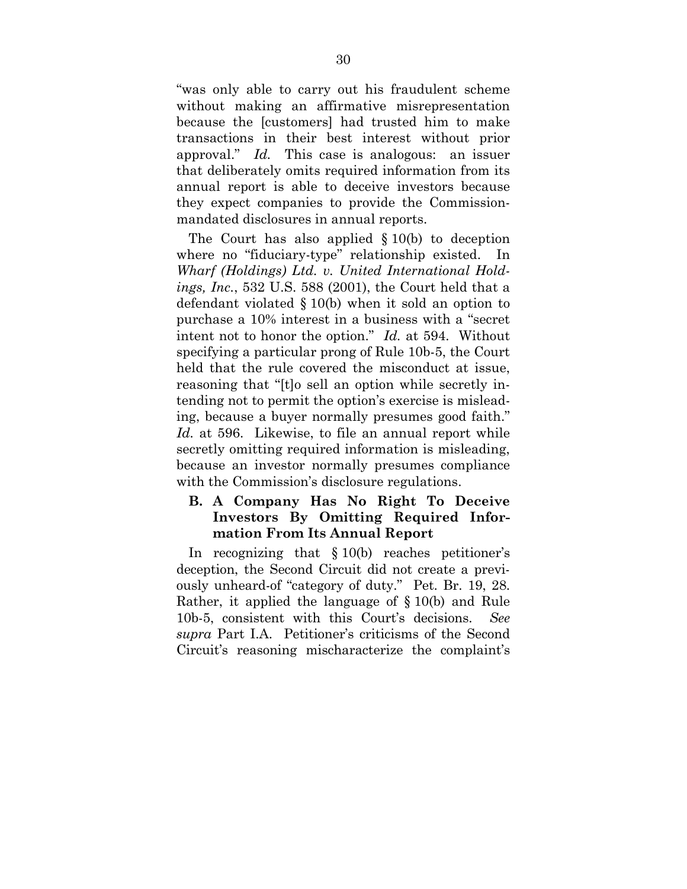"was only able to carry out his fraudulent scheme without making an affirmative misrepresentation because the [customers] had trusted him to make transactions in their best interest without prior approval." *Id.* This case is analogous: an issuer that deliberately omits required information from its annual report is able to deceive investors because they expect companies to provide the Commission-mandated disclosures in annual reports.

The Court has also applied § 10(b) to deception where no "fiduciary-type" relationship existed. In *Wharf (Holdings) Ltd. v. United International Holdings, Inc.*, 532 U.S. 588 (2001), the Court held that a defendant violated § 10(b) when it sold an option to purchase a 10% interest in a business with a "secret intent not to honor the option." *Id.* at 594. Without specifying a particular prong of Rule 10b-5, the Court held that the rule covered the misconduct at issue, reasoning that "[t]o sell an option while secretly intending not to permit the option's exercise is misleading, because a buyer normally presumes good faith." *Id.* at 596. Likewise, to file an annual report while secretly omitting required information is misleading, because an investor normally presumes compliance with the Commission's disclosure regulations.

### B. A Company Has No Right To Deceive Investors By Omitting Required Information From Its Annual Report

In recognizing that § 10(b) reaches petitioner's deception, the Second Circuit did not create a previously unheard-of "category of duty." Pet. Br. 19, 28. Rather, it applied the language of § 10(b) and Rule 10b-5, consistent with this Court's decisions. *See supra* Part I.A. Petitioner's criticisms of the Second Circuit's reasoning mischaracterize the complaint's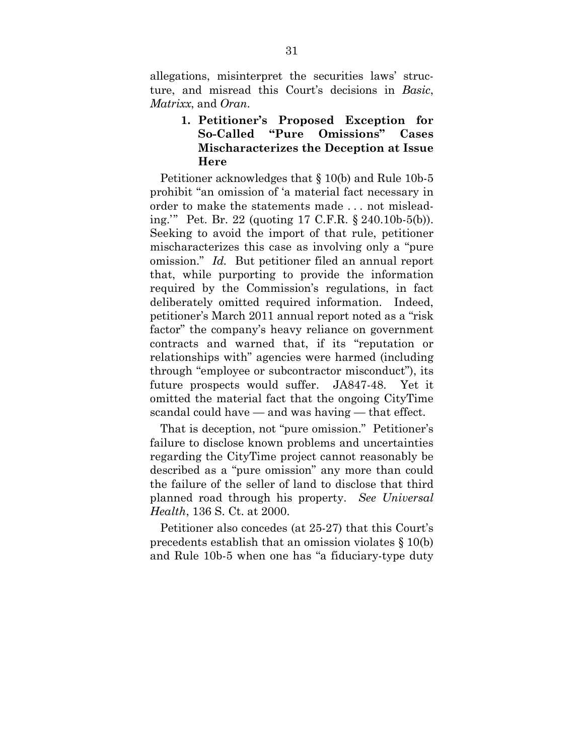allegations, misinterpret the securities laws' structure, and misread this Court's decisions in *Basic*, *Matrixx*, and *Oran*.

### 1. Petitioner's Proposed Exception for So-Called "Pure Omissions" Cases Mischaracterizes the Deception at Issue Here

Petitioner acknowledges that § 10(b) and Rule 10b-5 prohibit "an omission of 'a material fact necessary in order to make the statements made . . . not misleading.'" Pet. Br. 22 (quoting 17 C.F.R. § 240.10b-5(b)). Seeking to avoid the import of that rule, petitioner mischaracterizes this case as involving only a "pure omission." *Id.* But petitioner filed an annual report that, while purporting to provide the information required by the Commission's regulations, in fact deliberately omitted required information. Indeed, petitioner's March 2011 annual report noted as a "risk factor" the company's heavy reliance on government contracts and warned that, if its "reputation or relationships with" agencies were harmed (including through "employee or subcontractor misconduct"), its future prospects would suffer. JA847-48. Yet it omitted the material fact that the ongoing CityTime scandal could have — and was having — that effect.

That is deception, not "pure omission." Petitioner's failure to disclose known problems and uncertainties regarding the CityTime project cannot reasonably be described as a "pure omission" any more than could the failure of the seller of land to disclose that third planned road through his property. *See Universal Health*, 136 S. Ct. at 2000.

Petitioner also concedes (at 25-27) that this Court's precedents establish that an omission violates § 10(b) and Rule 10b-5 when one has "a fiduciary-type duty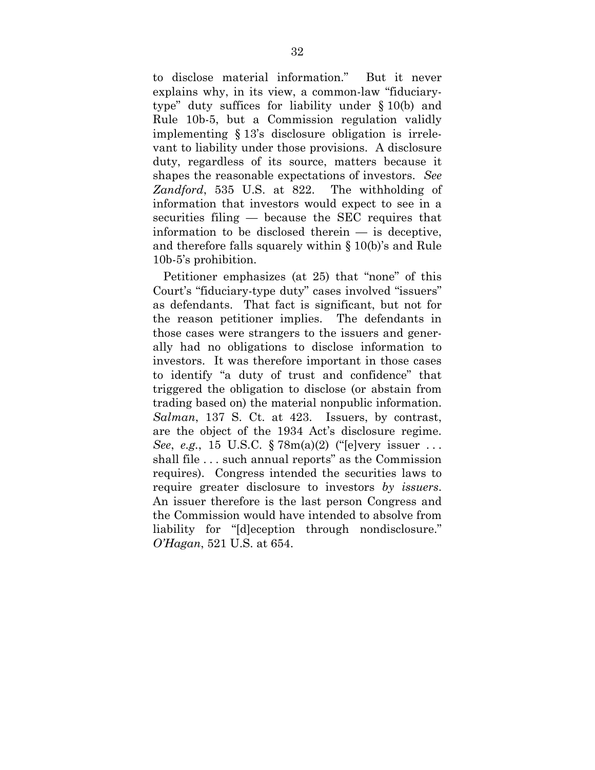to disclose material information." But it never explains why, in its view, a common-law "fiduciary-type" duty suffices for liability under § 10(b) and Rule 10b-5, but a Commission regulation validly implementing § 13's disclosure obligation is irrelevant to liability under those provisions. A disclosure duty, regardless of its source, matters because it shapes the reasonable expectations of investors. *See Zandford*, 535 U.S. at 822. The withholding of information that investors would expect to see in a securities filing — because the SEC requires that information to be disclosed therein — is deceptive, and therefore falls squarely within § 10(b)'s and Rule 10b-5's prohibition.

Petitioner emphasizes (at 25) that "none" of this Court's "fiduciary-type duty" cases involved "issuers" as defendants. That fact is significant, but not for the reason petitioner implies. The defendants in those cases were strangers to the issuers and generally had no obligations to disclose information to investors. It was therefore important in those cases to identify "a duty of trust and confidence" that triggered the obligation to disclose (or abstain from trading based on) the material nonpublic information. *Salman*, 137 S. Ct. at 423. Issuers, by contrast, are the object of the 1934 Act's disclosure regime. *See*, *e.g.*, 15 U.S.C. § 78m(a)(2) ("[e]very issuer . . . shall file . . . such annual reports" as the Commission requires). Congress intended the securities laws to require greater disclosure to investors *by issuers*. An issuer therefore is the last person Congress and the Commission would have intended to absolve from liability for "[d]eception through nondisclosure." *O'Hagan*, 521 U.S. at 654.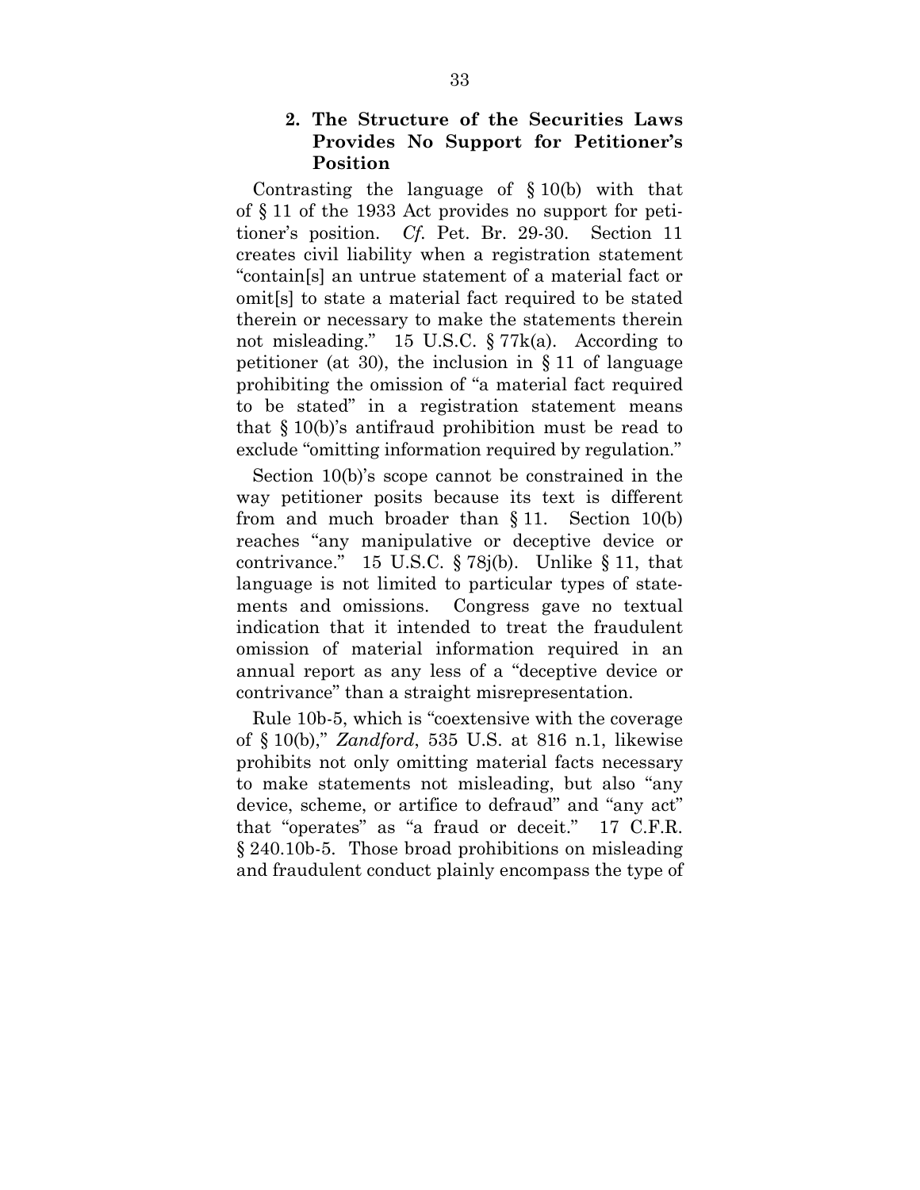### 2. The Structure of the Securities Laws Provides No Support for Petitioner's Position

Contrasting the language of § 10(b) with that of § 11 of the 1933 Act provides no support for petitioner's position. *Cf.* Pet. Br. 29-30. Section 11 creates civil liability when a registration statement "contain[s] an untrue statement of a material fact or omit[s] to state a material fact required to be stated therein or necessary to make the statements therein not misleading." 15 U.S.C. § 77k(a). According to petitioner (at 30), the inclusion in § 11 of language prohibiting the omission of "a material fact required to be stated" in a registration statement means that § 10(b)'s antifraud prohibition must be read to exclude "omitting information required by regulation."

Section 10(b)'s scope cannot be constrained in the way petitioner posits because its text is different from and much broader than § 11. Section 10(b) reaches "any manipulative or deceptive device or contrivance." 15 U.S.C. § 78j(b). Unlike § 11, that language is not limited to particular types of statements and omissions. Congress gave no textual indication that it intended to treat the fraudulent omission of material information required in an annual report as any less of a "deceptive device or contrivance" than a straight misrepresentation.

Rule 10b-5, which is "coextensive with the coverage of § 10(b)," *Zandford*, 535 U.S. at 816 n.1, likewise prohibits not only omitting material facts necessary to make statements not misleading, but also "any device, scheme, or artifice to defraud" and "any act" that "operates" as "a fraud or deceit." 17 C.F.R. § 240.10b-5. Those broad prohibitions on misleading and fraudulent conduct plainly encompass the type of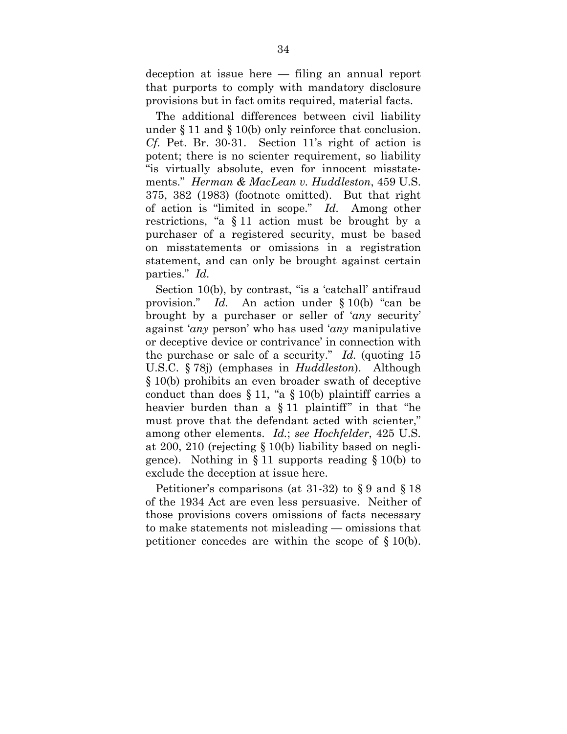deception at issue here — filing an annual report that purports to comply with mandatory disclosure provisions but in fact omits required, material facts.

The additional differences between civil liability under § 11 and § 10(b) only reinforce that conclusion. *Cf.* Pet. Br. 30-31. Section 11's right of action is potent; there is no scienter requirement, so liability "is virtually absolute, even for innocent misstatements." *Herman & MacLean v. Huddleston*, 459 U.S. 375, 382 (1983) (footnote omitted). But that right of action is "limited in scope." *Id.* Among other restrictions, "a § 11 action must be brought by a purchaser of a registered security, must be based on misstatements or omissions in a registration statement, and can only be brought against certain parties." *Id.*

Section 10(b), by contrast, "is a 'catchall' antifraud provision." *Id.* An action under § 10(b) "can be brought by a purchaser or seller of '*any* security' against '*any* person' who has used '*any* manipulative or deceptive device or contrivance' in connection with the purchase or sale of a security." *Id.* (quoting 15 U.S.C. § 78j) (emphases in *Huddleston*). Although § 10(b) prohibits an even broader swath of deceptive conduct than does § 11, "a § 10(b) plaintiff carries a heavier burden than a § 11 plaintiff" in that "he must prove that the defendant acted with scienter," among other elements. *Id.*; *see Hochfelder*, 425 U.S. at 200, 210 (rejecting § 10(b) liability based on negligence). Nothing in § 11 supports reading § 10(b) to exclude the deception at issue here.

Petitioner's comparisons (at 31-32) to § 9 and § 18 of the 1934 Act are even less persuasive. Neither of those provisions covers omissions of facts necessary to make statements not misleading — omissions that petitioner concedes are within the scope of § 10(b).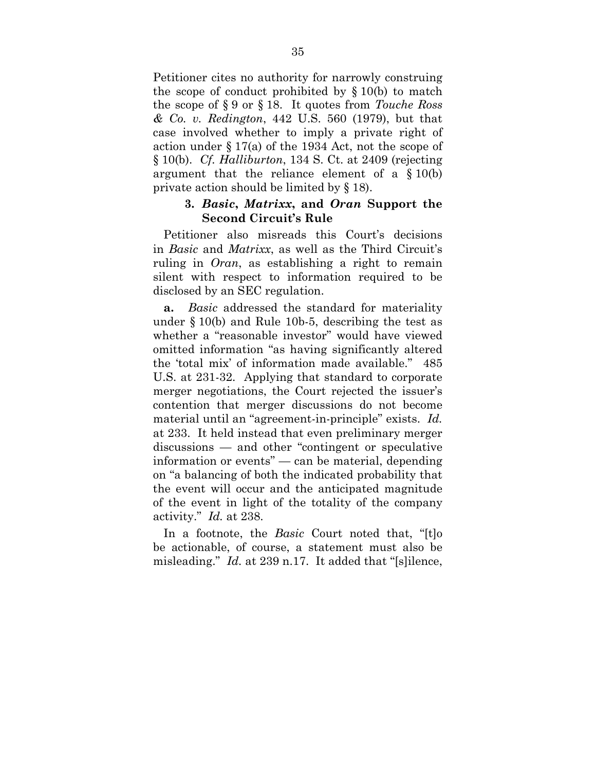Petitioner cites no authority for narrowly construing the scope of conduct prohibited by § 10(b) to match the scope of § 9 or § 18. It quotes from *Touche Ross & Co. v. Redington*, 442 U.S. 560 (1979), but that case involved whether to imply a private right of action under § 17(a) of the 1934 Act, not the scope of § 10(b). *Cf. Halliburton*, 134 S. Ct. at 2409 (rejecting argument that the reliance element of a § 10(b) private action should be limited by § 18).

### 3. *Basic*, *Matrixx*, and *Oran* Support the Second Circuit's Rule

Petitioner also misreads this Court's decisions in *Basic* and *Matrixx*, as well as the Third Circuit's ruling in *Oran*, as establishing a right to remain silent with respect to information required to be disclosed by an SEC regulation.

**a.** *Basic* addressed the standard for materiality under § 10(b) and Rule 10b-5, describing the test as whether a "reasonable investor" would have viewed omitted information "as having significantly altered the 'total mix' of information made available." 485 U.S. at 231-32. Applying that standard to corporate merger negotiations, the Court rejected the issuer's contention that merger discussions do not become material until an "agreement-in-principle" exists. *Id.* at 233. It held instead that even preliminary merger discussions — and other "contingent or speculative information or events" — can be material, depending on "a balancing of both the indicated probability that the event will occur and the anticipated magnitude of the event in light of the totality of the company activity." *Id.* at 238.

In a footnote, the *Basic* Court noted that, "[t]o be actionable, of course, a statement must also be misleading." *Id.* at 239 n.17. It added that "[s]ilence,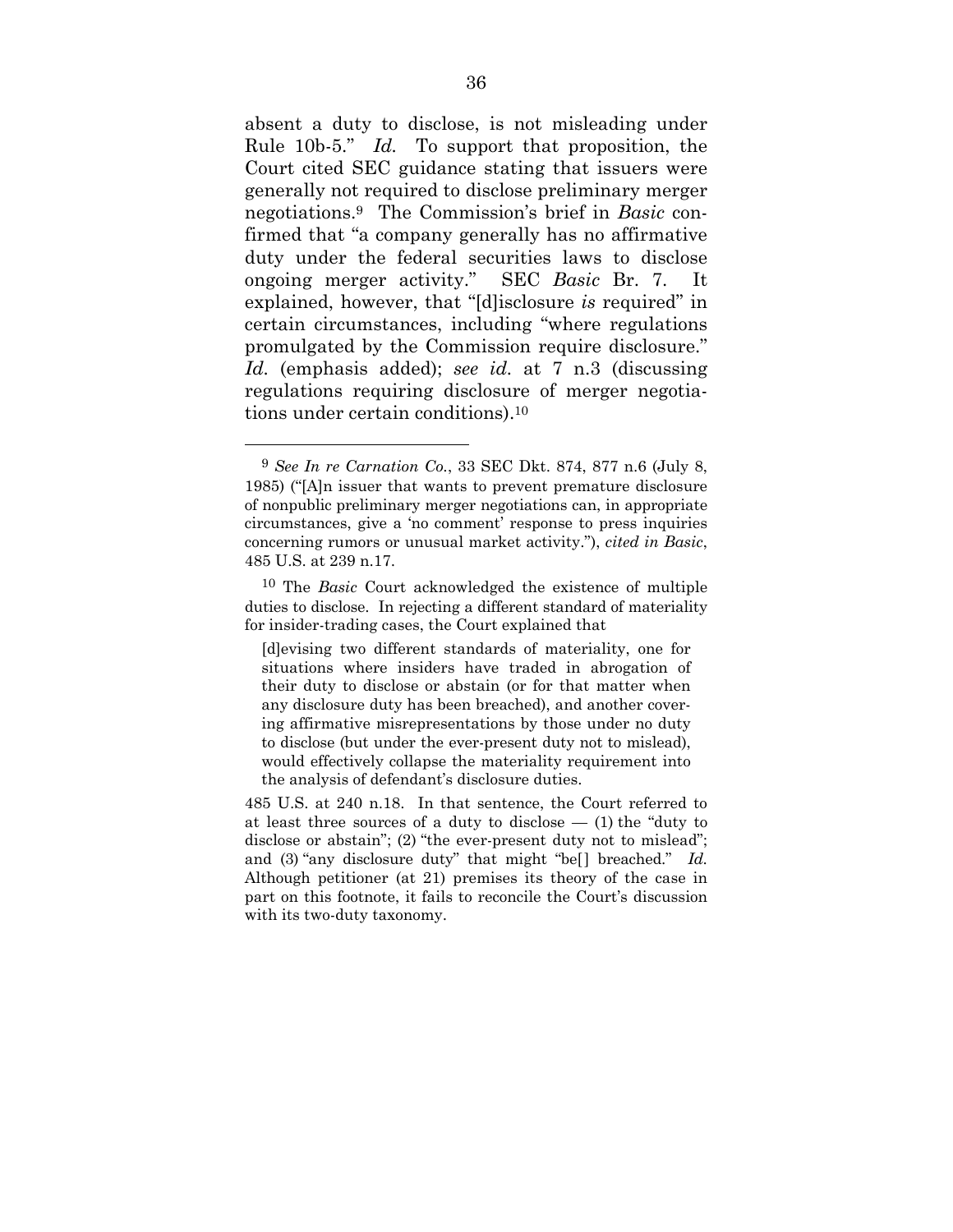absent a duty to disclose, is not misleading under Rule 10b-5." *Id.* To support that proposition, the Court cited SEC guidance stating that issuers were generally not required to disclose preliminary merger negotiations.[9] The Commission's brief in *Basic* confirmed that "a company generally has no affirmative duty under the federal securities laws to disclose ongoing merger activity." SEC *Basic* Br. 7. It explained, however, that "[d]isclosure *is* required" in certain circumstances, including "where regulations promulgated by the Commission require disclosure." *Id.* (emphasis added); *see id.* at 7 n.3 (discussing regulations requiring disclosure of merger negotiations under certain conditions).[10]

---

[9] *See In re Carnation Co.*, 33 SEC Dkt. 874, 877 n.6 (July 8, 1985) ("[A]n issuer that wants to prevent premature disclosure of nonpublic preliminary merger negotiations can, in appropriate circumstances, give a 'no comment' response to press inquiries concerning rumors or unusual market activity."), *cited in Basic*, 485 U.S. at 239 n.17.

[10] The *Basic* Court acknowledged the existence of multiple duties to disclose. In rejecting a different standard of materiality for insider-trading cases, the Court explained that

> [d]evising two different standards of materiality, one for situations where insiders have traded in abrogation of their duty to disclose or abstain (or for that matter when any disclosure duty has been breached), and another covering affirmative misrepresentations by those under no duty to disclose (but under the ever-present duty not to mislead), would effectively collapse the materiality requirement into the analysis of defendant's disclosure duties.

485 U.S. at 240 n.18. In that sentence, the Court referred to at least three sources of a duty to disclose — (1) the "duty to disclose or abstain"; (2) "the ever-present duty not to mislead"; and (3) "any disclosure duty" that might "be[] breached." *Id.* Although petitioner (at 21) premises its theory of the case in part on this footnote, it fails to reconcile the Court's discussion with its two-duty taxonomy.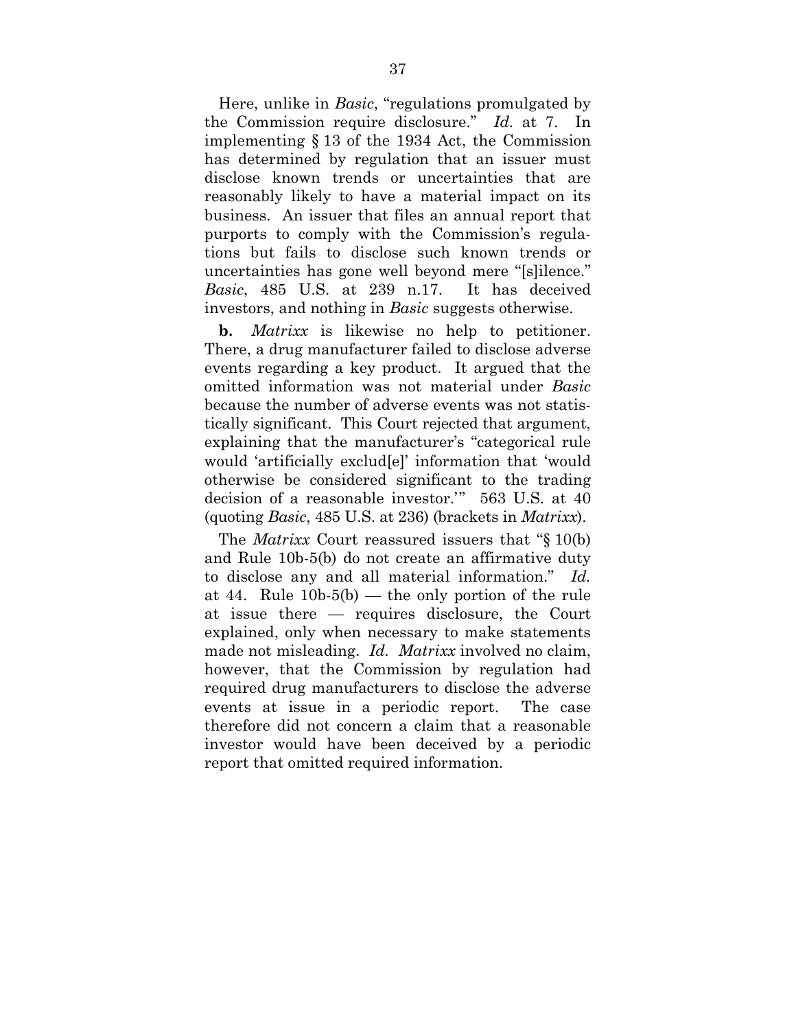Here, unlike in *Basic*, "regulations promulgated by the Commission require disclosure." *Id*. at 7. In implementing § 13 of the 1934 Act, the Commission has determined by regulation that an issuer must disclose known trends or uncertainties that are reasonably likely to have a material impact on its business. An issuer that files an annual report that purports to comply with the Commission's regulations but fails to disclose such known trends or uncertainties has gone well beyond mere "[s]ilence." *Basic*, 485 U.S. at 239 n.17. It has deceived investors, and nothing in *Basic* suggests otherwise.

**b.** *Matrixx* is likewise no help to petitioner. There, a drug manufacturer failed to disclose adverse events regarding a key product. It argued that the omitted information was not material under *Basic* because the number of adverse events was not statistically significant. This Court rejected that argument, explaining that the manufacturer's "categorical rule would 'artificially exclud[e]' information that 'would otherwise be considered significant to the trading decision of a reasonable investor.'" 563 U.S. at 40 (quoting *Basic*, 485 U.S. at 236) (brackets in *Matrixx*).

The *Matrixx* Court reassured issuers that "§ 10(b) and Rule 10b-5(b) do not create an affirmative duty to disclose any and all material information." *Id.* at 44. Rule 10b-5(b) — the only portion of the rule at issue there — requires disclosure, the Court explained, only when necessary to make statements made not misleading. *Id.* *Matrixx* involved no claim, however, that the Commission by regulation had required drug manufacturers to disclose the adverse events at issue in a periodic report. The case therefore did not concern a claim that a reasonable investor would have been deceived by a periodic report that omitted required information.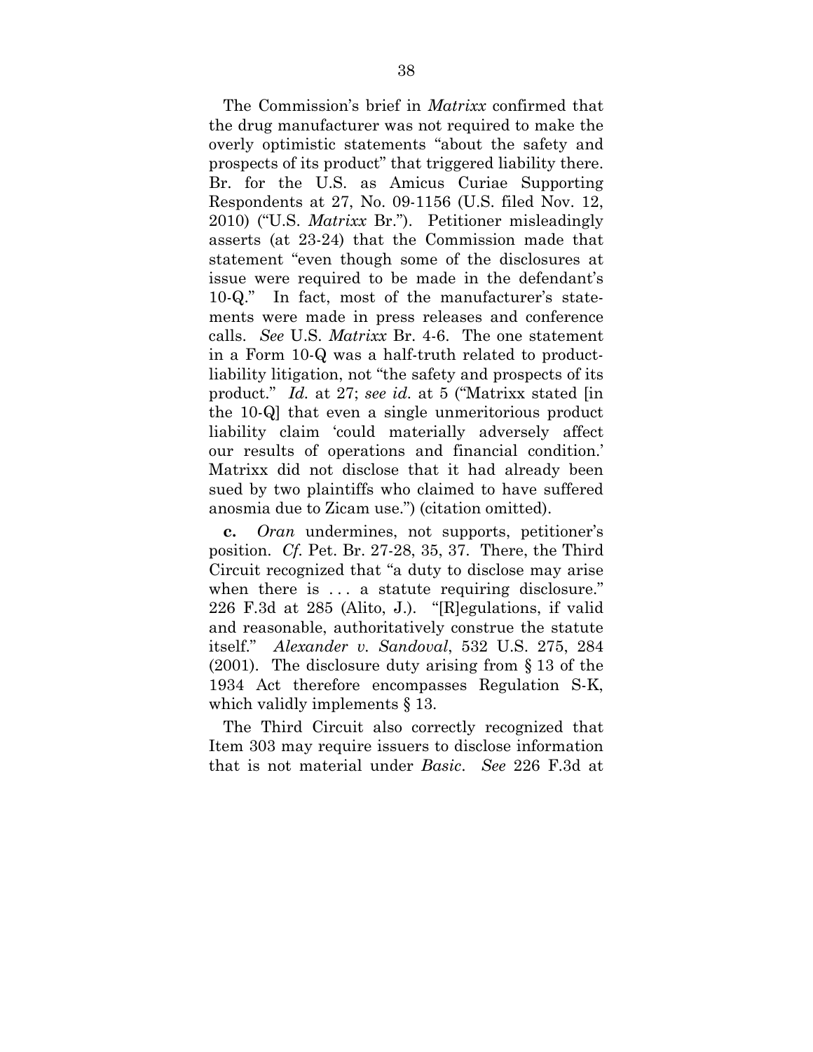The Commission's brief in *Matrixx* confirmed that the drug manufacturer was not required to make the overly optimistic statements "about the safety and prospects of its product" that triggered liability there. Br. for the U.S. as Amicus Curiae Supporting Respondents at 27, No. 09-1156 (U.S. filed Nov. 12, 2010) ("U.S. *Matrixx* Br."). Petitioner misleadingly asserts (at 23-24) that the Commission made that statement "even though some of the disclosures at issue were required to be made in the defendant's 10-Q." In fact, most of the manufacturer's statements were made in press releases and conference calls. *See* U.S. *Matrixx* Br. 4-6. The one statement in a Form 10-Q was a half-truth related to product-liability litigation, not "the safety and prospects of its product." *Id.* at 27; *see id.* at 5 ("Matrixx stated [in the 10-Q] that even a single unmeritorious product liability claim 'could materially adversely affect our results of operations and financial condition.' Matrixx did not disclose that it had already been sued by two plaintiffs who claimed to have suffered anosmia due to Zicam use.") (citation omitted).

**c.** *Oran* undermines, not supports, petitioner's position. *Cf.* Pet. Br. 27-28, 35, 37. There, the Third Circuit recognized that "a duty to disclose may arise when there is . . . a statute requiring disclosure." 226 F.3d at 285 (Alito, J.). "[R]egulations, if valid and reasonable, authoritatively construe the statute itself." *Alexander v. Sandoval*, 532 U.S. 275, 284 (2001). The disclosure duty arising from § 13 of the 1934 Act therefore encompasses Regulation S-K, which validly implements § 13.

The Third Circuit also correctly recognized that Item 303 may require issuers to disclose information that is not material under *Basic*. *See* 226 F.3d at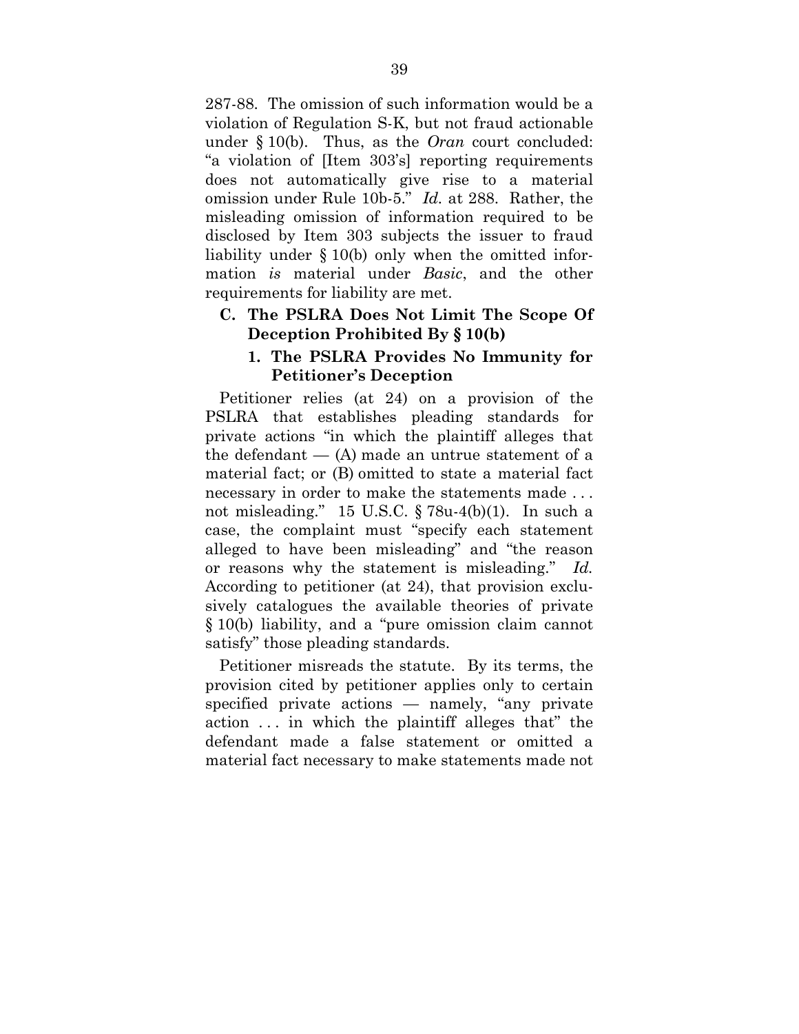287-88. The omission of such information would be a violation of Regulation S-K, but not fraud actionable under § 10(b). Thus, as the *Oran* court concluded: "a violation of [Item 303's] reporting requirements does not automatically give rise to a material omission under Rule 10b-5." *Id.* at 288. Rather, the misleading omission of information required to be disclosed by Item 303 subjects the issuer to fraud liability under § 10(b) only when the omitted information *is* material under *Basic*, and the other requirements for liability are met.

### C. The PSLRA Does Not Limit The Scope Of Deception Prohibited By § 10(b)

#### 1. The PSLRA Provides No Immunity for Petitioner's Deception

Petitioner relies (at 24) on a provision of the PSLRA that establishes pleading standards for private actions "in which the plaintiff alleges that the defendant — (A) made an untrue statement of a material fact; or (B) omitted to state a material fact necessary in order to make the statements made . . . not misleading." 15 U.S.C. § 78u-4(b)(1). In such a case, the complaint must "specify each statement alleged to have been misleading" and "the reason or reasons why the statement is misleading." *Id.* According to petitioner (at 24), that provision exclusively catalogues the available theories of private § 10(b) liability, and a "pure omission claim cannot satisfy" those pleading standards.

Petitioner misreads the statute. By its terms, the provision cited by petitioner applies only to certain specified private actions — namely, "any private action . . . in which the plaintiff alleges that" the defendant made a false statement or omitted a material fact necessary to make statements made not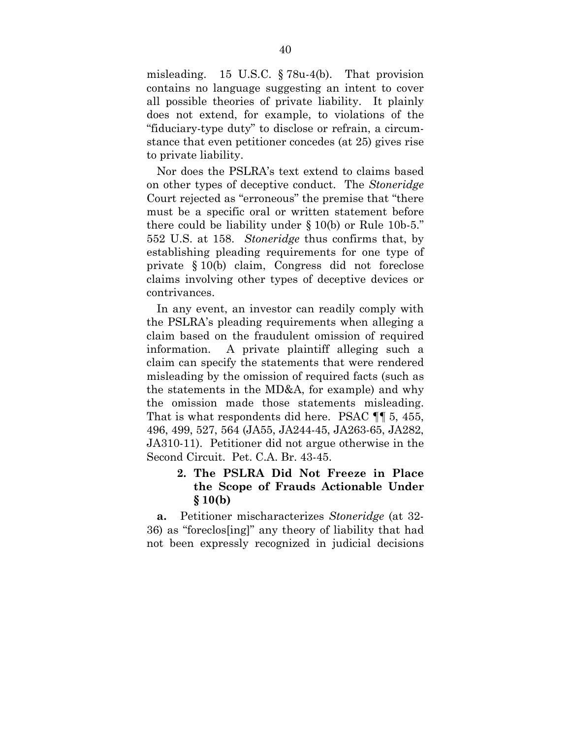misleading. 15 U.S.C. § 78u-4(b). That provision contains no language suggesting an intent to cover all possible theories of private liability. It plainly does not extend, for example, to violations of the "fiduciary-type duty" to disclose or refrain, a circumstance that even petitioner concedes (at 25) gives rise to private liability.

Nor does the PSLRA's text extend to claims based on other types of deceptive conduct. The *Stoneridge* Court rejected as "erroneous" the premise that "there must be a specific oral or written statement before there could be liability under § 10(b) or Rule 10b-5." 552 U.S. at 158. *Stoneridge* thus confirms that, by establishing pleading requirements for one type of private § 10(b) claim, Congress did not foreclose claims involving other types of deceptive devices or contrivances.

In any event, an investor can readily comply with the PSLRA's pleading requirements when alleging a claim based on the fraudulent omission of required information. A private plaintiff alleging such a claim can specify the statements that were rendered misleading by the omission of required facts (such as the statements in the MD&A, for example) and why the omission made those statements misleading. That is what respondents did here. PSAC ¶¶ 5, 455, 496, 499, 527, 564 (JA55, JA244-45, JA263-65, JA282, JA310-11). Petitioner did not argue otherwise in the Second Circuit. Pet. C.A. Br. 43-45.

### 2. The PSLRA Did Not Freeze in Place the Scope of Frauds Actionable Under § 10(b)

**a.** Petitioner mischaracterizes *Stoneridge* (at 32-36) as "foreclos[ing]" any theory of liability that had not been expressly recognized in judicial decisions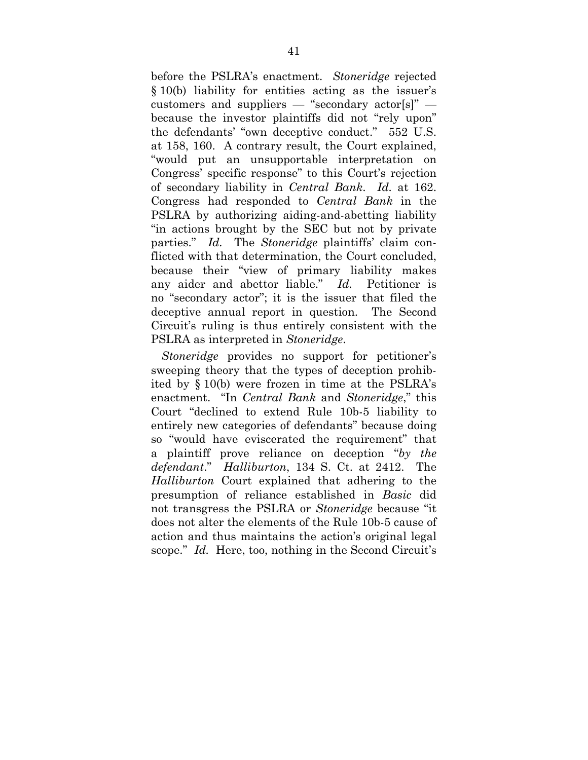before the PSLRA's enactment. *Stoneridge* rejected § 10(b) liability for entities acting as the issuer's customers and suppliers — "secondary actor[s]" — because the investor plaintiffs did not "rely upon" the defendants' "own deceptive conduct." 552 U.S. at 158, 160. A contrary result, the Court explained, "would put an unsupportable interpretation on Congress' specific response" to this Court's rejection of secondary liability in *Central Bank*. *Id.* at 162. Congress had responded to *Central Bank* in the PSLRA by authorizing aiding-and-abetting liability "in actions brought by the SEC but not by private parties." *Id.* The *Stoneridge* plaintiffs' claim conflicted with that determination, the Court concluded, because their "view of primary liability makes any aider and abettor liable." *Id.* Petitioner is no "secondary actor"; it is the issuer that filed the deceptive annual report in question. The Second Circuit's ruling is thus entirely consistent with the PSLRA as interpreted in *Stoneridge*.

*Stoneridge* provides no support for petitioner's sweeping theory that the types of deception prohibited by § 10(b) were frozen in time at the PSLRA's enactment. "In *Central Bank* and *Stoneridge*," this Court "declined to extend Rule 10b-5 liability to entirely new categories of defendants" because doing so "would have eviscerated the requirement" that a plaintiff prove reliance on deception "*by the defendant*." *Halliburton*, 134 S. Ct. at 2412. The *Halliburton* Court explained that adhering to the presumption of reliance established in *Basic* did not transgress the PSLRA or *Stoneridge* because "it does not alter the elements of the Rule 10b-5 cause of action and thus maintains the action's original legal scope." *Id.* Here, too, nothing in the Second Circuit's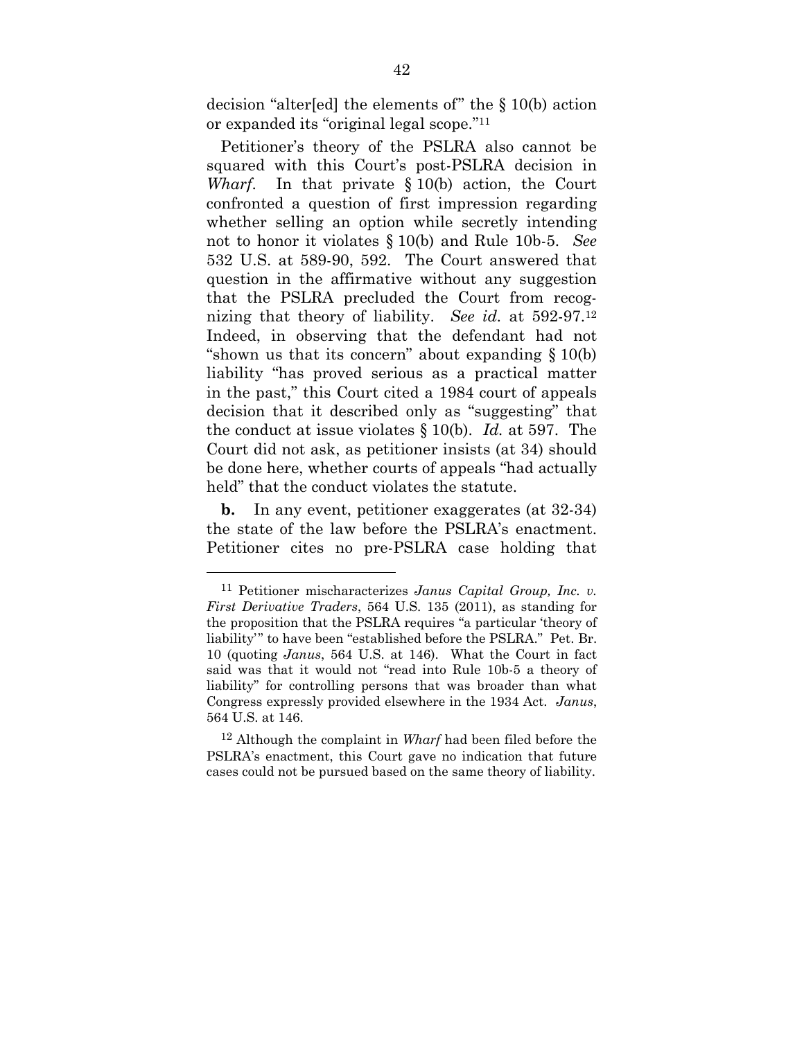decision "alter[ed] the elements of" the § 10(b) action or expanded its "original legal scope."[11]

Petitioner's theory of the PSLRA also cannot be squared with this Court's post-PSLRA decision in *Wharf*. In that private § 10(b) action, the Court confronted a question of first impression regarding whether selling an option while secretly intending not to honor it violates § 10(b) and Rule 10b-5. *See* 532 U.S. at 589-90, 592. The Court answered that question in the affirmative without any suggestion that the PSLRA precluded the Court from recognizing that theory of liability. *See id.* at 592-97.[12] Indeed, in observing that the defendant had not "shown us that its concern" about expanding § 10(b) liability "has proved serious as a practical matter in the past," this Court cited a 1984 court of appeals decision that it described only as "suggesting" that the conduct at issue violates § 10(b). *Id.* at 597. The Court did not ask, as petitioner insists (at 34) should be done here, whether courts of appeals "had actually held" that the conduct violates the statute.

**b.** In any event, petitioner exaggerates (at 32-34) the state of the law before the PSLRA's enactment. Petitioner cites no pre-PSLRA case holding that

---

[11] Petitioner mischaracterizes *Janus Capital Group, Inc. v. First Derivative Traders*, 564 U.S. 135 (2011), as standing for the proposition that the PSLRA requires "a particular 'theory of liability'" to have been "established before the PSLRA." Pet. Br. 10 (quoting *Janus*, 564 U.S. at 146). What the Court in fact said was that it would not "read into Rule 10b-5 a theory of liability" for controlling persons that was broader than what Congress expressly provided elsewhere in the 1934 Act. *Janus*, 564 U.S. at 146.

[12] Although the complaint in *Wharf* had been filed before the PSLRA's enactment, this Court gave no indication that future cases could not be pursued based on the same theory of liability.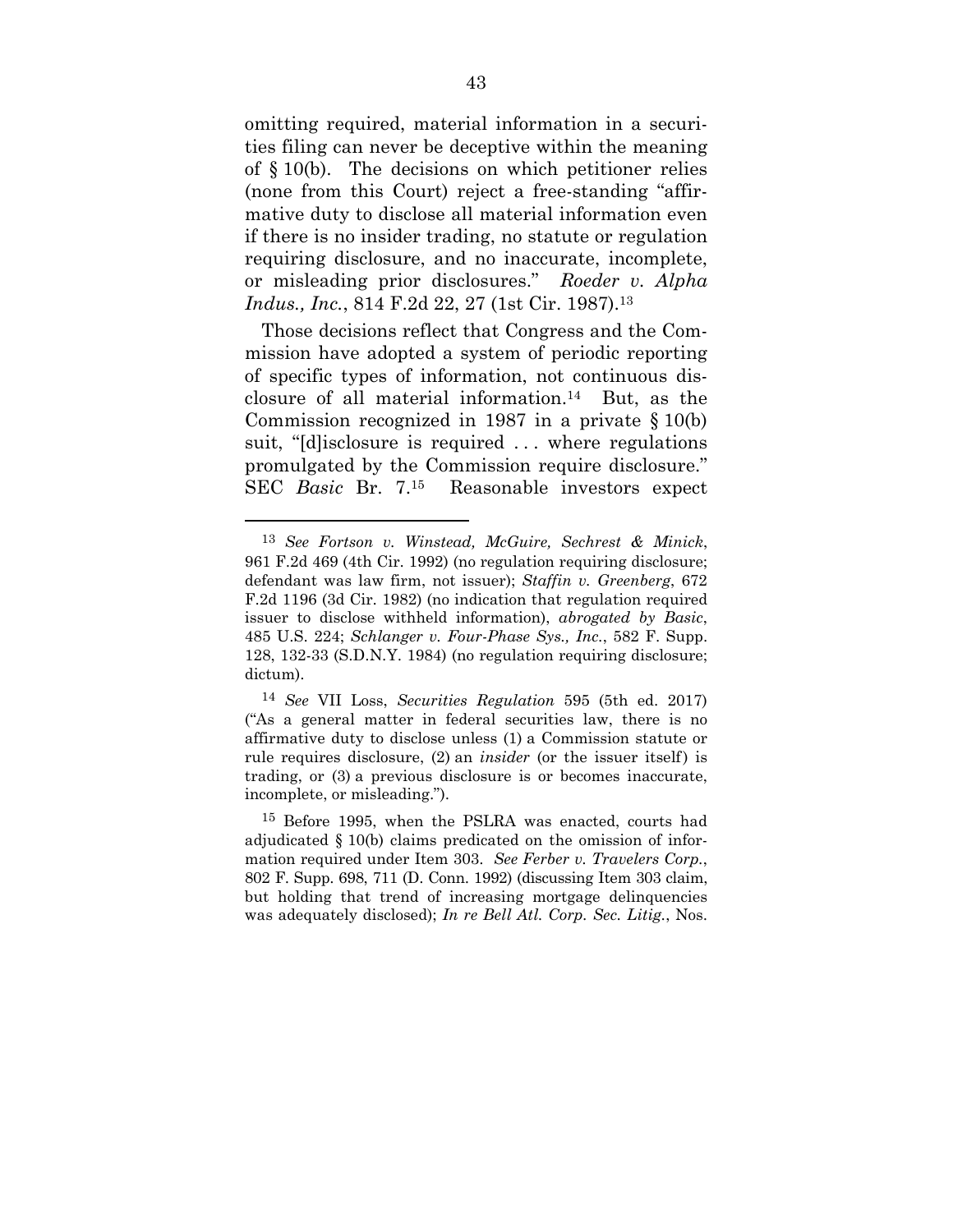omitting required, material information in a securities filing can never be deceptive within the meaning of § 10(b). The decisions on which petitioner relies (none from this Court) reject a free-standing "affirmative duty to disclose all material information even if there is no insider trading, no statute or regulation requiring disclosure, and no inaccurate, incomplete, or misleading prior disclosures." *Roeder v. Alpha Indus., Inc.*, 814 F.2d 22, 27 (1st Cir. 1987).[13]

Those decisions reflect that Congress and the Commission have adopted a system of periodic reporting of specific types of information, not continuous disclosure of all material information.[14] But, as the Commission recognized in 1987 in a private § 10(b) suit, "[d]isclosure is required . . . where regulations promulgated by the Commission require disclosure." SEC *Basic* Br. 7.[15] Reasonable investors expect

---

[13] *See Fortson v. Winstead, McGuire, Sechrest & Minick*, 961 F.2d 469 (4th Cir. 1992) (no regulation requiring disclosure; defendant was law firm, not issuer); *Staffin v. Greenberg*, 672 F.2d 1196 (3d Cir. 1982) (no indication that regulation required issuer to disclose withheld information), *abrogated by Basic*, 485 U.S. 224; *Schlanger v. Four-Phase Sys., Inc.*, 582 F. Supp. 128, 132-33 (S.D.N.Y. 1984) (no regulation requiring disclosure; dictum).

[14] *See* VII Loss, *Securities Regulation* 595 (5th ed. 2017) ("As a general matter in federal securities law, there is no affirmative duty to disclose unless (1) a Commission statute or rule requires disclosure, (2) an *insider* (or the issuer itself) is trading, or (3) a previous disclosure is or becomes inaccurate, incomplete, or misleading.").

[15] Before 1995, when the PSLRA was enacted, courts had adjudicated § 10(b) claims predicated on the omission of information required under Item 303. *See Ferber v. Travelers Corp.*, 802 F. Supp. 698, 711 (D. Conn. 1992) (discussing Item 303 claim, but holding that trend of increasing mortgage delinquencies was adequately disclosed); *In re Bell Atl. Corp. Sec. Litig.*, Nos.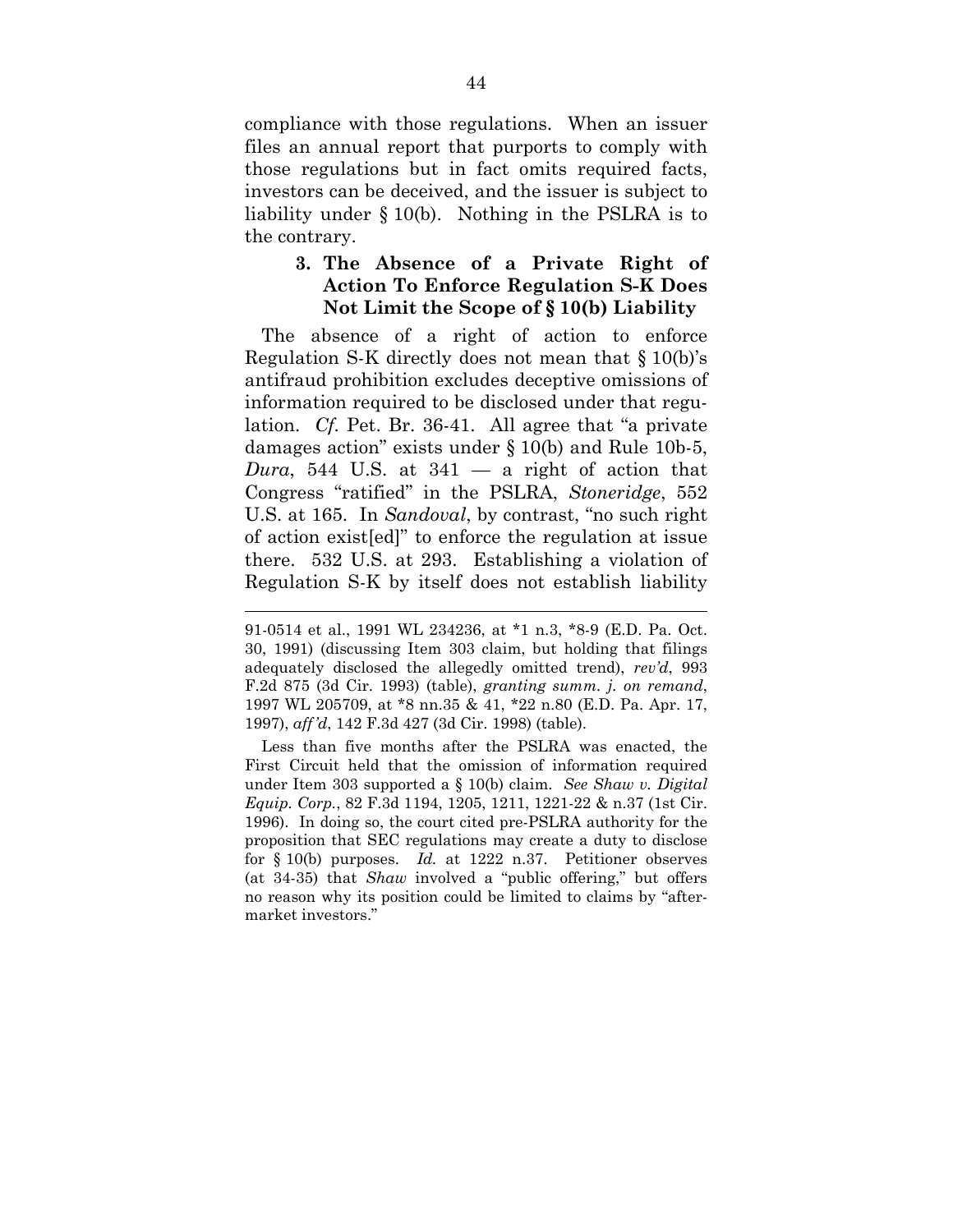compliance with those regulations. When an issuer files an annual report that purports to comply with those regulations but in fact omits required facts, investors can be deceived, and the issuer is subject to liability under § 10(b). Nothing in the PSLRA is to the contrary.

### 3. The Absence of a Private Right of Action To Enforce Regulation S-K Does Not Limit the Scope of § 10(b) Liability

The absence of a right of action to enforce Regulation S-K directly does not mean that § 10(b)'s antifraud prohibition excludes deceptive omissions of information required to be disclosed under that regulation. *Cf.* Pet. Br. 36-41. All agree that "a private damages action" exists under § 10(b) and Rule 10b-5, *Dura*, 544 U.S. at 341 — a right of action that Congress "ratified" in the PSLRA, *Stoneridge*, 552 U.S. at 165. In *Sandoval*, by contrast, "no such right of action exist[ed]" to enforce the regulation at issue there. 532 U.S. at 293. Establishing a violation of Regulation S-K by itself does not establish liability

---

91-0514 et al., 1991 WL 234236, at *1 n.3, *8-9 (E.D. Pa. Oct. 30, 1991) (discussing Item 303 claim, but holding that filings adequately disclosed the allegedly omitted trend), *rev'd*, 993 F.2d 875 (3d Cir. 1993) (table), *granting summ. j. on remand*, 1997 WL 205709, at *8 nn.35 & 41, *22 n.80 (E.D. Pa. Apr. 17, 1997), *aff'd*, 142 F.3d 427 (3d Cir. 1998) (table).

Less than five months after the PSLRA was enacted, the First Circuit held that the omission of information required under Item 303 supported a § 10(b) claim. *See Shaw v. Digital Equip. Corp.*, 82 F.3d 1194, 1205, 1211, 1221-22 & n.37 (1st Cir. 1996). In doing so, the court cited pre-PSLRA authority for the proposition that SEC regulations may create a duty to disclose for § 10(b) purposes. *Id.* at 1222 n.37. Petitioner observes (at 34-35) that *Shaw* involved a "public offering," but offers no reason why its position could be limited to claims by "aftermarket investors."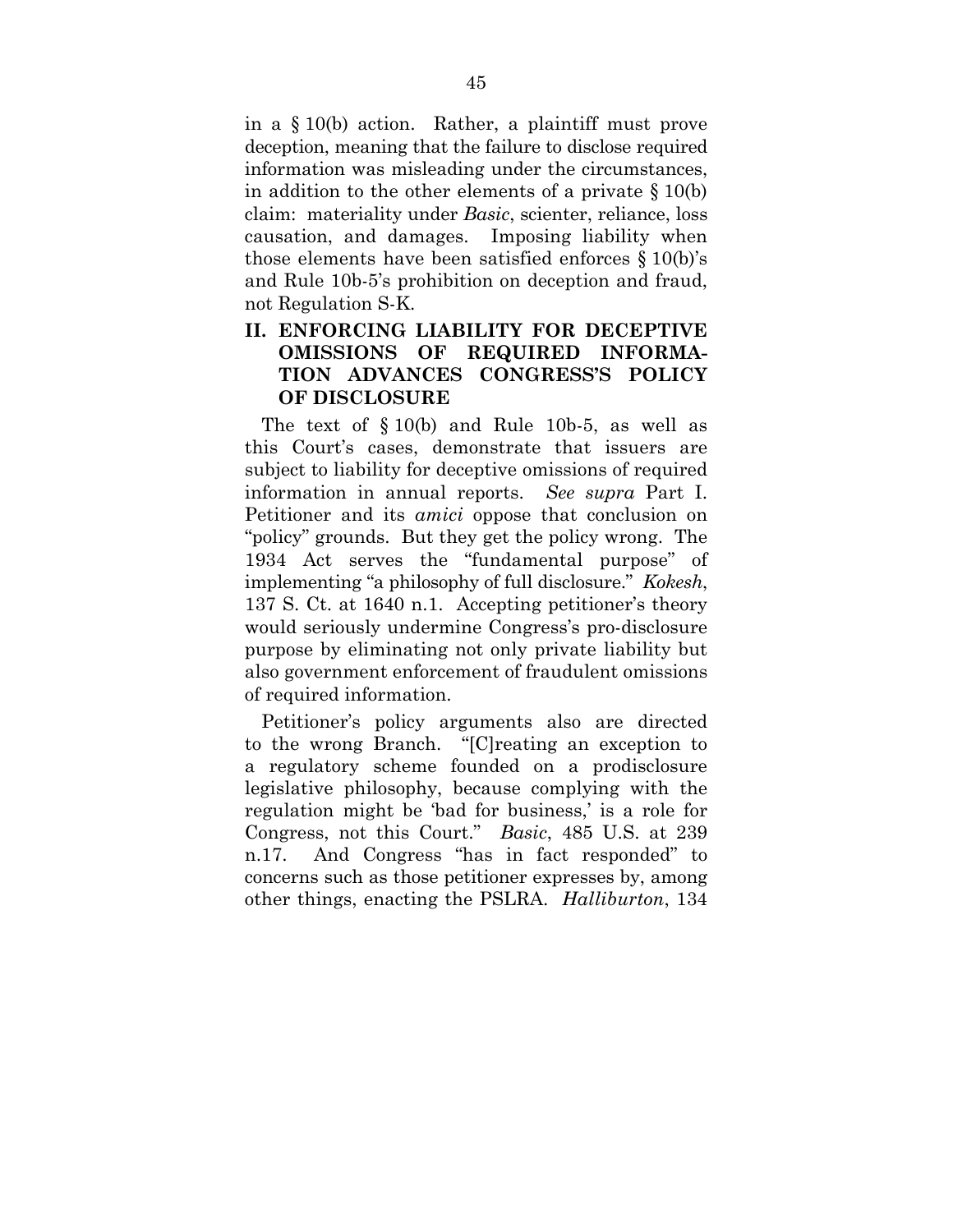in a § 10(b) action. Rather, a plaintiff must prove deception, meaning that the failure to disclose required information was misleading under the circumstances, in addition to the other elements of a private § 10(b) claim: materiality under *Basic*, scienter, reliance, loss causation, and damages. Imposing liability when those elements have been satisfied enforces § 10(b)'s and Rule 10b-5's prohibition on deception and fraud, not Regulation S-K.

## II. ENFORCING LIABILITY FOR DECEPTIVE OMISSIONS OF REQUIRED INFORMATION ADVANCES CONGRESS'S POLICY OF DISCLOSURE

The text of § 10(b) and Rule 10b-5, as well as this Court's cases, demonstrate that issuers are subject to liability for deceptive omissions of required information in annual reports. *See supra* Part I. Petitioner and its *amici* oppose that conclusion on "policy" grounds. But they get the policy wrong. The 1934 Act serves the "fundamental purpose" of implementing "a philosophy of full disclosure." *Kokesh*, 137 S. Ct. at 1640 n.1. Accepting petitioner's theory would seriously undermine Congress's pro-disclosure purpose by eliminating not only private liability but also government enforcement of fraudulent omissions of required information.

Petitioner's policy arguments also are directed to the wrong Branch. "[C]reating an exception to a regulatory scheme founded on a prodisclosure legislative philosophy, because complying with the regulation might be 'bad for business,' is a role for Congress, not this Court." *Basic*, 485 U.S. at 239 n.17. And Congress "has in fact responded" to concerns such as those petitioner expresses by, among other things, enacting the PSLRA. *Halliburton*, 134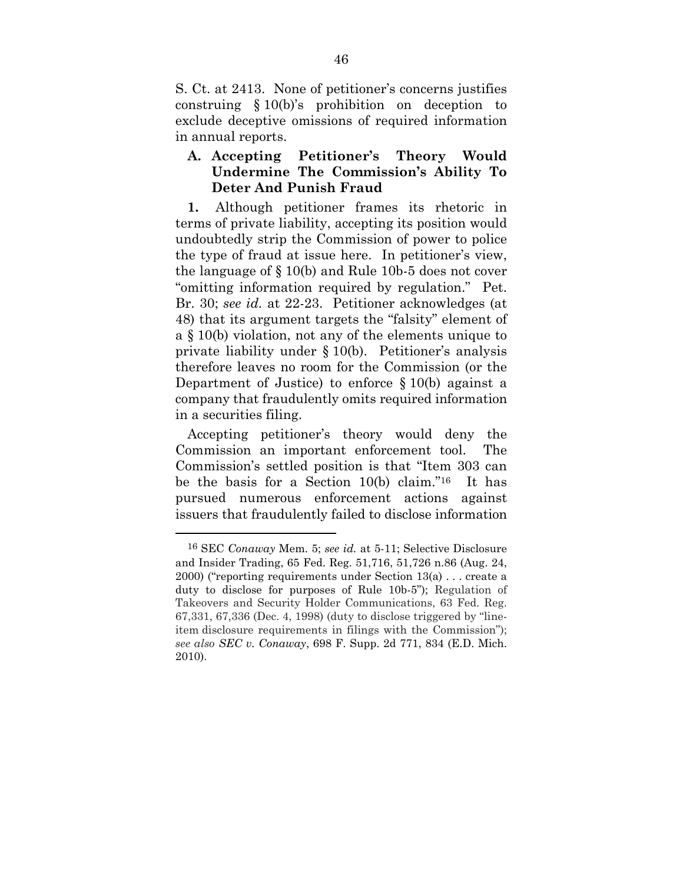S. Ct. at 2413. None of petitioner's concerns justifies construing § 10(b)'s prohibition on deception to exclude deceptive omissions of required information in annual reports.

### A. Accepting Petitioner's Theory Would Undermine The Commission's Ability To Deter And Punish Fraud

**1.** Although petitioner frames its rhetoric in terms of private liability, accepting its position would undoubtedly strip the Commission of power to police the type of fraud at issue here. In petitioner's view, the language of § 10(b) and Rule 10b-5 does not cover "omitting information required by regulation." Pet. Br. 30; *see id.* at 22-23. Petitioner acknowledges (at 48) that its argument targets the "falsity" element of a § 10(b) violation, not any of the elements unique to private liability under § 10(b). Petitioner's analysis therefore leaves no room for the Commission (or the Department of Justice) to enforce § 10(b) against a company that fraudulently omits required information in a securities filing.

Accepting petitioner's theory would deny the Commission an important enforcement tool. The Commission's settled position is that "Item 303 can be the basis for a Section 10(b) claim."[16] It has pursued numerous enforcement actions against issuers that fraudulently failed to disclose information

---

[16] SEC *Conaway* Mem. 5; *see id.* at 5-11; Selective Disclosure and Insider Trading, 65 Fed. Reg. 51,716, 51,726 n.86 (Aug. 24, 2000) ("reporting requirements under Section 13(a) . . . create a duty to disclose for purposes of Rule 10b-5"); Regulation of Takeovers and Security Holder Communications, 63 Fed. Reg. 67,331, 67,336 (Dec. 4, 1998) (duty to disclose triggered by "line-item disclosure requirements in filings with the Commission"); *see also SEC v. Conaway*, 698 F. Supp. 2d 771, 834 (E.D. Mich. 2010).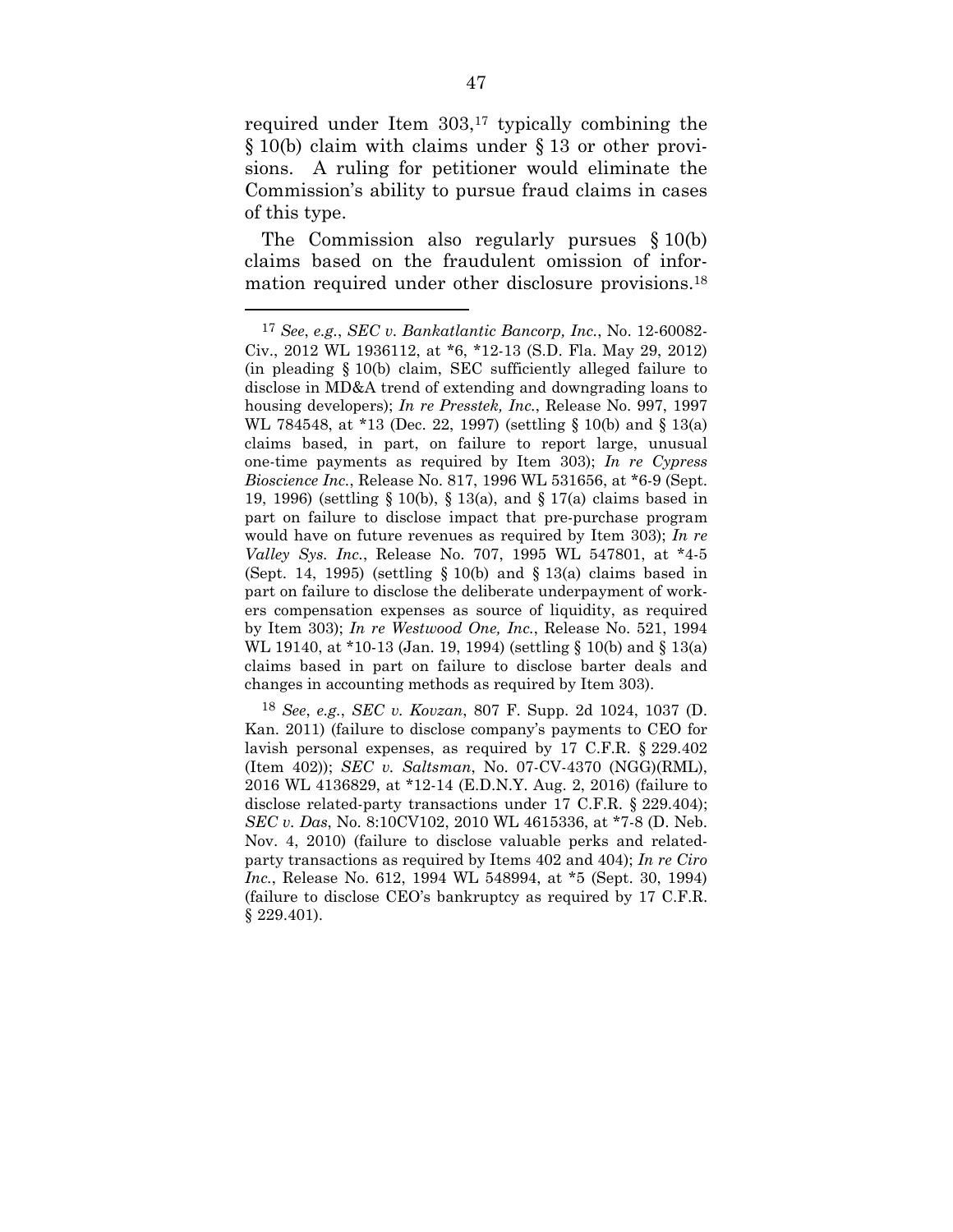required under Item 303,[17] typically combining the § 10(b) claim with claims under § 13 or other provisions. A ruling for petitioner would eliminate the Commission's ability to pursue fraud claims in cases of this type.

The Commission also regularly pursues § 10(b) claims based on the fraudulent omission of information required under other disclosure provisions.[18]

---

[17] *See*, *e.g.*, *SEC v. Bankatlantic Bancorp, Inc.*, No. 12-60082-Civ., 2012 WL 1936112, at *6, *12-13 (S.D. Fla. May 29, 2012) (in pleading § 10(b) claim, SEC sufficiently alleged failure to disclose in MD&A trend of extending and downgrading loans to housing developers); *In re Presstek, Inc.*, Release No. 997, 1997 WL 784548, at *13 (Dec. 22, 1997) (settling § 10(b) and § 13(a) claims based, in part, on failure to report large, unusual one-time payments as required by Item 303); *In re Cypress Bioscience Inc.*, Release No. 817, 1996 WL 531656, at *6-9 (Sept. 19, 1996) (settling § 10(b), § 13(a), and § 17(a) claims based in part on failure to disclose impact that pre-purchase program would have on future revenues as required by Item 303); *In re Valley Sys. Inc.*, Release No. 707, 1995 WL 547801, at *4-5 (Sept. 14, 1995) (settling § 10(b) and § 13(a) claims based in part on failure to disclose the deliberate underpayment of workers compensation expenses as source of liquidity, as required by Item 303); *In re Westwood One, Inc.*, Release No. 521, 1994 WL 19140, at *10-13 (Jan. 19, 1994) (settling § 10(b) and § 13(a) claims based in part on failure to disclose barter deals and changes in accounting methods as required by Item 303).

[18] *See*, *e.g.*, *SEC v. Kovzan*, 807 F. Supp. 2d 1024, 1037 (D. Kan. 2011) (failure to disclose company's payments to CEO for lavish personal expenses, as required by 17 C.F.R. § 229.402 (Item 402)); *SEC v. Saltsman*, No. 07-CV-4370 (NGG)(RML), 2016 WL 4136829, at *12-14 (E.D.N.Y. Aug. 2, 2016) (failure to disclose related-party transactions under 17 C.F.R. § 229.404); *SEC v. Das*, No. 8:10CV102, 2010 WL 4615336, at *7-8 (D. Neb. Nov. 4, 2010) (failure to disclose valuable perks and related-party transactions as required by Items 402 and 404); *In re Ciro Inc.*, Release No. 612, 1994 WL 548994, at *5 (Sept. 30, 1994) (failure to disclose CEO's bankruptcy as required by 17 C.F.R. § 229.401).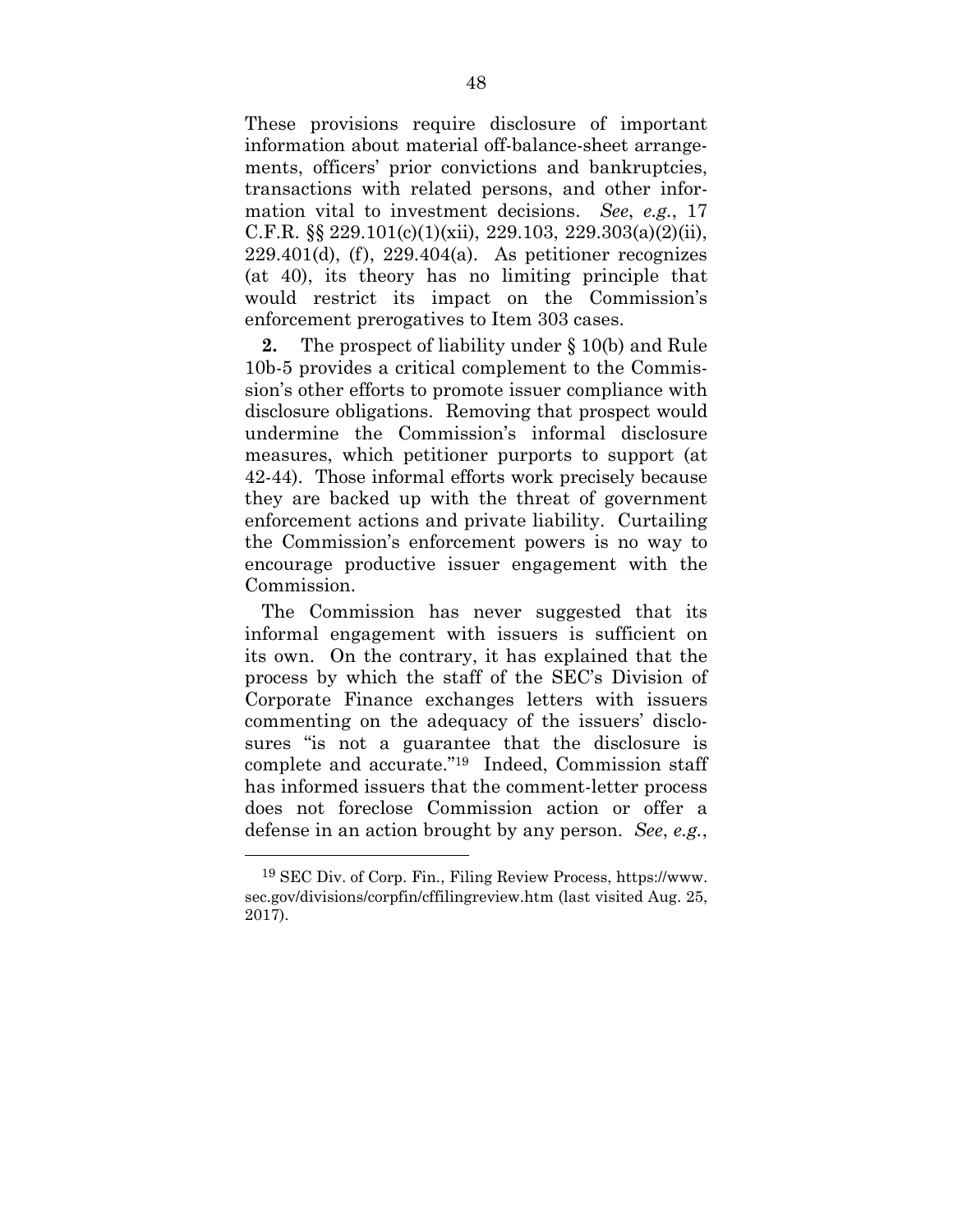These provisions require disclosure of important information about material off-balance-sheet arrangements, officers' prior convictions and bankruptcies, transactions with related persons, and other information vital to investment decisions. *See*, *e.g.*, 17 C.F.R. §§ 229.101(c)(1)(xii), 229.103, 229.303(a)(2)(ii), 229.401(d), (f), 229.404(a). As petitioner recognizes (at 40), its theory has no limiting principle that would restrict its impact on the Commission's enforcement prerogatives to Item 303 cases.

**2.** The prospect of liability under § 10(b) and Rule 10b-5 provides a critical complement to the Commission's other efforts to promote issuer compliance with disclosure obligations. Removing that prospect would undermine the Commission's informal disclosure measures, which petitioner purports to support (at 42-44). Those informal efforts work precisely because they are backed up with the threat of government enforcement actions and private liability. Curtailing the Commission's enforcement powers is no way to encourage productive issuer engagement with the Commission.

The Commission has never suggested that its informal engagement with issuers is sufficient on its own. On the contrary, it has explained that the process by which the staff of the SEC's Division of Corporate Finance exchanges letters with issuers commenting on the adequacy of the issuers' disclosures "is not a guarantee that the disclosure is complete and accurate."[19] Indeed, Commission staff has informed issuers that the comment-letter process does not foreclose Commission action or offer a defense in an action brought by any person. *See*, *e.g.*,

---

[19] SEC Div. of Corp. Fin., Filing Review Process, https://www.sec.gov/divisions/corpfin/cffilingreview.htm (last visited Aug. 25, 2017).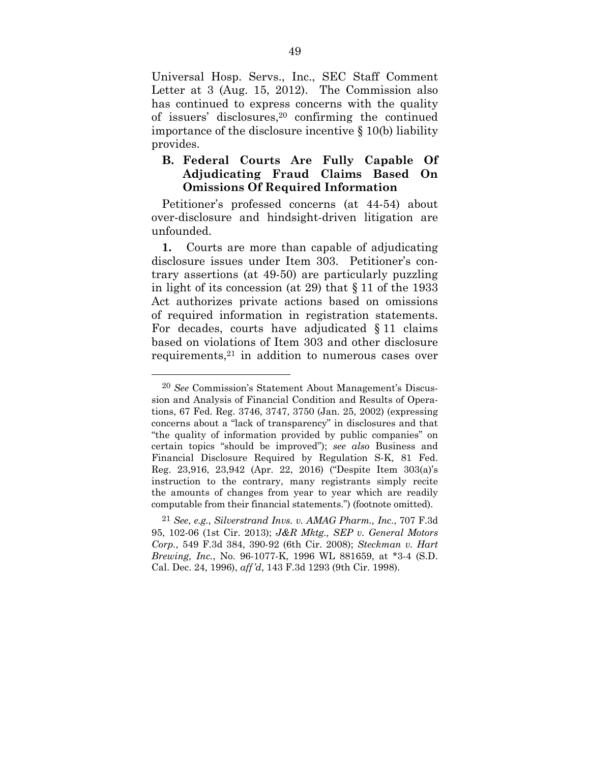Universal Hosp. Servs., Inc., SEC Staff Comment Letter at 3 (Aug. 15, 2012). The Commission also has continued to express concerns with the quality of issuers' disclosures,[20] confirming the continued importance of the disclosure incentive § 10(b) liability provides.

### B. Federal Courts Are Fully Capable Of Adjudicating Fraud Claims Based On Omissions Of Required Information

Petitioner's professed concerns (at 44-54) about over-disclosure and hindsight-driven litigation are unfounded.

**1.** Courts are more than capable of adjudicating disclosure issues under Item 303. Petitioner's contrary assertions (at 49-50) are particularly puzzling in light of its concession (at 29) that § 11 of the 1933 Act authorizes private actions based on omissions of required information in registration statements. For decades, courts have adjudicated § 11 claims based on violations of Item 303 and other disclosure requirements,[21] in addition to numerous cases over

---

[20] *See* Commission's Statement About Management's Discussion and Analysis of Financial Condition and Results of Operations, 67 Fed. Reg. 3746, 3747, 3750 (Jan. 25, 2002) (expressing concerns about a "lack of transparency" in disclosures and that "the quality of information provided by public companies" on certain topics "should be improved"); *see also* Business and Financial Disclosure Required by Regulation S-K, 81 Fed. Reg. 23,916, 23,942 (Apr. 22, 2016) ("Despite Item 303(a)'s instruction to the contrary, many registrants simply recite the amounts of changes from year to year which are readily computable from their financial statements.") (footnote omitted).

[21] *See*, *e.g.*, *Silverstrand Invs. v. AMAG Pharm., Inc.*, 707 F.3d 95, 102-06 (1st Cir. 2013); *J&R Mktg., SEP v. General Motors Corp.*, 549 F.3d 384, 390-92 (6th Cir. 2008); *Steckman v. Hart Brewing, Inc.*, No. 96-1077-K, 1996 WL 881659, at *3-4 (S.D. Cal. Dec. 24, 1996), *aff'd*, 143 F.3d 1293 (9th Cir. 1998).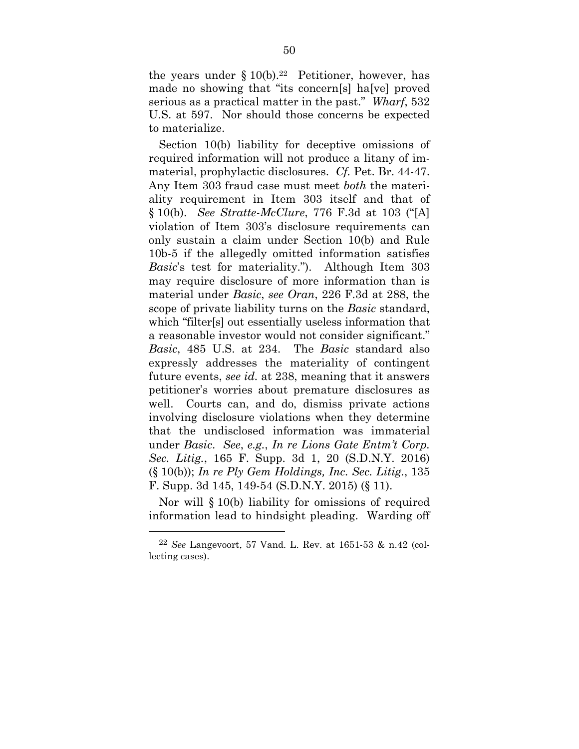the years under § 10(b).[22] Petitioner, however, has made no showing that "its concern[s] ha[ve] proved serious as a practical matter in the past." *Wharf*, 532 U.S. at 597. Nor should those concerns be expected to materialize.

Section 10(b) liability for deceptive omissions of required information will not produce a litany of immaterial, prophylactic disclosures. *Cf.* Pet. Br. 44-47. Any Item 303 fraud case must meet *both* the materiality requirement in Item 303 itself and that of § 10(b). *See Stratte-McClure*, 776 F.3d at 103 ("[A] violation of Item 303's disclosure requirements can only sustain a claim under Section 10(b) and Rule 10b-5 if the allegedly omitted information satisfies *Basic*'s test for materiality."). Although Item 303 may require disclosure of more information than is material under *Basic*, *see Oran*, 226 F.3d at 288, the scope of private liability turns on the *Basic* standard, which "filter[s] out essentially useless information that a reasonable investor would not consider significant." *Basic*, 485 U.S. at 234. The *Basic* standard also expressly addresses the materiality of contingent future events, *see id.* at 238, meaning that it answers petitioner's worries about premature disclosures as well. Courts can, and do, dismiss private actions involving disclosure violations when they determine that the undisclosed information was immaterial under *Basic*. *See*, *e.g.*, *In re Lions Gate Entm't Corp. Sec. Litig.*, 165 F. Supp. 3d 1, 20 (S.D.N.Y. 2016) (§ 10(b)); *In re Ply Gem Holdings, Inc. Sec. Litig.*, 135 F. Supp. 3d 145, 149-54 (S.D.N.Y. 2015) (§ 11).

Nor will § 10(b) liability for omissions of required information lead to hindsight pleading. Warding off

---

[22] *See* Langevoort, 57 Vand. L. Rev. at 1651-53 & n.42 (collecting cases).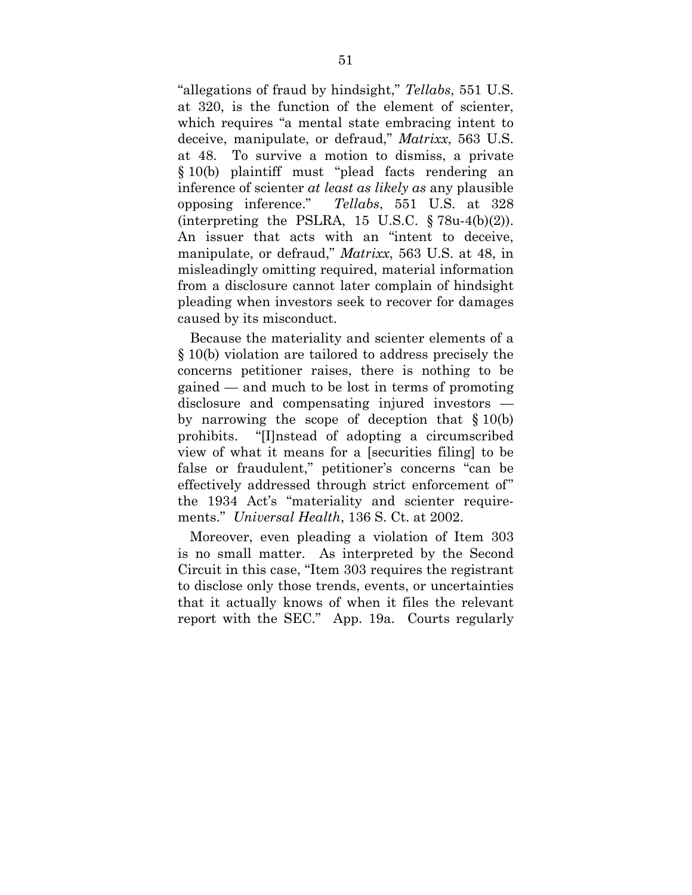"allegations of fraud by hindsight," *Tellabs*, 551 U.S. at 320, is the function of the element of scienter, which requires "a mental state embracing intent to deceive, manipulate, or defraud," *Matrixx*, 563 U.S. at 48. To survive a motion to dismiss, a private § 10(b) plaintiff must "plead facts rendering an inference of scienter *at least as likely as* any plausible opposing inference." *Tellabs*, 551 U.S. at 328 (interpreting the PSLRA, 15 U.S.C. § 78u-4(b)(2)). An issuer that acts with an "intent to deceive, manipulate, or defraud," *Matrixx*, 563 U.S. at 48, in misleadingly omitting required, material information from a disclosure cannot later complain of hindsight pleading when investors seek to recover for damages caused by its misconduct.

Because the materiality and scienter elements of a § 10(b) violation are tailored to address precisely the concerns petitioner raises, there is nothing to be gained — and much to be lost in terms of promoting disclosure and compensating injured investors — by narrowing the scope of deception that § 10(b) prohibits. "[I]nstead of adopting a circumscribed view of what it means for a [securities filing] to be false or fraudulent," petitioner's concerns "can be effectively addressed through strict enforcement of" the 1934 Act's "materiality and scienter requirements." *Universal Health*, 136 S. Ct. at 2002.

Moreover, even pleading a violation of Item 303 is no small matter. As interpreted by the Second Circuit in this case, "Item 303 requires the registrant to disclose only those trends, events, or uncertainties that it actually knows of when it files the relevant report with the SEC." App. 19a. Courts regularly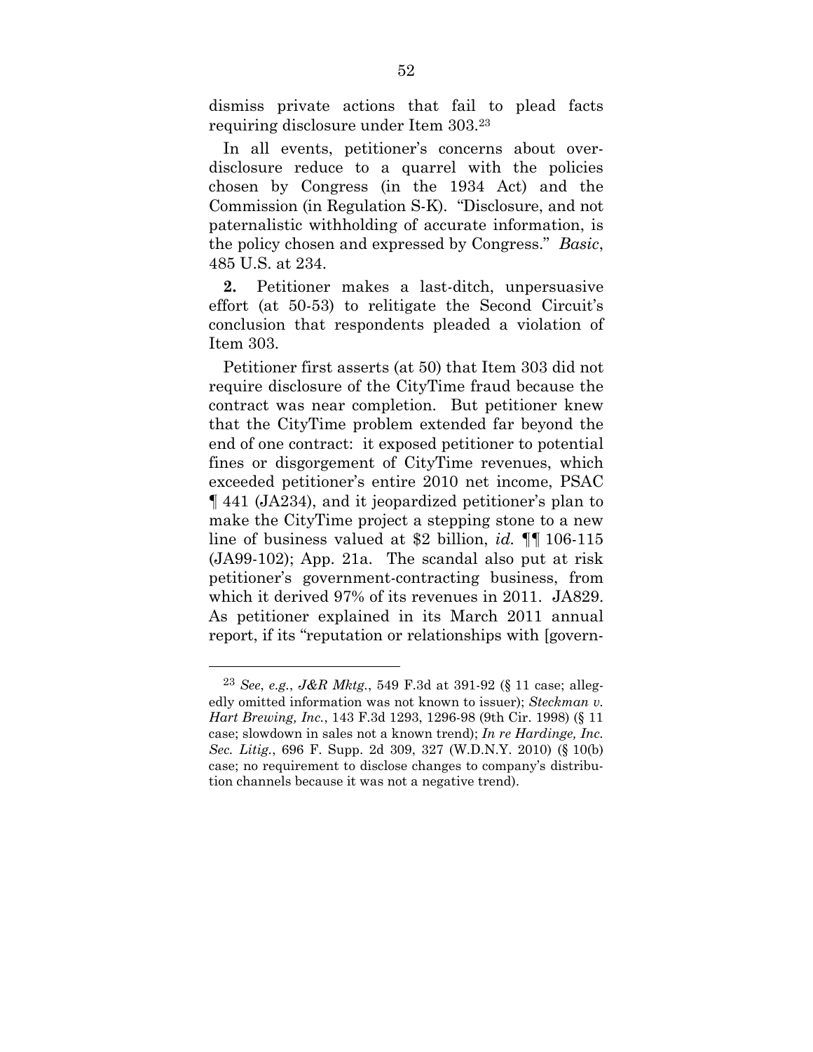dismiss private actions that fail to plead facts requiring disclosure under Item 303.[23]

In all events, petitioner's concerns about over-disclosure reduce to a quarrel with the policies chosen by Congress (in the 1934 Act) and the Commission (in Regulation S-K). "Disclosure, and not paternalistic withholding of accurate information, is the policy chosen and expressed by Congress." *Basic*, 485 U.S. at 234.

**2.** Petitioner makes a last-ditch, unpersuasive effort (at 50-53) to relitigate the Second Circuit's conclusion that respondents pleaded a violation of Item 303.

Petitioner first asserts (at 50) that Item 303 did not require disclosure of the CityTime fraud because the contract was near completion. But petitioner knew that the CityTime problem extended far beyond the end of one contract: it exposed petitioner to potential fines or disgorgement of CityTime revenues, which exceeded petitioner's entire 2010 net income, PSAC ¶ 441 (JA234), and it jeopardized petitioner's plan to make the CityTime project a stepping stone to a new line of business valued at $2 billion, *id.* ¶¶ 106-115 (JA99-102); App. 21a. The scandal also put at risk petitioner's government-contracting business, from which it derived 97% of its revenues in 2011. JA829. As petitioner explained in its March 2011 annual report, if its "reputation or relationships with [govern-

---

[23] *See*, *e.g.*, *J&R Mktg.*, 549 F.3d at 391-92 (§ 11 case; allegedly omitted information was not known to issuer); *Steckman v. Hart Brewing, Inc.*, 143 F.3d 1293, 1296-98 (9th Cir. 1998) (§ 11 case; slowdown in sales not a known trend); *In re Hardinge, Inc. Sec. Litig.*, 696 F. Supp. 2d 309, 327 (W.D.N.Y. 2010) (§ 10(b) case; no requirement to disclose changes to company's distribution channels because it was not a negative trend).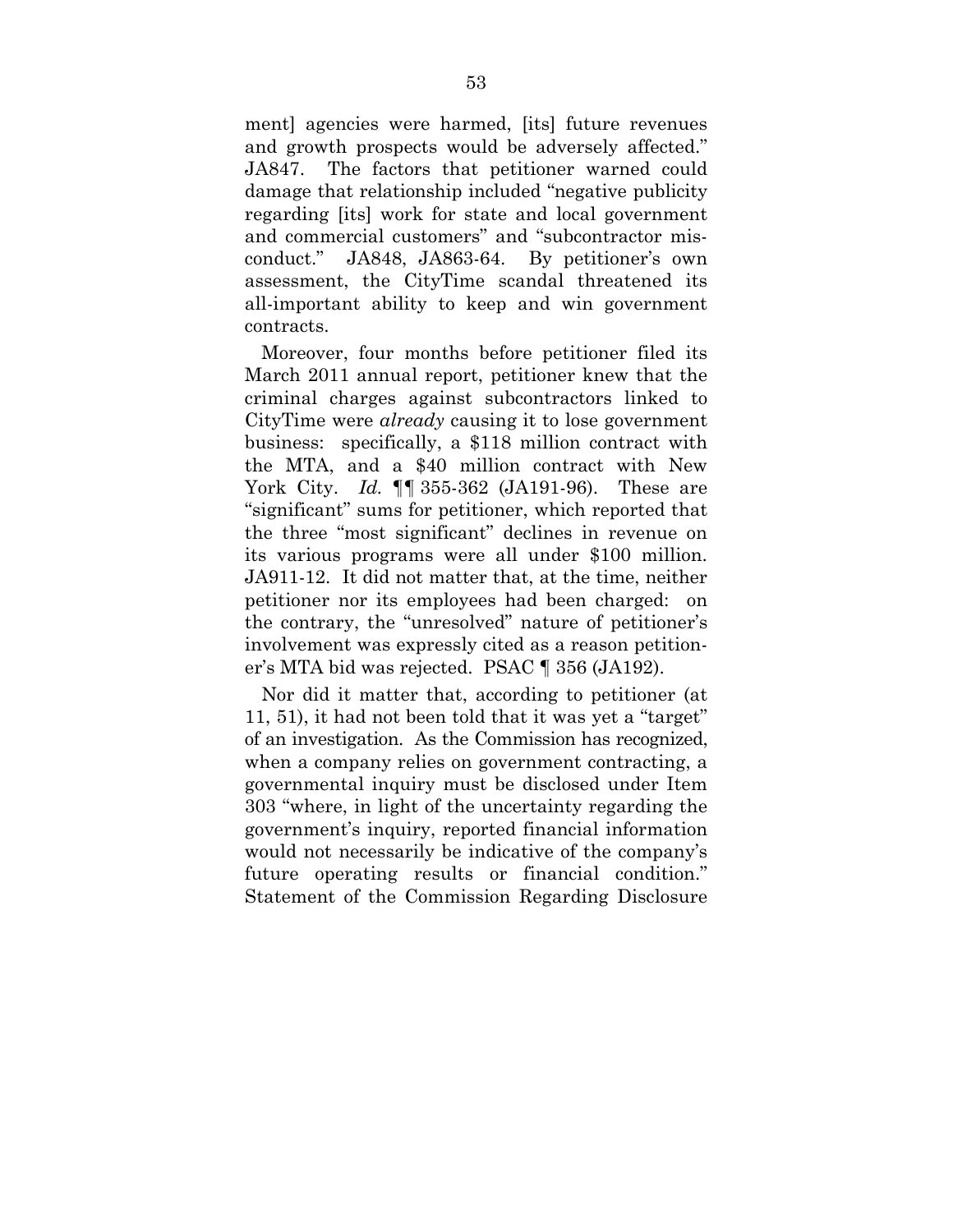ment] agencies were harmed, [its] future revenues and growth prospects would be adversely affected." JA847. The factors that petitioner warned could damage that relationship included "negative publicity regarding [its] work for state and local government and commercial customers" and "subcontractor misconduct." JA848, JA863-64. By petitioner's own assessment, the CityTime scandal threatened its all-important ability to keep and win government contracts.

Moreover, four months before petitioner filed its March 2011 annual report, petitioner knew that the criminal charges against subcontractors linked to CityTime were *already* causing it to lose government business: specifically, a $118 million contract with the MTA, and a $40 million contract with New York City. *Id.* ¶¶ 355-362 (JA191-96). These are "significant" sums for petitioner, which reported that the three "most significant" declines in revenue on its various programs were all under $100 million. JA911-12. It did not matter that, at the time, neither petitioner nor its employees had been charged: on the contrary, the "unresolved" nature of petitioner's involvement was expressly cited as a reason petitioner's MTA bid was rejected. PSAC ¶ 356 (JA192).

Nor did it matter that, according to petitioner (at 11, 51), it had not been told that it was yet a "target" of an investigation. As the Commission has recognized, when a company relies on government contracting, a governmental inquiry must be disclosed under Item 303 "where, in light of the uncertainty regarding the government's inquiry, reported financial information would not necessarily be indicative of the company's future operating results or financial condition." Statement of the Commission Regarding Disclosure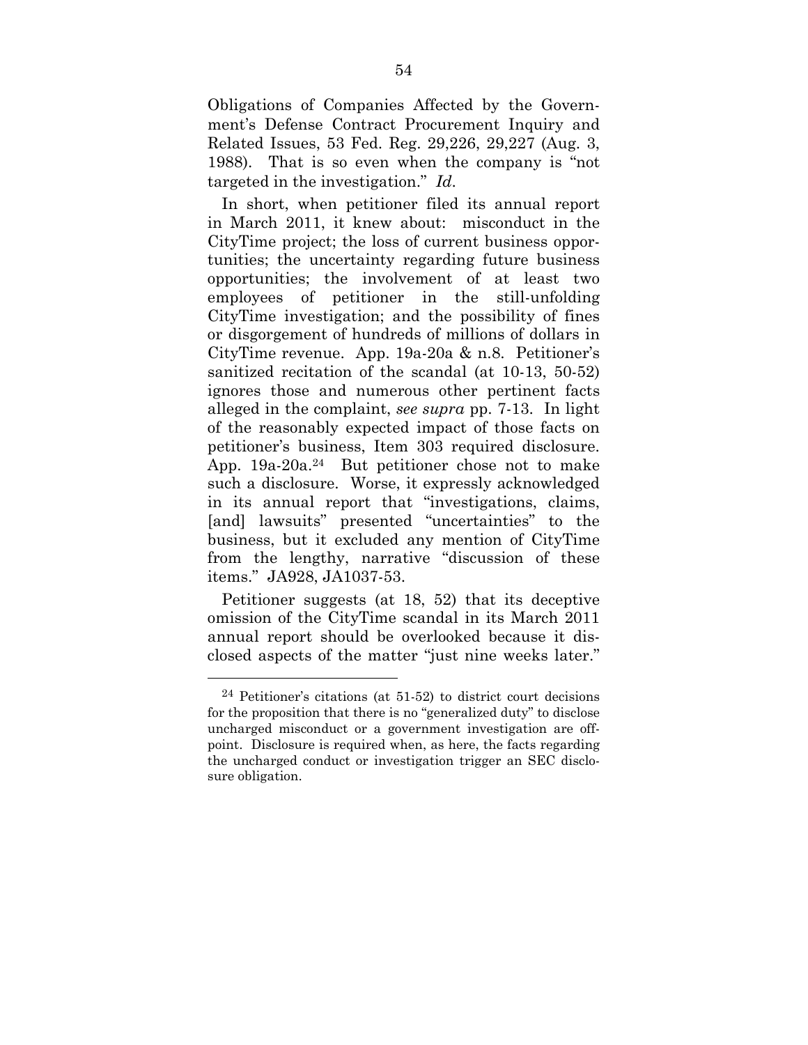Obligations of Companies Affected by the Government's Defense Contract Procurement Inquiry and Related Issues, 53 Fed. Reg. 29,226, 29,227 (Aug. 3, 1988). That is so even when the company is "not targeted in the investigation." *Id.*

In short, when petitioner filed its annual report in March 2011, it knew about: misconduct in the CityTime project; the loss of current business opportunities; the uncertainty regarding future business opportunities; the involvement of at least two employees of petitioner in the still-unfolding CityTime investigation; and the possibility of fines or disgorgement of hundreds of millions of dollars in CityTime revenue. App. 19a-20a & n.8. Petitioner's sanitized recitation of the scandal (at 10-13, 50-52) ignores those and numerous other pertinent facts alleged in the complaint, *see supra* pp. 7-13. In light of the reasonably expected impact of those facts on petitioner's business, Item 303 required disclosure. App. 19a-20a.[24] But petitioner chose not to make such a disclosure. Worse, it expressly acknowledged in its annual report that "investigations, claims, [and] lawsuits" presented "uncertainties" to the business, but it excluded any mention of CityTime from the lengthy, narrative "discussion of these items." JA928, JA1037-53.

Petitioner suggests (at 18, 52) that its deceptive omission of the CityTime scandal in its March 2011 annual report should be overlooked because it disclosed aspects of the matter "just nine weeks later."

---

[24] Petitioner's citations (at 51-52) to district court decisions for the proposition that there is no "generalized duty" to disclose uncharged misconduct or a government investigation are off-point. Disclosure is required when, as here, the facts regarding the uncharged conduct or investigation trigger an SEC disclosure obligation.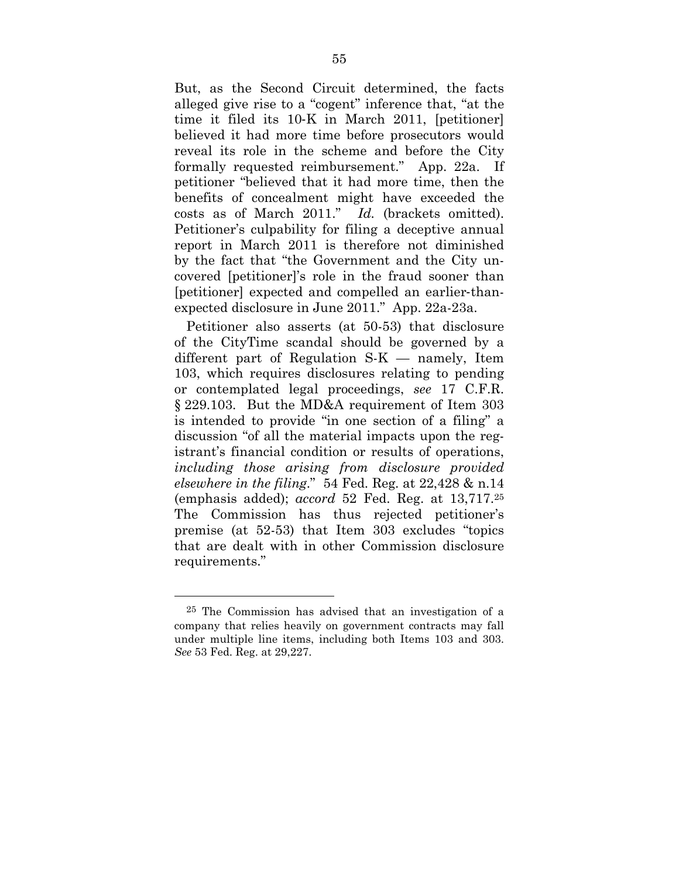But, as the Second Circuit determined, the facts alleged give rise to a "cogent" inference that, "at the time it filed its 10-K in March 2011, [petitioner] believed it had more time before prosecutors would reveal its role in the scheme and before the City formally requested reimbursement." App. 22a. If petitioner "believed that it had more time, then the benefits of concealment might have exceeded the costs as of March 2011." *Id.* (brackets omitted). Petitioner's culpability for filing a deceptive annual report in March 2011 is therefore not diminished by the fact that "the Government and the City uncovered [petitioner]'s role in the fraud sooner than [petitioner] expected and compelled an earlier-than-expected disclosure in June 2011." App. 22a-23a.

Petitioner also asserts (at 50-53) that disclosure of the CityTime scandal should be governed by a different part of Regulation S-K — namely, Item 103, which requires disclosures relating to pending or contemplated legal proceedings, *see* 17 C.F.R. § 229.103. But the MD&A requirement of Item 303 is intended to provide "in one section of a filing" a discussion "of all the material impacts upon the registrant's financial condition or results of operations, *including those arising from disclosure provided elsewhere in the filing*." 54 Fed. Reg. at 22,428 & n.14 (emphasis added); *accord* 52 Fed. Reg. at 13,717.[25] The Commission has thus rejected petitioner's premise (at 52-53) that Item 303 excludes "topics that are dealt with in other Commission disclosure requirements."

---

[25] The Commission has advised that an investigation of a company that relies heavily on government contracts may fall under multiple line items, including both Items 103 and 303. *See* 53 Fed. Reg. at 29,227.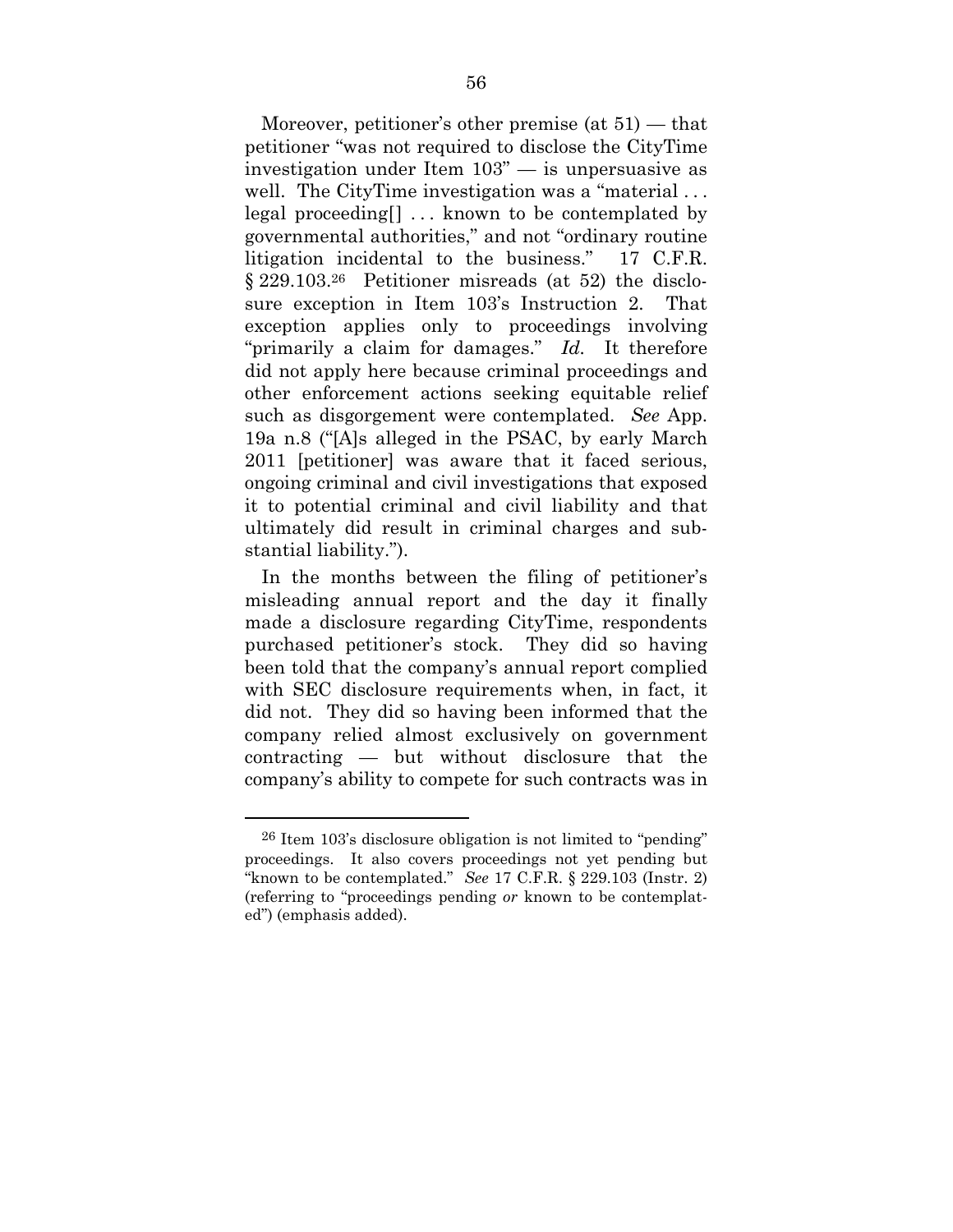Moreover, petitioner's other premise (at 51) — that petitioner "was not required to disclose the CityTime investigation under Item 103" — is unpersuasive as well. The CityTime investigation was a "material . . . legal proceeding[] . . . known to be contemplated by governmental authorities," and not "ordinary routine litigation incidental to the business." 17 C.F.R. § 229.103.[26] Petitioner misreads (at 52) the disclosure exception in Item 103's Instruction 2. That exception applies only to proceedings involving "primarily a claim for damages." *Id.* It therefore did not apply here because criminal proceedings and other enforcement actions seeking equitable relief such as disgorgement were contemplated. *See* App. 19a n.8 ("[A]s alleged in the PSAC, by early March 2011 [petitioner] was aware that it faced serious, ongoing criminal and civil investigations that exposed it to potential criminal and civil liability and that ultimately did result in criminal charges and substantial liability.").

In the months between the filing of petitioner's misleading annual report and the day it finally made a disclosure regarding CityTime, respondents purchased petitioner's stock. They did so having been told that the company's annual report complied with SEC disclosure requirements when, in fact, it did not. They did so having been informed that the company relied almost exclusively on government contracting — but without disclosure that the company's ability to compete for such contracts was in

---

[26] Item 103's disclosure obligation is not limited to "pending" proceedings. It also covers proceedings not yet pending but "known to be contemplated." *See* 17 C.F.R. § 229.103 (Instr. 2) (referring to "proceedings pending *or* known to be contemplated") (emphasis added).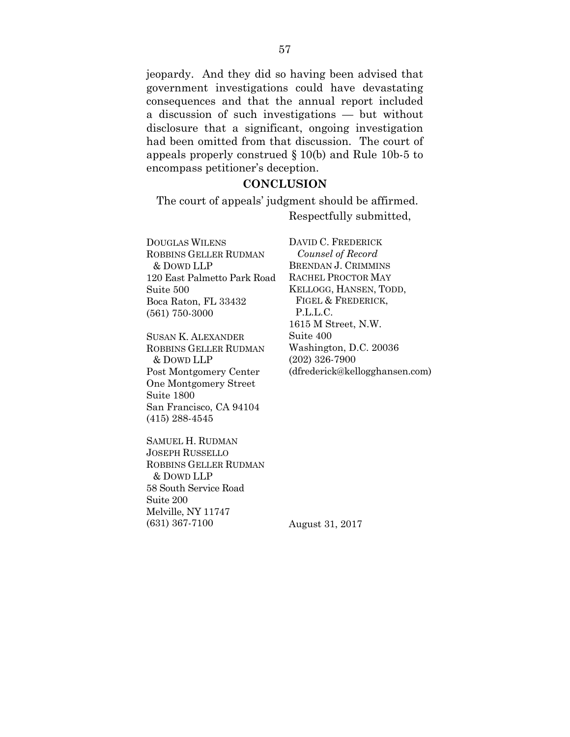jeopardy. And they did so having been advised that government investigations could have devastating consequences and that the annual report included a discussion of such investigations — but without disclosure that a significant, ongoing investigation had been omitted from that discussion. The court of appeals properly construed § 10(b) and Rule 10b-5 to encompass petitioner's deception.

## CONCLUSION

The court of appeals' judgment should be affirmed.

Respectfully submitted,

DAVID C. FREDERICK
*Counsel of Record*
BRENDAN J. CRIMMINS
RACHEL PROCTOR MAY
KELLOGG, HANSEN, TODD, FIGEL & FREDERICK, P.L.L.C.
1615 M Street, N.W.
Suite 400
Washington, D.C. 20036
(202) 326-7900
(dfrederick@kellogghansen.com)

DOUGLAS WILENS
ROBBINS GELLER RUDMAN & DOWD LLP
120 East Palmetto Park Road
Suite 500
Boca Raton, FL 33432
(561) 750-3000

SUSAN K. ALEXANDER
ROBBINS GELLER RUDMAN & DOWD LLP
Post Montgomery Center
One Montgomery Street
Suite 1800
San Francisco, CA 94104
(415) 288-4545

SAMUEL H. RUDMAN
JOSEPH RUSSELLO
ROBBINS GELLER RUDMAN & DOWD LLP
58 South Service Road
Suite 200
Melville, NY 11747
(631) 367-7100

August 31, 2017